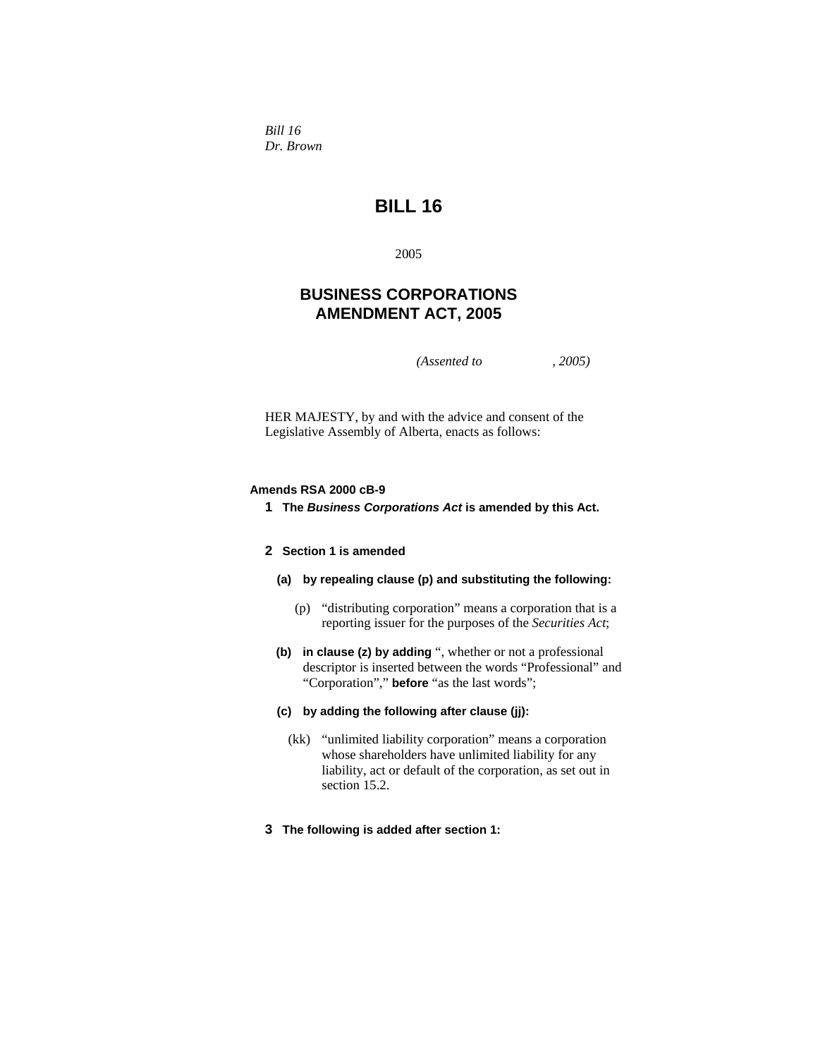*Bill 16*
*Dr. Brown*

# BILL 16

2005

## BUSINESS CORPORATIONS AMENDMENT ACT, 2005

*(Assented to , 2005)*

HER MAJESTY, by and with the advice and consent of the Legislative Assembly of Alberta, enacts as follows:

**Amends RSA 2000 cB-9**

**1 The *Business Corporations Act* is amended by this Act.**

**2 Section 1 is amended**

**(a) by repealing clause (p) and substituting the following:**

(p) "distributing corporation" means a corporation that is a reporting issuer for the purposes of the *Securities Act*;

**(b) in clause (z) by adding** ", whether or not a professional descriptor is inserted between the words "Professional" and "Corporation"," **before** "as the last words";

**(c) by adding the following after clause (jj):**

(kk) "unlimited liability corporation" means a corporation whose shareholders have unlimited liability for any liability, act or default of the corporation, as set out in section 15.2.

**3 The following is added after section 1:**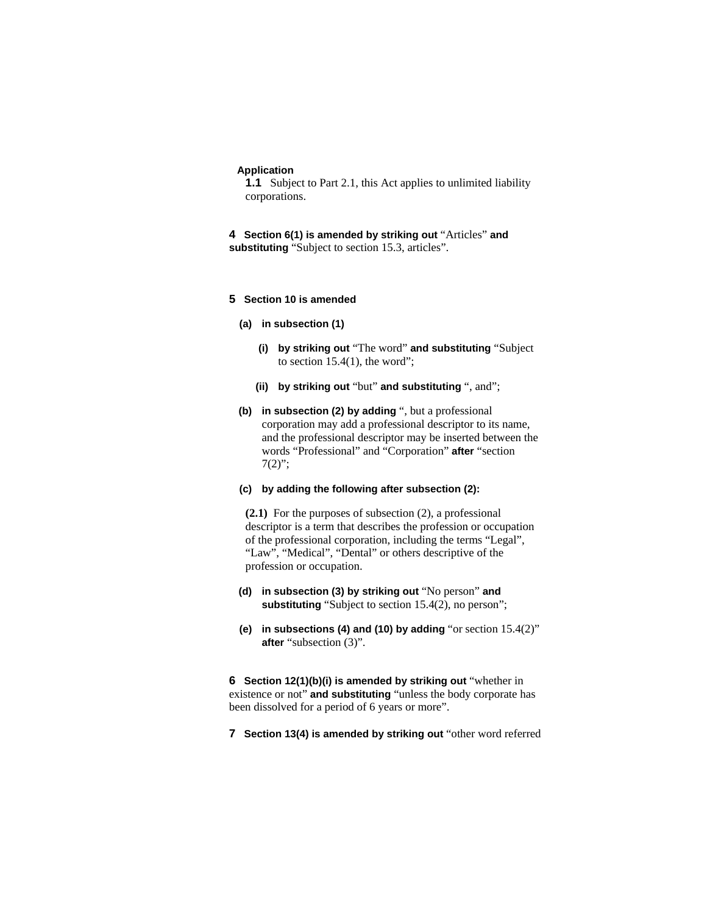**Application**

**1.1** Subject to Part 2.1, this Act applies to unlimited liability corporations.

**4 Section 6(1) is amended by striking out** "Articles" **and substituting** "Subject to section 15.3, articles".

**5 Section 10 is amended**

**(a) in subsection (1)**

**(i) by striking out** "The word" **and substituting** "Subject to section 15.4(1), the word";

**(ii) by striking out** "but" **and substituting** ", and";

**(b) in subsection (2) by adding** ", but a professional corporation may add a professional descriptor to its name, and the professional descriptor may be inserted between the words "Professional" and "Corporation" **after** "section 7(2)";

**(c) by adding the following after subsection (2):**

**(2.1)** For the purposes of subsection (2), a professional descriptor is a term that describes the profession or occupation of the professional corporation, including the terms "Legal", "Law", "Medical", "Dental" or others descriptive of the profession or occupation.

**(d) in subsection (3) by striking out** "No person" **and substituting** "Subject to section 15.4(2), no person";

**(e) in subsections (4) and (10) by adding** "or section 15.4(2)" **after** "subsection (3)".

**6 Section 12(1)(b)(i) is amended by striking out** "whether in existence or not" **and substituting** "unless the body corporate has been dissolved for a period of 6 years or more".

**7 Section 13(4) is amended by striking out** "other word referred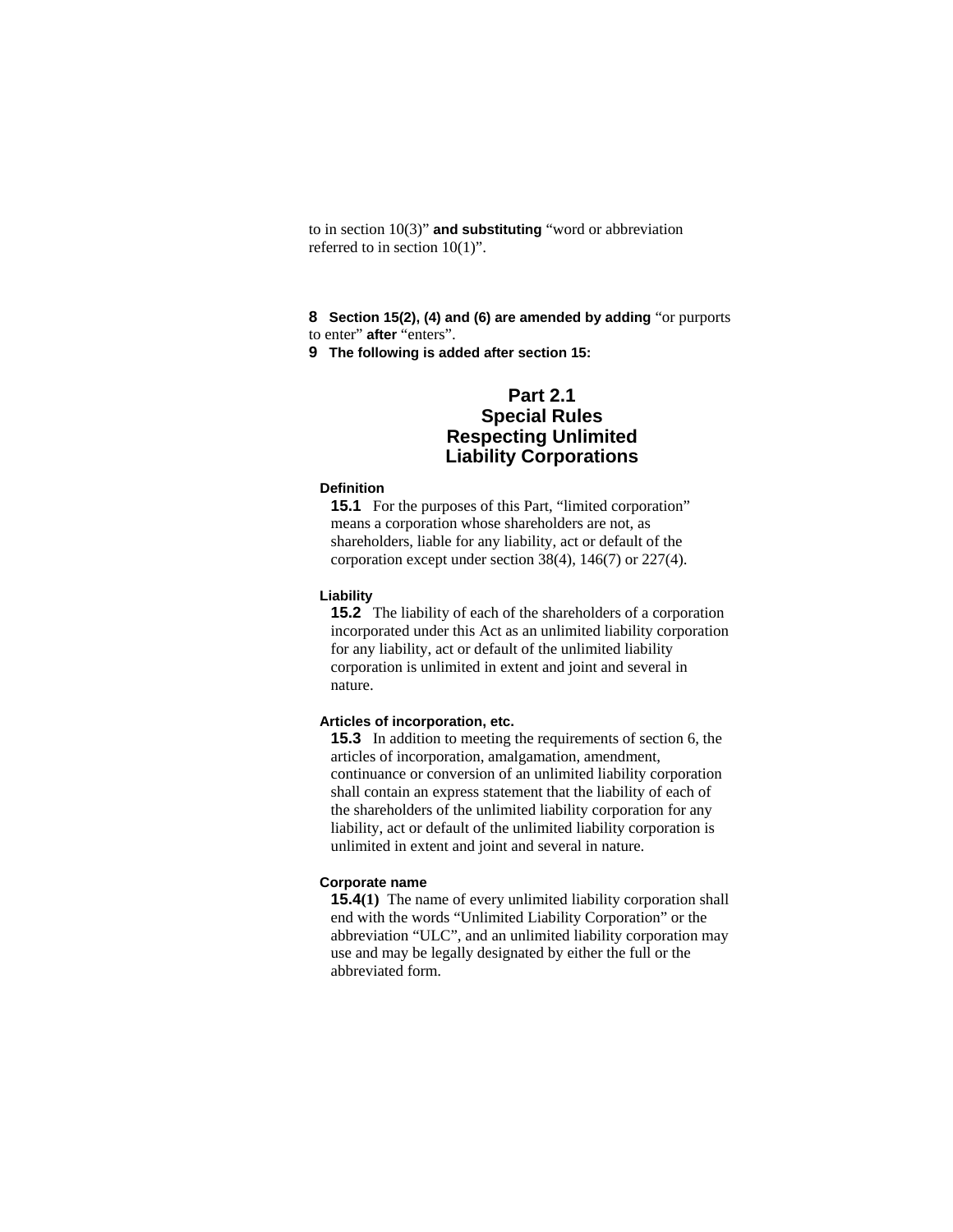to in section 10(3)” **and substituting** “word or abbreviation referred to in section 10(1)”.

**8** **Section 15(2), (4) and (6) are amended by adding** “or purports to enter” **after** “enters”.

**9** **The following is added after section 15:**

## Part 2.1
## Special Rules Respecting Unlimited Liability Corporations

**Definition**

**15.1** For the purposes of this Part, “limited corporation” means a corporation whose shareholders are not, as shareholders, liable for any liability, act or default of the corporation except under section 38(4), 146(7) or 227(4).

**Liability**

**15.2** The liability of each of the shareholders of a corporation incorporated under this Act as an unlimited liability corporation for any liability, act or default of the unlimited liability corporation is unlimited in extent and joint and several in nature.

**Articles of incorporation, etc.**

**15.3** In addition to meeting the requirements of section 6, the articles of incorporation, amalgamation, amendment, continuance or conversion of an unlimited liability corporation shall contain an express statement that the liability of each of the shareholders of the unlimited liability corporation for any liability, act or default of the unlimited liability corporation is unlimited in extent and joint and several in nature.

**Corporate name**

**15.4(1)** The name of every unlimited liability corporation shall end with the words “Unlimited Liability Corporation” or the abbreviation “ULC”, and an unlimited liability corporation may use and may be legally designated by either the full or the abbreviated form.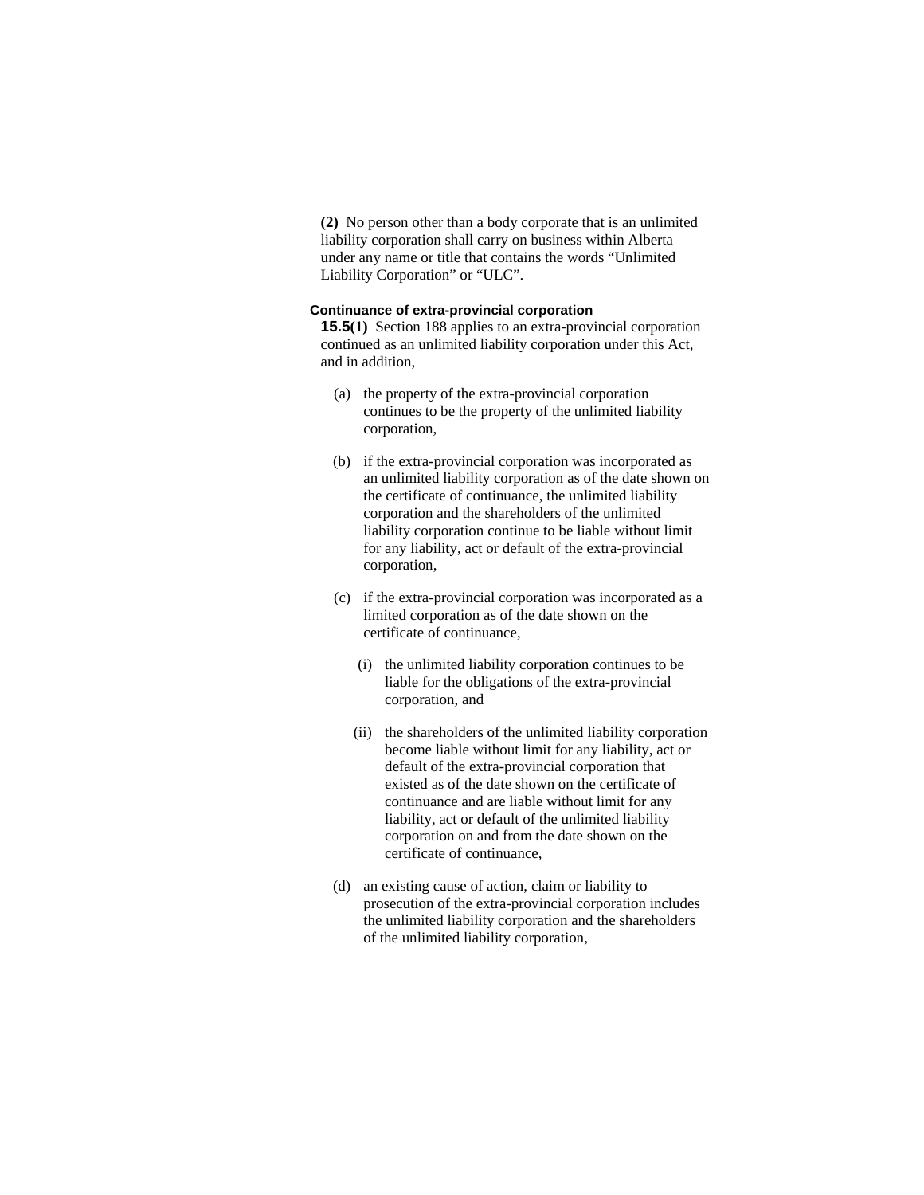**(2)** No person other than a body corporate that is an unlimited liability corporation shall carry on business within Alberta under any name or title that contains the words "Unlimited Liability Corporation" or "ULC".

### Continuance of extra-provincial corporation

**15.5(1)** Section 188 applies to an extra-provincial corporation continued as an unlimited liability corporation under this Act, and in addition,

(a) the property of the extra-provincial corporation continues to be the property of the unlimited liability corporation,

(b) if the extra-provincial corporation was incorporated as an unlimited liability corporation as of the date shown on the certificate of continuance, the unlimited liability corporation and the shareholders of the unlimited liability corporation continue to be liable without limit for any liability, act or default of the extra-provincial corporation,

(c) if the extra-provincial corporation was incorporated as a limited corporation as of the date shown on the certificate of continuance,

(i) the unlimited liability corporation continues to be liable for the obligations of the extra-provincial corporation, and

(ii) the shareholders of the unlimited liability corporation become liable without limit for any liability, act or default of the extra-provincial corporation that existed as of the date shown on the certificate of continuance and are liable without limit for any liability, act or default of the unlimited liability corporation on and from the date shown on the certificate of continuance,

(d) an existing cause of action, claim or liability to prosecution of the extra-provincial corporation includes the unlimited liability corporation and the shareholders of the unlimited liability corporation,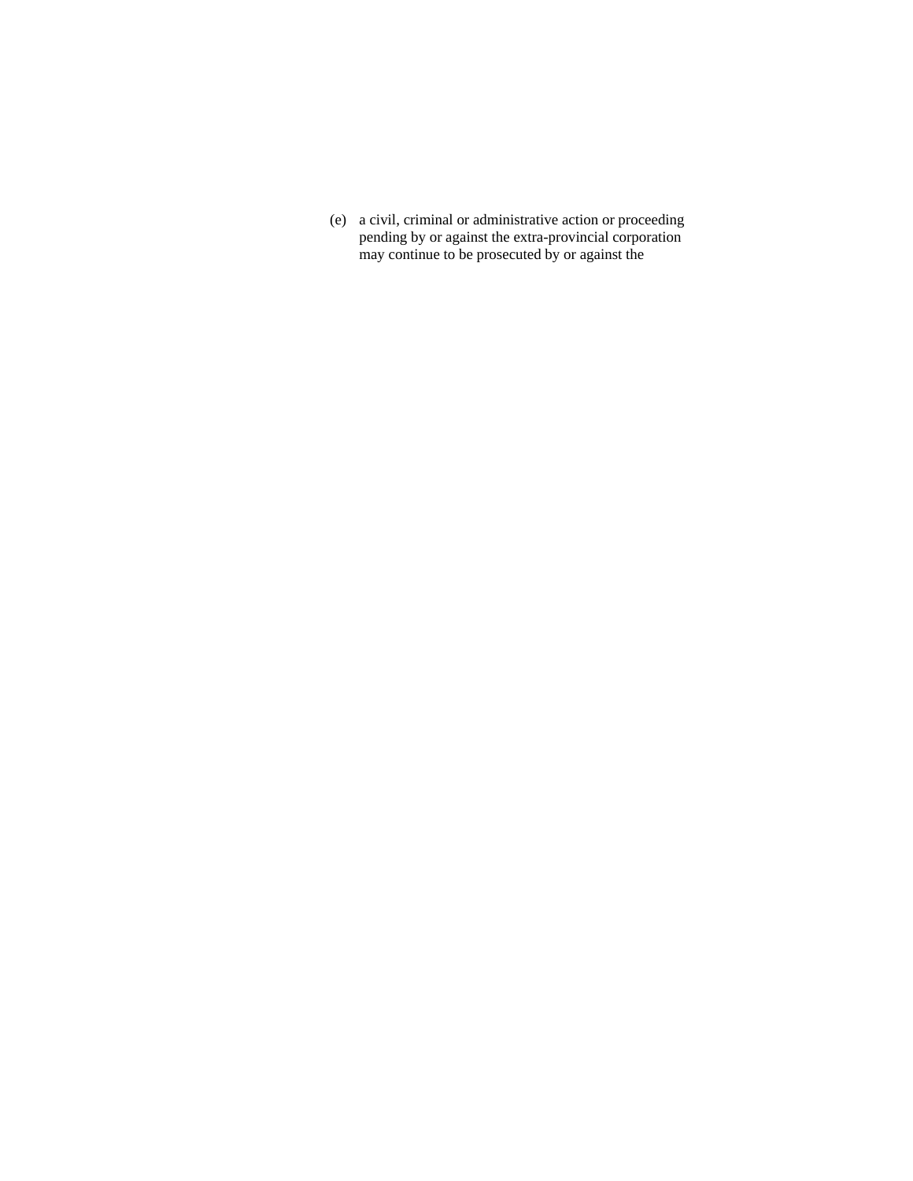(e) a civil, criminal or administrative action or proceeding pending by or against the extra-provincial corporation may continue to be prosecuted by or against the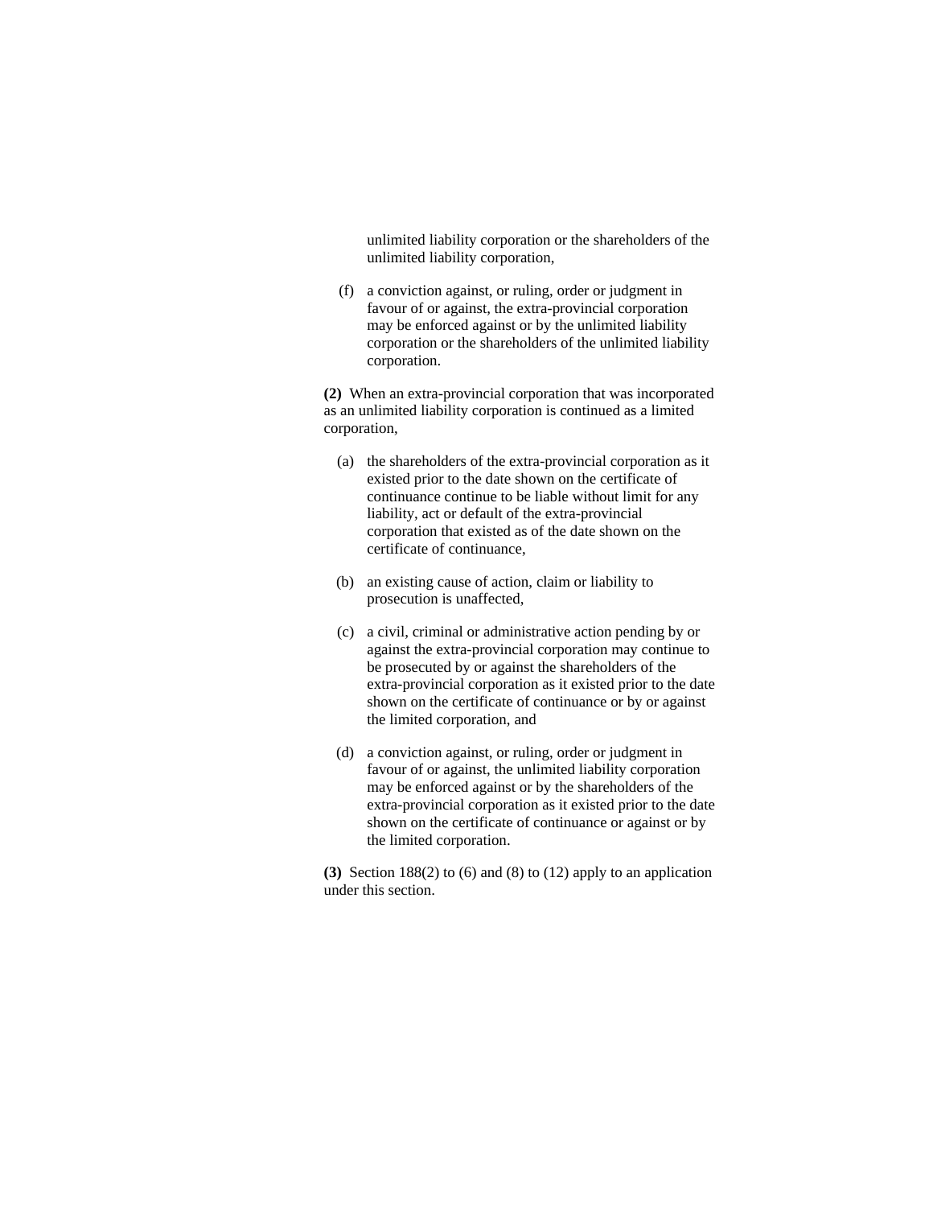unlimited liability corporation or the shareholders of the unlimited liability corporation,

(f) a conviction against, or ruling, order or judgment in favour of or against, the extra-provincial corporation may be enforced against or by the unlimited liability corporation or the shareholders of the unlimited liability corporation.

**(2)** When an extra-provincial corporation that was incorporated as an unlimited liability corporation is continued as a limited corporation,

(a) the shareholders of the extra-provincial corporation as it existed prior to the date shown on the certificate of continuance continue to be liable without limit for any liability, act or default of the extra-provincial corporation that existed as of the date shown on the certificate of continuance,

(b) an existing cause of action, claim or liability to prosecution is unaffected,

(c) a civil, criminal or administrative action pending by or against the extra-provincial corporation may continue to be prosecuted by or against the shareholders of the extra-provincial corporation as it existed prior to the date shown on the certificate of continuance or by or against the limited corporation, and

(d) a conviction against, or ruling, order or judgment in favour of or against, the unlimited liability corporation may be enforced against or by the shareholders of the extra-provincial corporation as it existed prior to the date shown on the certificate of continuance or against or by the limited corporation.

**(3)** Section 188(2) to (6) and (8) to (12) apply to an application under this section.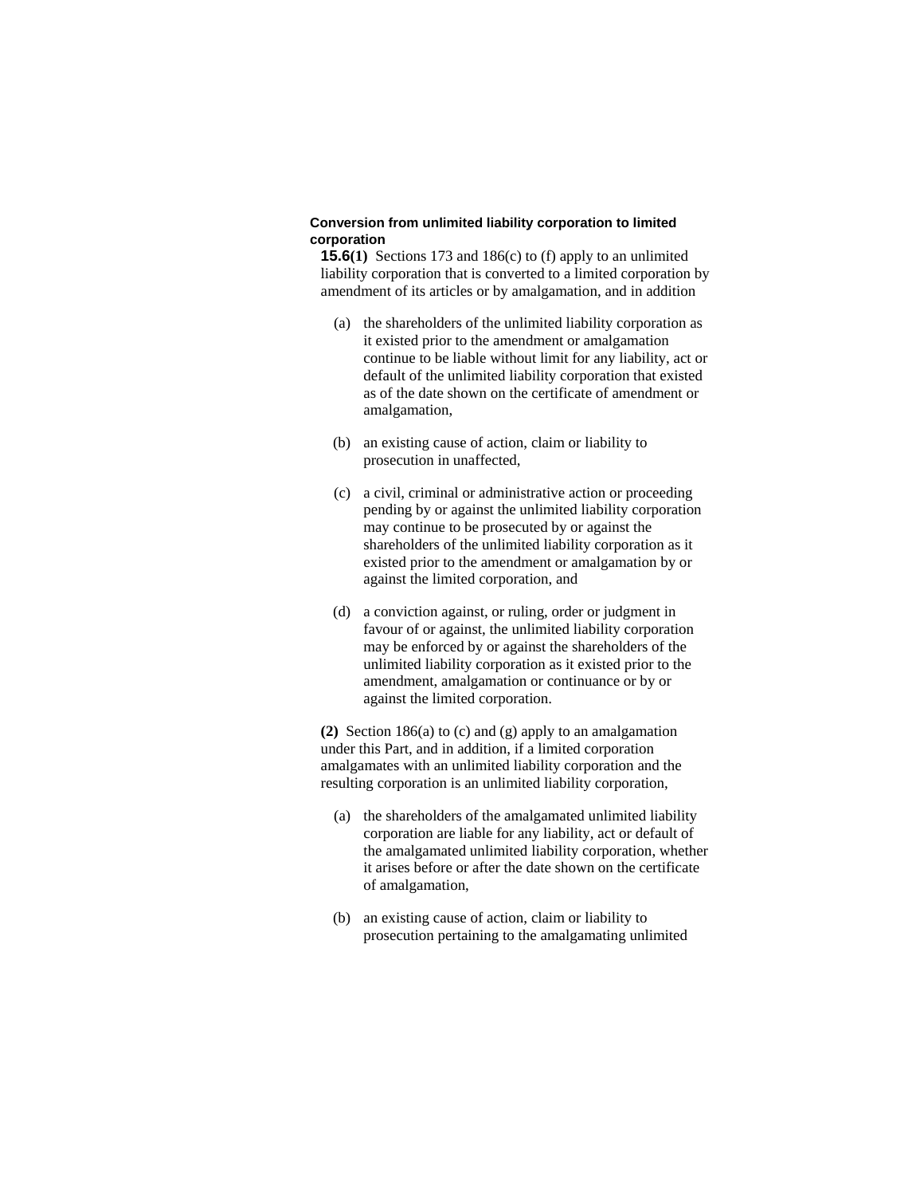**Conversion from unlimited liability corporation to limited corporation**

**15.6(1)** Sections 173 and 186(c) to (f) apply to an unlimited liability corporation that is converted to a limited corporation by amendment of its articles or by amalgamation, and in addition

(a) the shareholders of the unlimited liability corporation as it existed prior to the amendment or amalgamation continue to be liable without limit for any liability, act or default of the unlimited liability corporation that existed as of the date shown on the certificate of amendment or amalgamation,

(b) an existing cause of action, claim or liability to prosecution in unaffected,

(c) a civil, criminal or administrative action or proceeding pending by or against the unlimited liability corporation may continue to be prosecuted by or against the shareholders of the unlimited liability corporation as it existed prior to the amendment or amalgamation by or against the limited corporation, and

(d) a conviction against, or ruling, order or judgment in favour of or against, the unlimited liability corporation may be enforced by or against the shareholders of the unlimited liability corporation as it existed prior to the amendment, amalgamation or continuance or by or against the limited corporation.

**(2)** Section 186(a) to (c) and (g) apply to an amalgamation under this Part, and in addition, if a limited corporation amalgamates with an unlimited liability corporation and the resulting corporation is an unlimited liability corporation,

(a) the shareholders of the amalgamated unlimited liability corporation are liable for any liability, act or default of the amalgamated unlimited liability corporation, whether it arises before or after the date shown on the certificate of amalgamation,

(b) an existing cause of action, claim or liability to prosecution pertaining to the amalgamating unlimited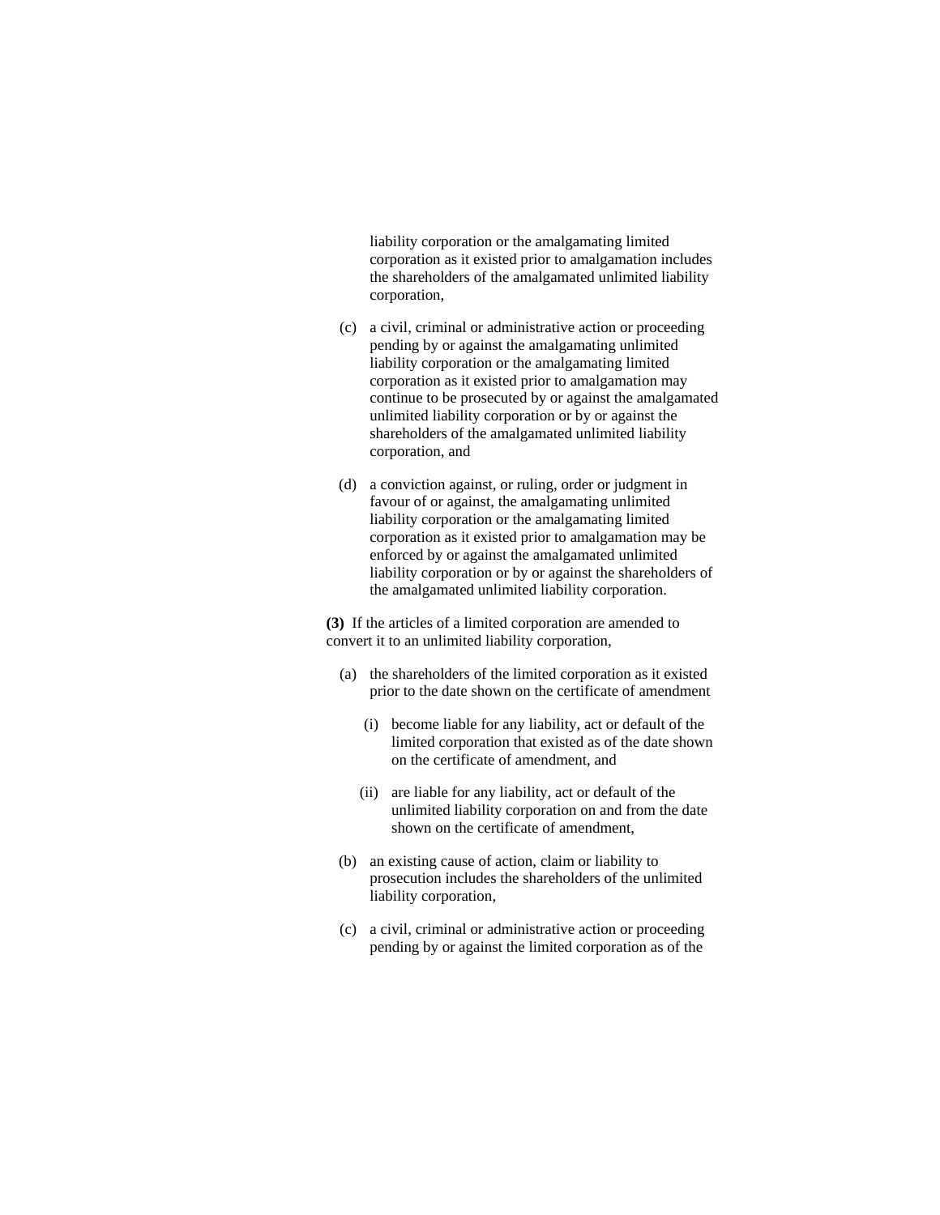liability corporation or the amalgamating limited corporation as it existed prior to amalgamation includes the shareholders of the amalgamated unlimited liability corporation,

(c) a civil, criminal or administrative action or proceeding pending by or against the amalgamating unlimited liability corporation or the amalgamating limited corporation as it existed prior to amalgamation may continue to be prosecuted by or against the amalgamated unlimited liability corporation or by or against the shareholders of the amalgamated unlimited liability corporation, and

(d) a conviction against, or ruling, order or judgment in favour of or against, the amalgamating unlimited liability corporation or the amalgamating limited corporation as it existed prior to amalgamation may be enforced by or against the amalgamated unlimited liability corporation or by or against the shareholders of the amalgamated unlimited liability corporation.

**(3)** If the articles of a limited corporation are amended to convert it to an unlimited liability corporation,

(a) the shareholders of the limited corporation as it existed prior to the date shown on the certificate of amendment

(i) become liable for any liability, act or default of the limited corporation that existed as of the date shown on the certificate of amendment, and

(ii) are liable for any liability, act or default of the unlimited liability corporation on and from the date shown on the certificate of amendment,

(b) an existing cause of action, claim or liability to prosecution includes the shareholders of the unlimited liability corporation,

(c) a civil, criminal or administrative action or proceeding pending by or against the limited corporation as of the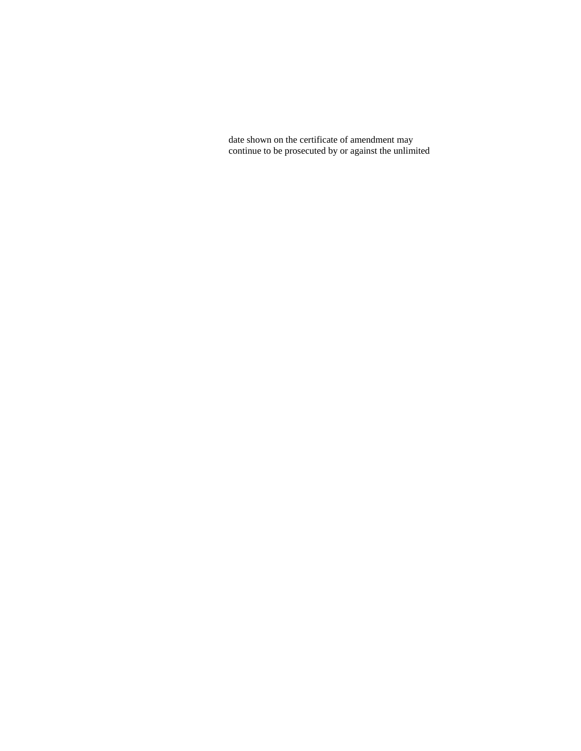date shown on the certificate of amendment may continue to be prosecuted by or against the unlimited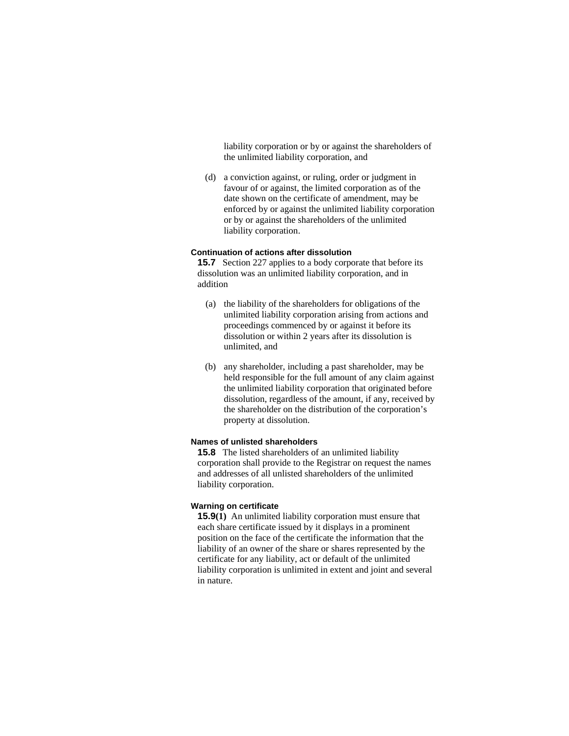liability corporation or by or against the shareholders of the unlimited liability corporation, and

(d) a conviction against, or ruling, order or judgment in favour of or against, the limited corporation as of the date shown on the certificate of amendment, may be enforced by or against the unlimited liability corporation or by or against the shareholders of the unlimited liability corporation.

**Continuation of actions after dissolution**

**15.7** Section 227 applies to a body corporate that before its dissolution was an unlimited liability corporation, and in addition

(a) the liability of the shareholders for obligations of the unlimited liability corporation arising from actions and proceedings commenced by or against it before its dissolution or within 2 years after its dissolution is unlimited, and

(b) any shareholder, including a past shareholder, may be held responsible for the full amount of any claim against the unlimited liability corporation that originated before dissolution, regardless of the amount, if any, received by the shareholder on the distribution of the corporation's property at dissolution.

**Names of unlisted shareholders**

**15.8** The listed shareholders of an unlimited liability corporation shall provide to the Registrar on request the names and addresses of all unlisted shareholders of the unlimited liability corporation.

**Warning on certificate**

**15.9(1)** An unlimited liability corporation must ensure that each share certificate issued by it displays in a prominent position on the face of the certificate the information that the liability of an owner of the share or shares represented by the certificate for any liability, act or default of the unlimited liability corporation is unlimited in extent and joint and several in nature.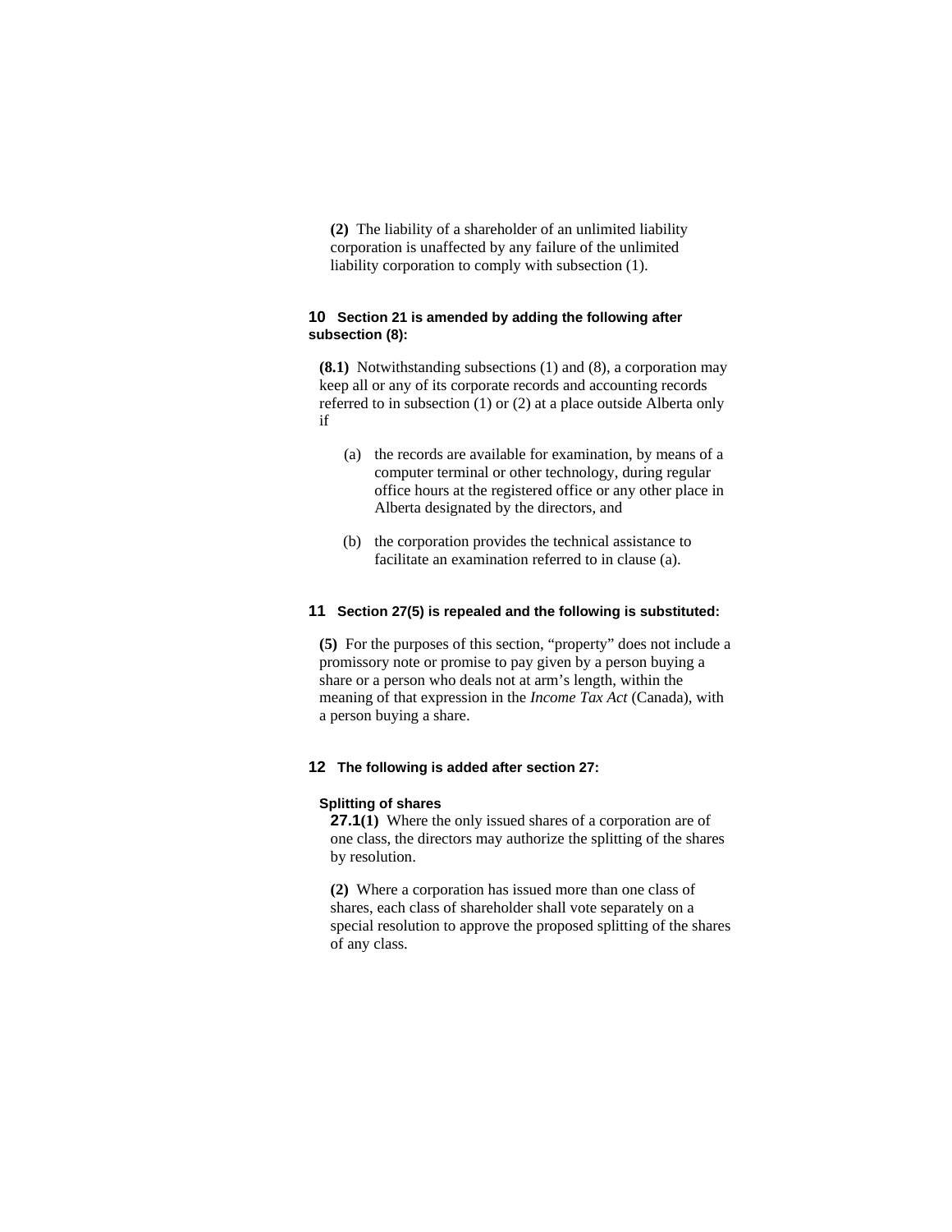**(2)** The liability of a shareholder of an unlimited liability corporation is unaffected by any failure of the unlimited liability corporation to comply with subsection (1).

**10 Section 21 is amended by adding the following after subsection (8):**

**(8.1)** Notwithstanding subsections (1) and (8), a corporation may keep all or any of its corporate records and accounting records referred to in subsection (1) or (2) at a place outside Alberta only if

(a) the records are available for examination, by means of a computer terminal or other technology, during regular office hours at the registered office or any other place in Alberta designated by the directors, and

(b) the corporation provides the technical assistance to facilitate an examination referred to in clause (a).

**11 Section 27(5) is repealed and the following is substituted:**

**(5)** For the purposes of this section, "property" does not include a promissory note or promise to pay given by a person buying a share or a person who deals not at arm's length, within the meaning of that expression in the *Income Tax Act* (Canada), with a person buying a share.

**12 The following is added after section 27:**

**Splitting of shares**

**27.1(1)** Where the only issued shares of a corporation are of one class, the directors may authorize the splitting of the shares by resolution.

**(2)** Where a corporation has issued more than one class of shares, each class of shareholder shall vote separately on a special resolution to approve the proposed splitting of the shares of any class.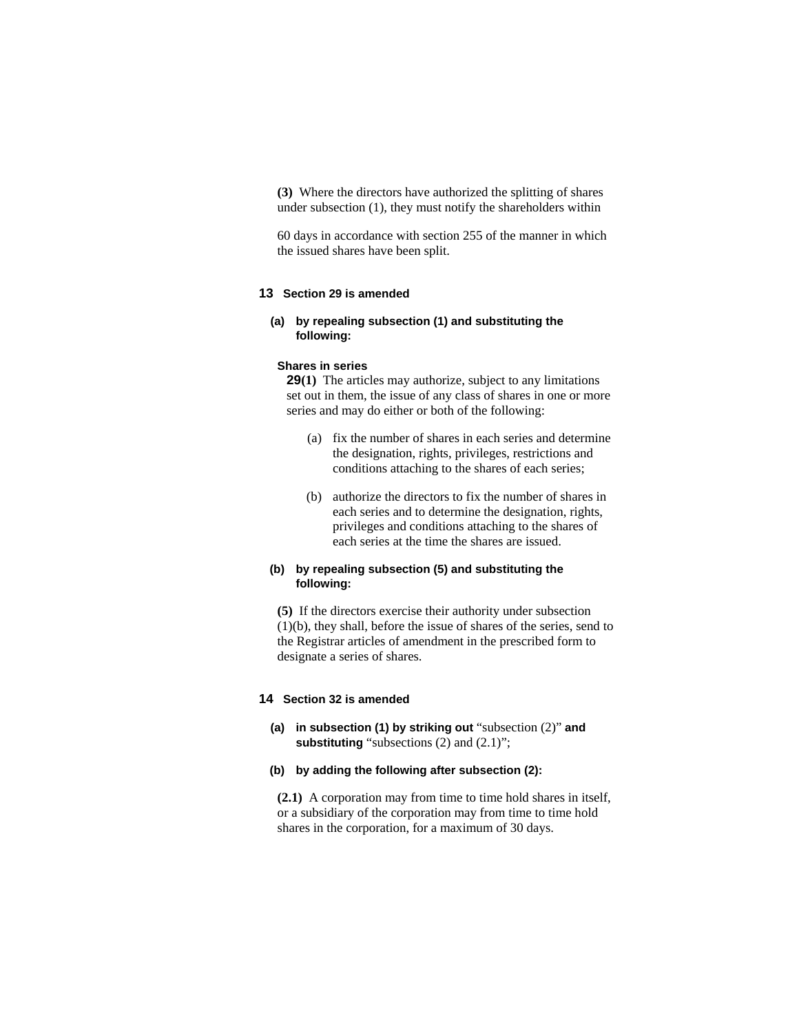**(3)** Where the directors have authorized the splitting of shares under subsection (1), they must notify the shareholders within 60 days in accordance with section 255 of the manner in which the issued shares have been split.

**13 Section 29 is amended**

**(a) by repealing subsection (1) and substituting the following:**

**Shares in series**

**29(1)** The articles may authorize, subject to any limitations set out in them, the issue of any class of shares in one or more series and may do either or both of the following:

(a) fix the number of shares in each series and determine the designation, rights, privileges, restrictions and conditions attaching to the shares of each series;

(b) authorize the directors to fix the number of shares in each series and to determine the designation, rights, privileges and conditions attaching to the shares of each series at the time the shares are issued.

**(b) by repealing subsection (5) and substituting the following:**

**(5)** If the directors exercise their authority under subsection (1)(b), they shall, before the issue of shares of the series, send to the Registrar articles of amendment in the prescribed form to designate a series of shares.

**14 Section 32 is amended**

**(a) in subsection (1) by striking out** "subsection (2)" **and substituting** "subsections (2) and (2.1)";

**(b) by adding the following after subsection (2):**

**(2.1)** A corporation may from time to time hold shares in itself, or a subsidiary of the corporation may from time to time hold shares in the corporation, for a maximum of 30 days.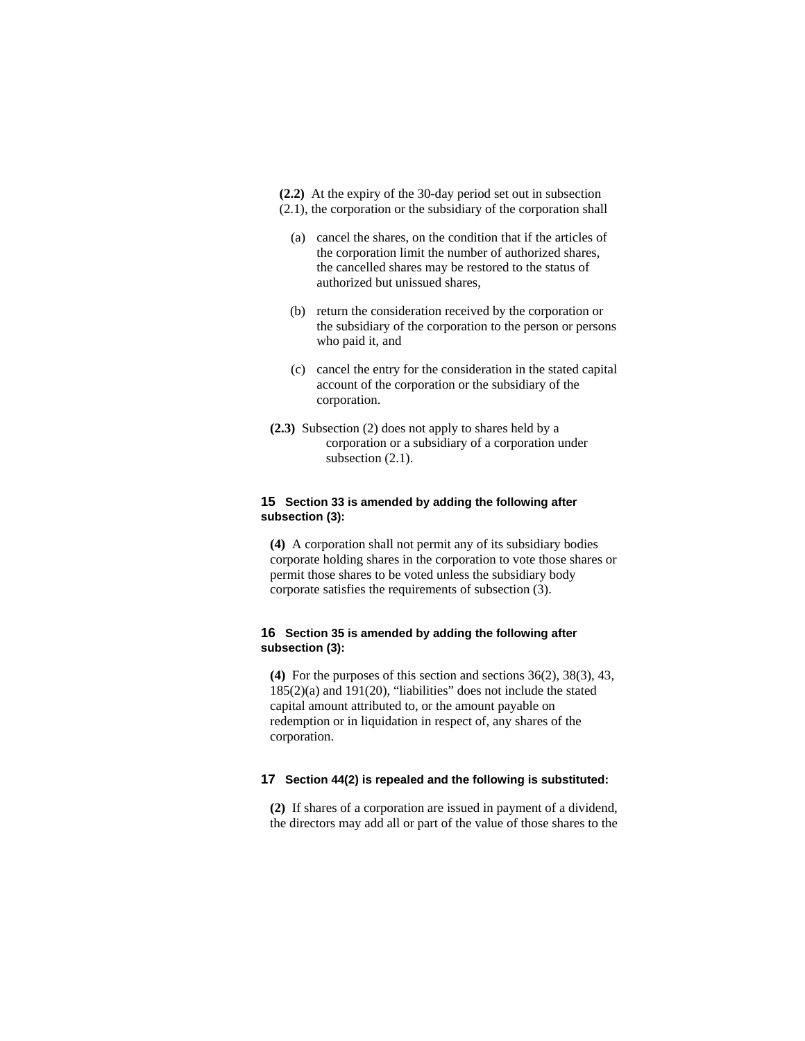**(2.2)** At the expiry of the 30-day period set out in subsection (2.1), the corporation or the subsidiary of the corporation shall

(a) cancel the shares, on the condition that if the articles of the corporation limit the number of authorized shares, the cancelled shares may be restored to the status of authorized but unissued shares,

(b) return the consideration received by the corporation or the subsidiary of the corporation to the person or persons who paid it, and

(c) cancel the entry for the consideration in the stated capital account of the corporation or the subsidiary of the corporation.

**(2.3)** Subsection (2) does not apply to shares held by a corporation or a subsidiary of a corporation under subsection (2.1).

**15 Section 33 is amended by adding the following after subsection (3):**

**(4)** A corporation shall not permit any of its subsidiary bodies corporate holding shares in the corporation to vote those shares or permit those shares to be voted unless the subsidiary body corporate satisfies the requirements of subsection (3).

**16 Section 35 is amended by adding the following after subsection (3):**

**(4)** For the purposes of this section and sections 36(2), 38(3), 43, 185(2)(a) and 191(20), "liabilities" does not include the stated capital amount attributed to, or the amount payable on redemption or in liquidation in respect of, any shares of the corporation.

**17 Section 44(2) is repealed and the following is substituted:**

**(2)** If shares of a corporation are issued in payment of a dividend, the directors may add all or part of the value of those shares to the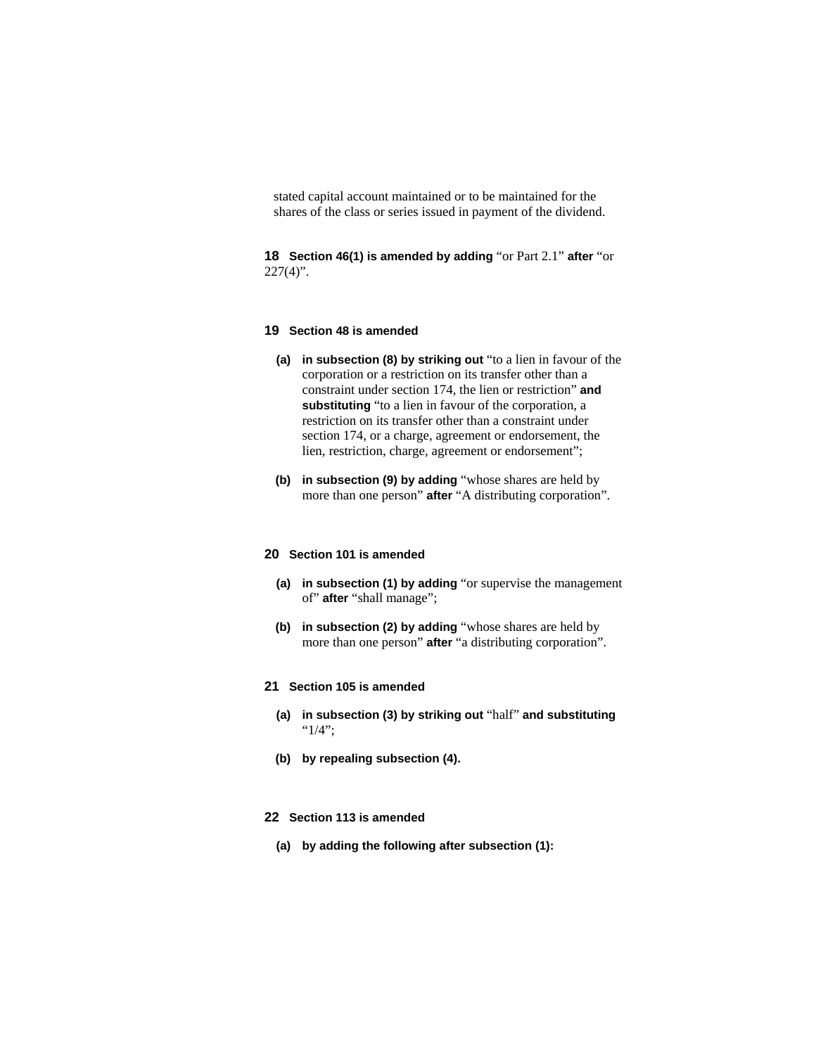stated capital account maintained or to be maintained for the shares of the class or series issued in payment of the dividend.

**18 Section 46(1) is amended by adding** "or Part 2.1" **after** "or 227(4)".

**19 Section 48 is amended**

**(a) in subsection (8) by striking out** "to a lien in favour of the corporation or a restriction on its transfer other than a constraint under section 174, the lien or restriction" **and substituting** "to a lien in favour of the corporation, a restriction on its transfer other than a constraint under section 174, or a charge, agreement or endorsement, the lien, restriction, charge, agreement or endorsement";

**(b) in subsection (9) by adding** "whose shares are held by more than one person" **after** "A distributing corporation".

**20 Section 101 is amended**

**(a) in subsection (1) by adding** "or supervise the management of" **after** "shall manage";

**(b) in subsection (2) by adding** "whose shares are held by more than one person" **after** "a distributing corporation".

**21 Section 105 is amended**

**(a) in subsection (3) by striking out** "half" **and substituting** "1/4";

**(b) by repealing subsection (4).**

**22 Section 113 is amended**

**(a) by adding the following after subsection (1):**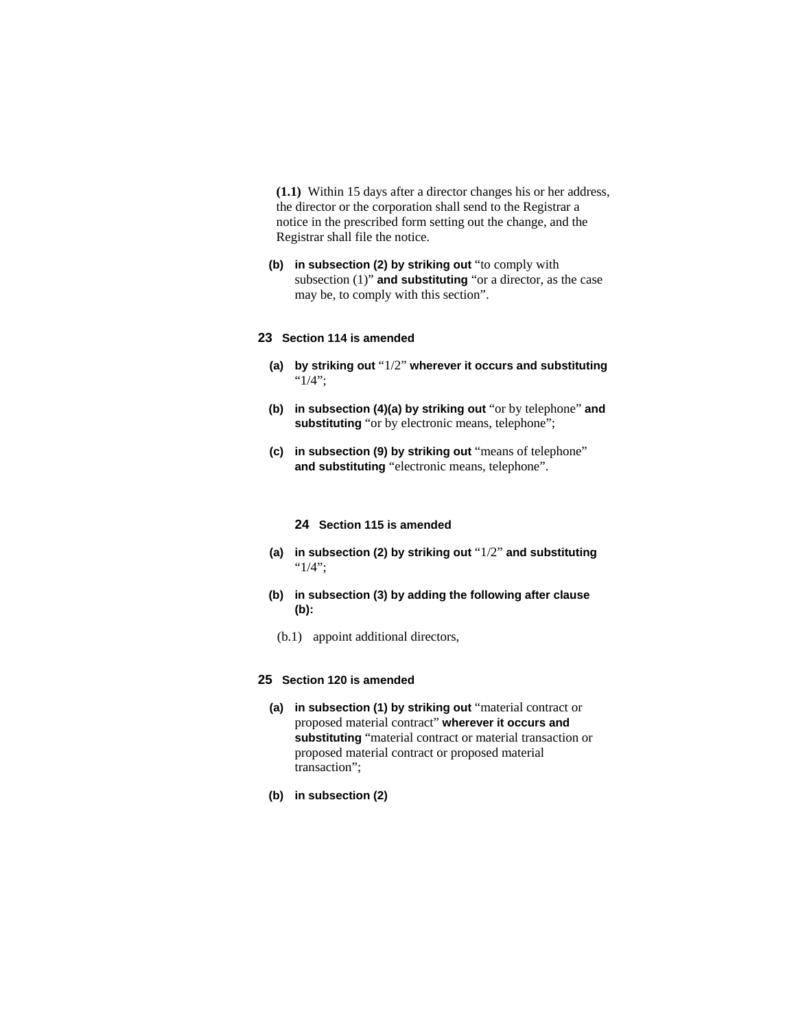**(1.1)** Within 15 days after a director changes his or her address, the director or the corporation shall send to the Registrar a notice in the prescribed form setting out the change, and the Registrar shall file the notice.

**(b)** **in subsection (2) by striking out** “to comply with subsection (1)” **and substituting** “or a director, as the case may be, to comply with this section”.

**23** **Section 114 is amended**

**(a)** **by striking out** “1/2” **wherever it occurs and substituting** “1/4”;

**(b)** **in subsection (4)(a) by striking out** “or by telephone” **and substituting** “or by electronic means, telephone”;

**(c)** **in subsection (9) by striking out** “means of telephone” **and substituting** “electronic means, telephone”.

**24** **Section 115 is amended**

**(a)** **in subsection (2) by striking out** “1/2” **and substituting** “1/4”;

**(b)** **in subsection (3) by adding the following after clause (b):**

(b.1) appoint additional directors,

**25** **Section 120 is amended**

**(a)** **in subsection (1) by striking out** “material contract or proposed material contract” **wherever it occurs and substituting** “material contract or material transaction or proposed material contract or proposed material transaction”;

**(b)** **in subsection (2)**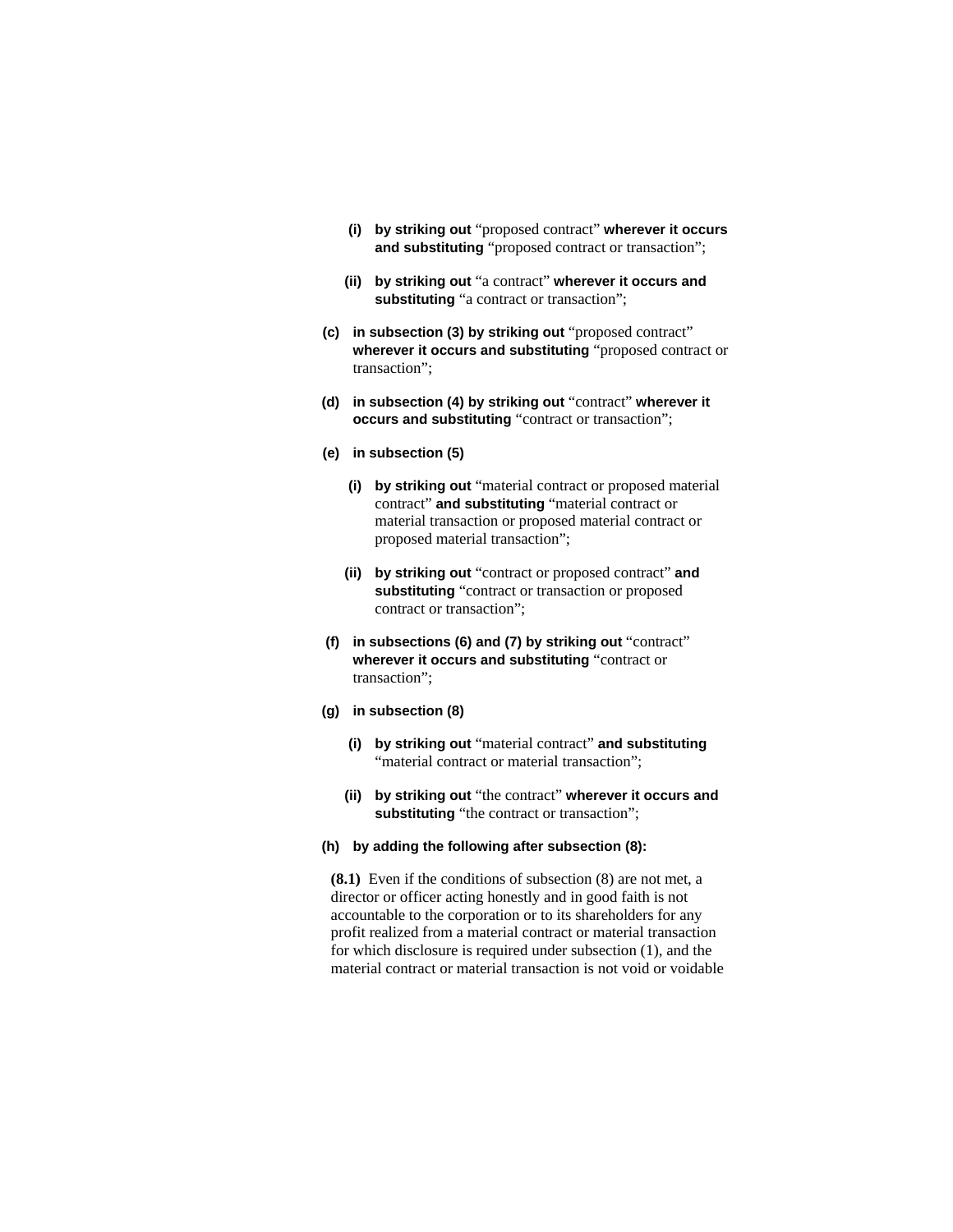(i) **by striking out** “proposed contract” **wherever it occurs and substituting** “proposed contract or transaction”;

(ii) **by striking out** “a contract” **wherever it occurs and substituting** “a contract or transaction”;

**(c) in subsection (3) by striking out** “proposed contract” **wherever it occurs and substituting** “proposed contract or transaction”;

**(d) in subsection (4) by striking out** “contract” **wherever it occurs and substituting** “contract or transaction”;

**(e) in subsection (5)**

(i) **by striking out** “material contract or proposed material contract” **and substituting** “material contract or material transaction or proposed material contract or proposed material transaction”;

(ii) **by striking out** “contract or proposed contract” **and substituting** “contract or transaction or proposed contract or transaction”;

**(f) in subsections (6) and (7) by striking out** “contract” **wherever it occurs and substituting** “contract or transaction”;

**(g) in subsection (8)**

(i) **by striking out** “material contract” **and substituting** “material contract or material transaction”;

(ii) **by striking out** “the contract” **wherever it occurs and substituting** “the contract or transaction”;

**(h) by adding the following after subsection (8):**

**(8.1)** Even if the conditions of subsection (8) are not met, a director or officer acting honestly and in good faith is not accountable to the corporation or to its shareholders for any profit realized from a material contract or material transaction for which disclosure is required under subsection (1), and the material contract or material transaction is not void or voidable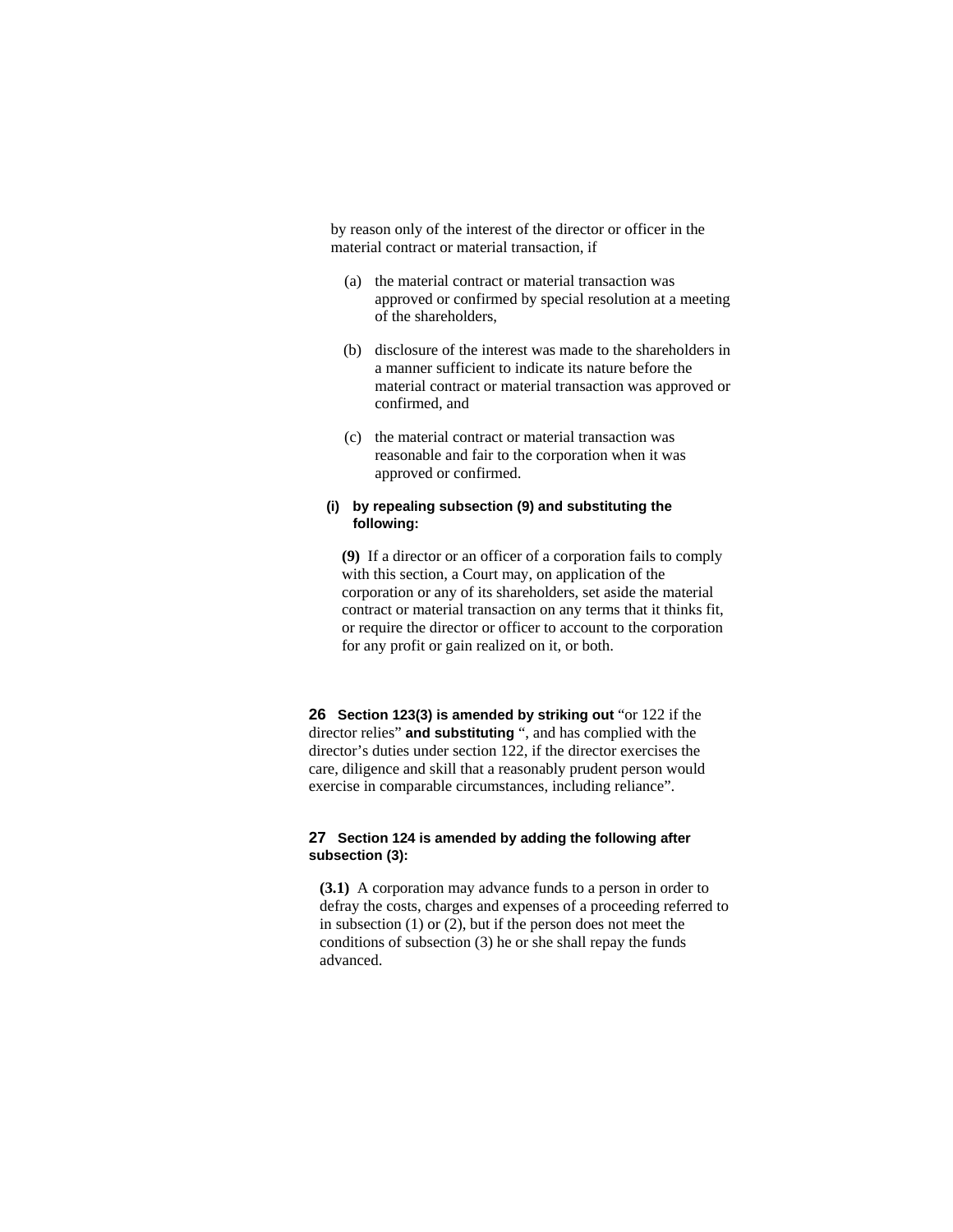by reason only of the interest of the director or officer in the material contract or material transaction, if

(a) the material contract or material transaction was approved or confirmed by special resolution at a meeting of the shareholders,

(b) disclosure of the interest was made to the shareholders in a manner sufficient to indicate its nature before the material contract or material transaction was approved or confirmed, and

(c) the material contract or material transaction was reasonable and fair to the corporation when it was approved or confirmed.

**(i) by repealing subsection (9) and substituting the following:**

**(9)** If a director or an officer of a corporation fails to comply with this section, a Court may, on application of the corporation or any of its shareholders, set aside the material contract or material transaction on any terms that it thinks fit, or require the director or officer to account to the corporation for any profit or gain realized on it, or both.

**26 Section 123(3) is amended by striking out** "or 122 if the director relies" **and substituting** ", and has complied with the director's duties under section 122, if the director exercises the care, diligence and skill that a reasonably prudent person would exercise in comparable circumstances, including reliance".

**27 Section 124 is amended by adding the following after subsection (3):**

**(3.1)** A corporation may advance funds to a person in order to defray the costs, charges and expenses of a proceeding referred to in subsection (1) or (2), but if the person does not meet the conditions of subsection (3) he or she shall repay the funds advanced.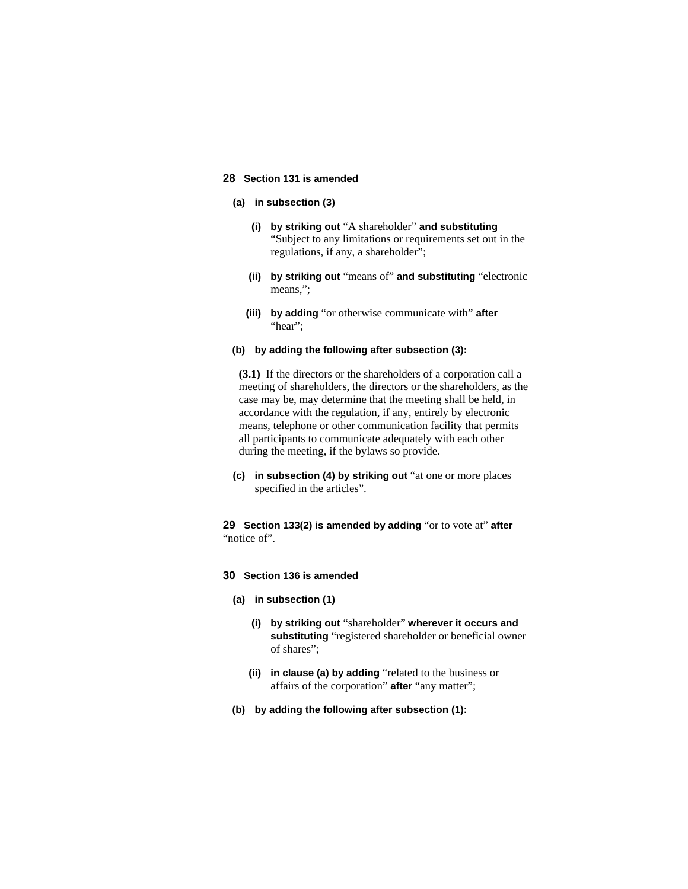**28** **Section 131 is amended**

**(a)** **in subsection (3)**

**(i)** **by striking out** "A shareholder" **and substituting** "Subject to any limitations or requirements set out in the regulations, if any, a shareholder";

**(ii)** **by striking out** "means of" **and substituting** "electronic means,";

**(iii)** **by adding** "or otherwise communicate with" **after** "hear";

**(b)** **by adding the following after subsection (3):**

**(3.1)** If the directors or the shareholders of a corporation call a meeting of shareholders, the directors or the shareholders, as the case may be, may determine that the meeting shall be held, in accordance with the regulation, if any, entirely by electronic means, telephone or other communication facility that permits all participants to communicate adequately with each other during the meeting, if the bylaws so provide.

**(c)** **in subsection (4) by striking out** "at one or more places specified in the articles".

**29** **Section 133(2) is amended by adding** "or to vote at" **after** "notice of".

**30** **Section 136 is amended**

**(a)** **in subsection (1)**

**(i)** **by striking out** "shareholder" **wherever it occurs and substituting** "registered shareholder or beneficial owner of shares";

**(ii)** **in clause (a) by adding** "related to the business or affairs of the corporation" **after** "any matter";

**(b)** **by adding the following after subsection (1):**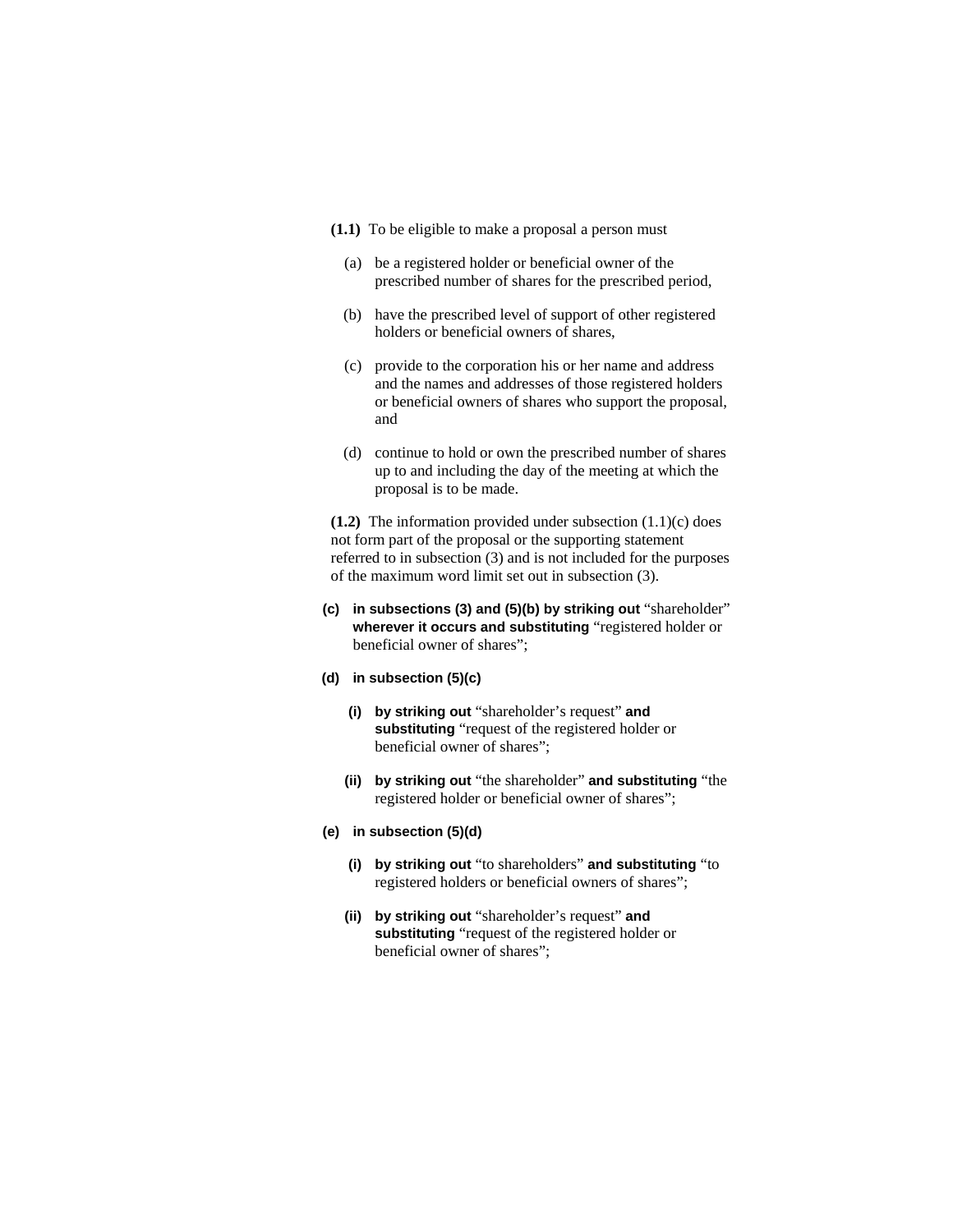**(1.1)** To be eligible to make a proposal a person must

(a) be a registered holder or beneficial owner of the prescribed number of shares for the prescribed period,

(b) have the prescribed level of support of other registered holders or beneficial owners of shares,

(c) provide to the corporation his or her name and address and the names and addresses of those registered holders or beneficial owners of shares who support the proposal, and

(d) continue to hold or own the prescribed number of shares up to and including the day of the meeting at which the proposal is to be made.

**(1.2)** The information provided under subsection (1.1)(c) does not form part of the proposal or the supporting statement referred to in subsection (3) and is not included for the purposes of the maximum word limit set out in subsection (3).

**(c) in subsections (3) and (5)(b) by striking out** "shareholder" **wherever it occurs and substituting** "registered holder or beneficial owner of shares";

**(d) in subsection (5)(c)**

**(i) by striking out** "shareholder's request" **and substituting** "request of the registered holder or beneficial owner of shares";

**(ii) by striking out** "the shareholder" **and substituting** "the registered holder or beneficial owner of shares";

**(e) in subsection (5)(d)**

**(i) by striking out** "to shareholders" **and substituting** "to registered holders or beneficial owners of shares";

**(ii) by striking out** "shareholder's request" **and substituting** "request of the registered holder or beneficial owner of shares";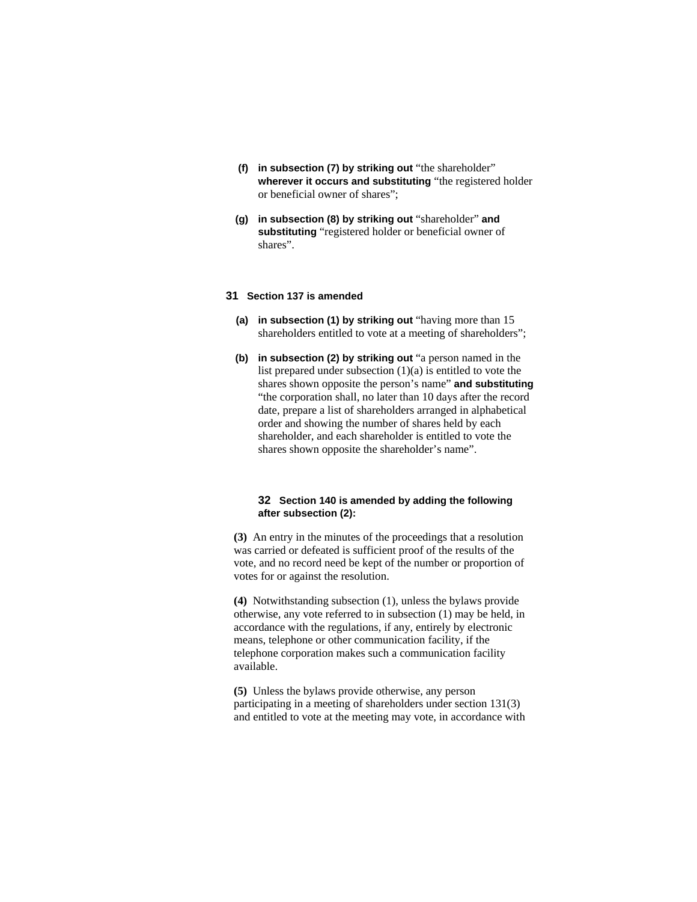**(f)** **in subsection (7) by striking out** “the shareholder” **wherever it occurs and substituting** “the registered holder or beneficial owner of shares”;

**(g)** **in subsection (8) by striking out** “shareholder” **and substituting** “registered holder or beneficial owner of shares”.

**31** **Section 137 is amended**

**(a)** **in subsection (1) by striking out** “having more than 15 shareholders entitled to vote at a meeting of shareholders”;

**(b)** **in subsection (2) by striking out** “a person named in the list prepared under subsection (1)(a) is entitled to vote the shares shown opposite the person’s name” **and substituting** “the corporation shall, no later than 10 days after the record date, prepare a list of shareholders arranged in alphabetical order and showing the number of shares held by each shareholder, and each shareholder is entitled to vote the shares shown opposite the shareholder’s name”.

**32** **Section 140 is amended by adding the following after subsection (2):**

**(3)** An entry in the minutes of the proceedings that a resolution was carried or defeated is sufficient proof of the results of the vote, and no record need be kept of the number or proportion of votes for or against the resolution.

**(4)** Notwithstanding subsection (1), unless the bylaws provide otherwise, any vote referred to in subsection (1) may be held, in accordance with the regulations, if any, entirely by electronic means, telephone or other communication facility, if the telephone corporation makes such a communication facility available.

**(5)** Unless the bylaws provide otherwise, any person participating in a meeting of shareholders under section 131(3) and entitled to vote at the meeting may vote, in accordance with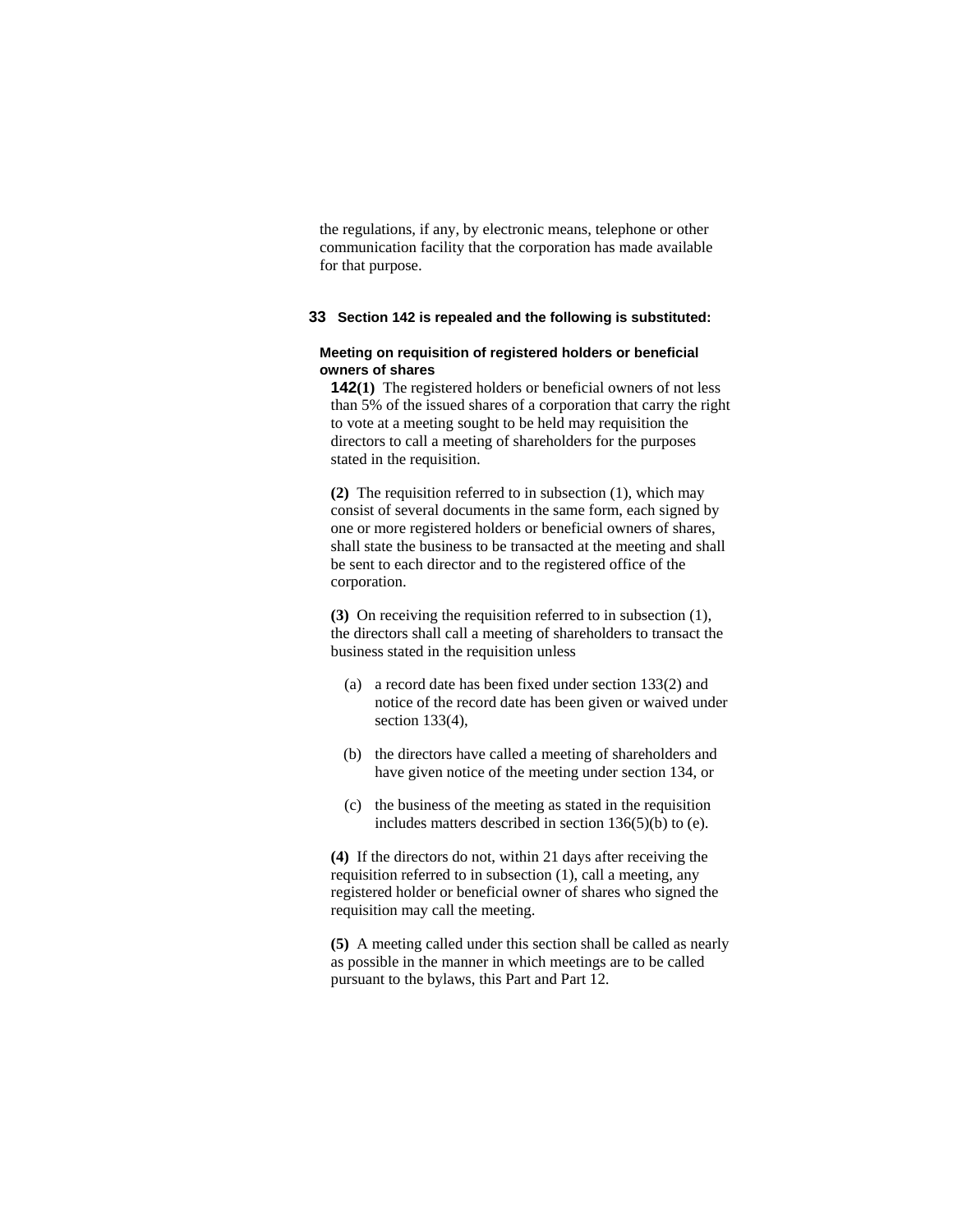the regulations, if any, by electronic means, telephone or other communication facility that the corporation has made available for that purpose.

**33 Section 142 is repealed and the following is substituted:**

**Meeting on requisition of registered holders or beneficial owners of shares**

**142(1)** The registered holders or beneficial owners of not less than 5% of the issued shares of a corporation that carry the right to vote at a meeting sought to be held may requisition the directors to call a meeting of shareholders for the purposes stated in the requisition.

**(2)** The requisition referred to in subsection (1), which may consist of several documents in the same form, each signed by one or more registered holders or beneficial owners of shares, shall state the business to be transacted at the meeting and shall be sent to each director and to the registered office of the corporation.

**(3)** On receiving the requisition referred to in subsection (1), the directors shall call a meeting of shareholders to transact the business stated in the requisition unless

(a) a record date has been fixed under section 133(2) and notice of the record date has been given or waived under section 133(4),

(b) the directors have called a meeting of shareholders and have given notice of the meeting under section 134, or

(c) the business of the meeting as stated in the requisition includes matters described in section 136(5)(b) to (e).

**(4)** If the directors do not, within 21 days after receiving the requisition referred to in subsection (1), call a meeting, any registered holder or beneficial owner of shares who signed the requisition may call the meeting.

**(5)** A meeting called under this section shall be called as nearly as possible in the manner in which meetings are to be called pursuant to the bylaws, this Part and Part 12.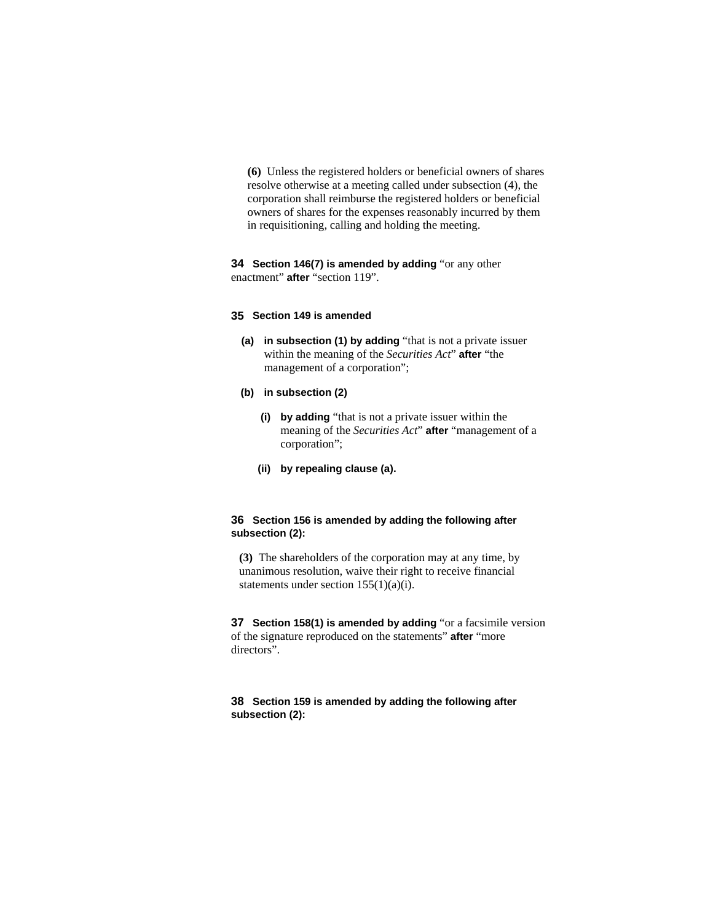**(6)** Unless the registered holders or beneficial owners of shares resolve otherwise at a meeting called under subsection (4), the corporation shall reimburse the registered holders or beneficial owners of shares for the expenses reasonably incurred by them in requisitioning, calling and holding the meeting.

**34 Section 146(7) is amended by adding** “or any other enactment” **after** “section 119”.

**35 Section 149 is amended**

**(a) in subsection (1) by adding** “that is not a private issuer within the meaning of the *Securities Act*” **after** “the management of a corporation”;

**(b) in subsection (2)**

**(i) by adding** “that is not a private issuer within the meaning of the *Securities Act*” **after** “management of a corporation”;

**(ii) by repealing clause (a).**

**36 Section 156 is amended by adding the following after subsection (2):**

**(3)** The shareholders of the corporation may at any time, by unanimous resolution, waive their right to receive financial statements under section 155(1)(a)(i).

**37 Section 158(1) is amended by adding** “or a facsimile version of the signature reproduced on the statements” **after** “more directors”.

**38 Section 159 is amended by adding the following after subsection (2):**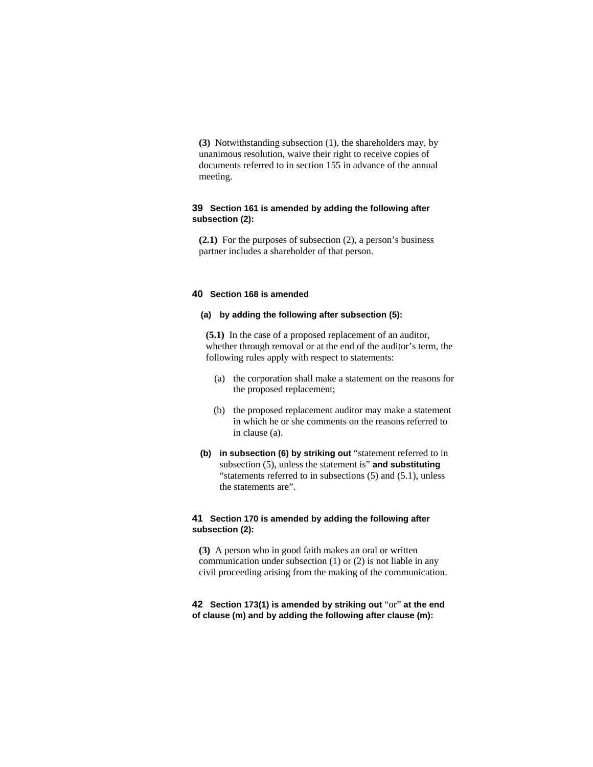**(3)** Notwithstanding subsection (1), the shareholders may, by unanimous resolution, waive their right to receive copies of documents referred to in section 155 in advance of the annual meeting.

**39 Section 161 is amended by adding the following after subsection (2):**

**(2.1)** For the purposes of subsection (2), a person's business partner includes a shareholder of that person.

**40 Section 168 is amended**

**(a) by adding the following after subsection (5):**

**(5.1)** In the case of a proposed replacement of an auditor, whether through removal or at the end of the auditor's term, the following rules apply with respect to statements:

(a) the corporation shall make a statement on the reasons for the proposed replacement;

(b) the proposed replacement auditor may make a statement in which he or she comments on the reasons referred to in clause (a).

**(b) in subsection (6) by striking out** "statement referred to in subsection (5), unless the statement is" **and substituting** "statements referred to in subsections (5) and (5.1), unless the statements are".

**41 Section 170 is amended by adding the following after subsection (2):**

**(3)** A person who in good faith makes an oral or written communication under subsection (1) or (2) is not liable in any civil proceeding arising from the making of the communication.

**42 Section 173(1) is amended by striking out** "or" **at the end of clause (m) and by adding the following after clause (m):**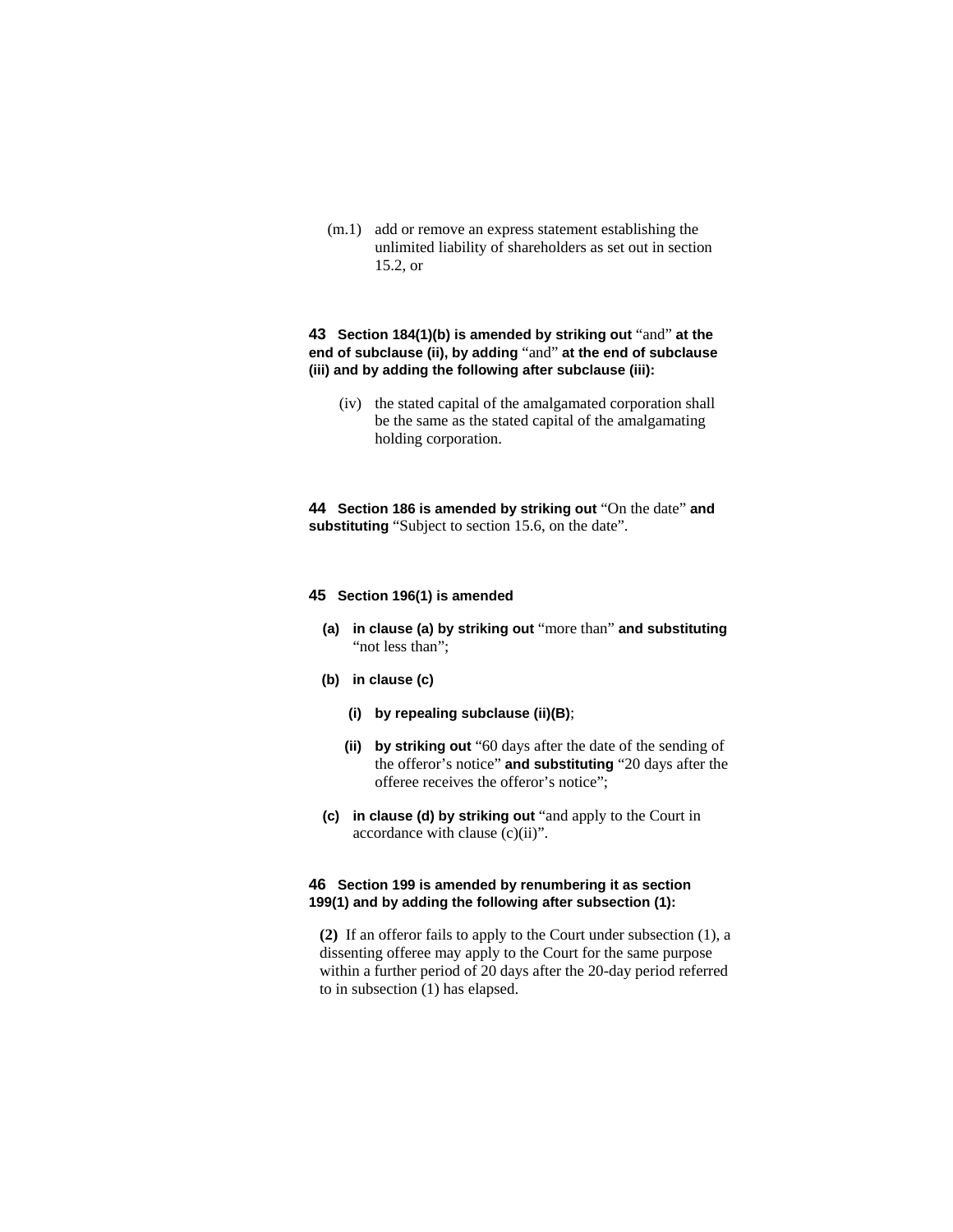(m.1) add or remove an express statement establishing the unlimited liability of shareholders as set out in section 15.2, or

**43 Section 184(1)(b) is amended by striking out** “and” **at the end of subclause (ii), by adding** “and” **at the end of subclause (iii) and by adding the following after subclause (iii):**

(iv) the stated capital of the amalgamated corporation shall be the same as the stated capital of the amalgamating holding corporation.

**44 Section 186 is amended by striking out** “On the date” **and substituting** “Subject to section 15.6, on the date”.

**45 Section 196(1) is amended**

**(a) in clause (a) by striking out** “more than” **and substituting** “not less than”;

**(b) in clause (c)**

**(i) by repealing subclause (ii)(B)**;

**(ii) by striking out** “60 days after the date of the sending of the offeror’s notice” **and substituting** “20 days after the offeree receives the offeror’s notice”;

**(c) in clause (d) by striking out** “and apply to the Court in accordance with clause (c)(ii)”.

**46 Section 199 is amended by renumbering it as section 199(1) and by adding the following after subsection (1):**

**(2)** If an offeror fails to apply to the Court under subsection (1), a dissenting offeree may apply to the Court for the same purpose within a further period of 20 days after the 20-day period referred to in subsection (1) has elapsed.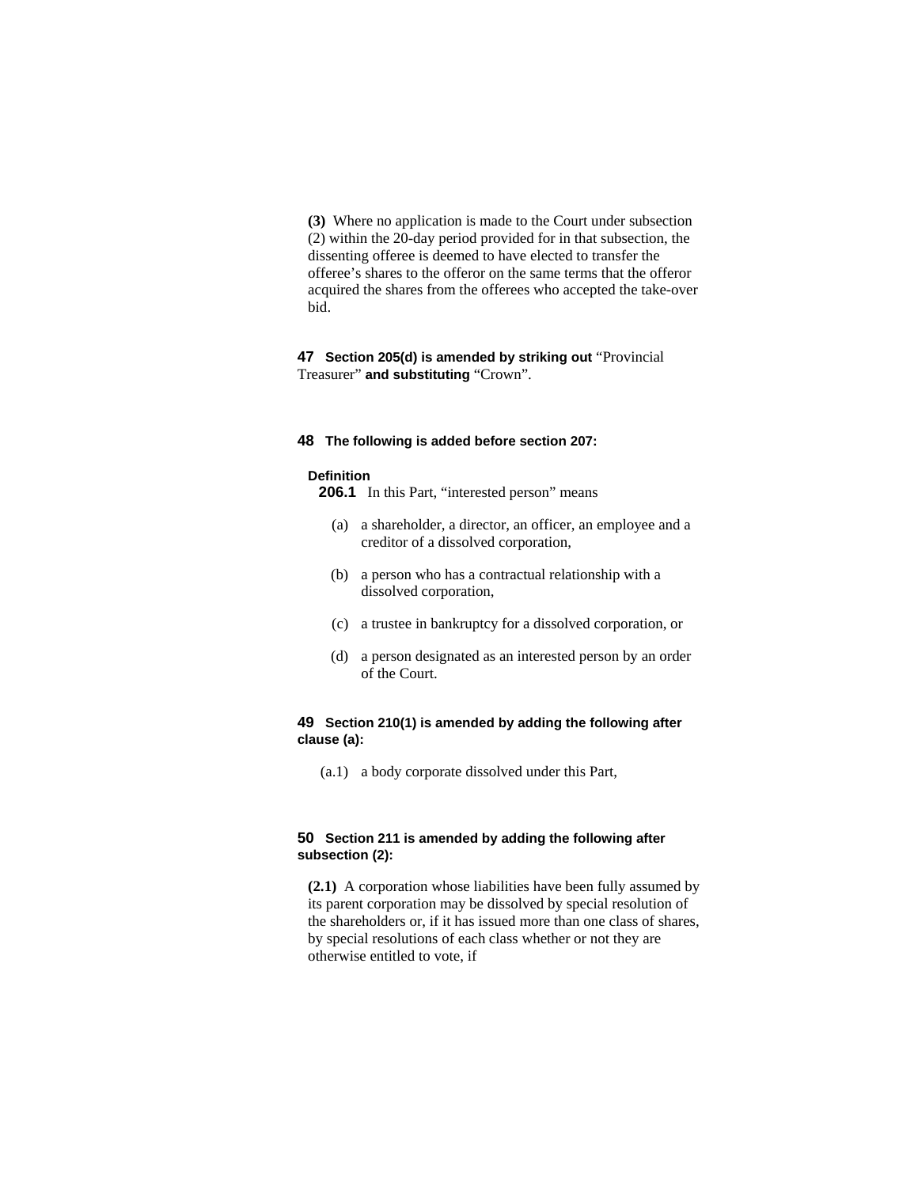**(3)** Where no application is made to the Court under subsection (2) within the 20-day period provided for in that subsection, the dissenting offeree is deemed to have elected to transfer the offeree's shares to the offeror on the same terms that the offeror acquired the shares from the offerees who accepted the take-over bid.

**47** **Section 205(d) is amended by striking out** "Provincial Treasurer" **and substituting** "Crown".

**48** **The following is added before section 207:**

**Definition**

**206.1** In this Part, "interested person" means

(a) a shareholder, a director, an officer, an employee and a creditor of a dissolved corporation,

(b) a person who has a contractual relationship with a dissolved corporation,

(c) a trustee in bankruptcy for a dissolved corporation, or

(d) a person designated as an interested person by an order of the Court.

**49** **Section 210(1) is amended by adding the following after clause (a):**

(a.1) a body corporate dissolved under this Part,

**50** **Section 211 is amended by adding the following after subsection (2):**

**(2.1)** A corporation whose liabilities have been fully assumed by its parent corporation may be dissolved by special resolution of the shareholders or, if it has issued more than one class of shares, by special resolutions of each class whether or not they are otherwise entitled to vote, if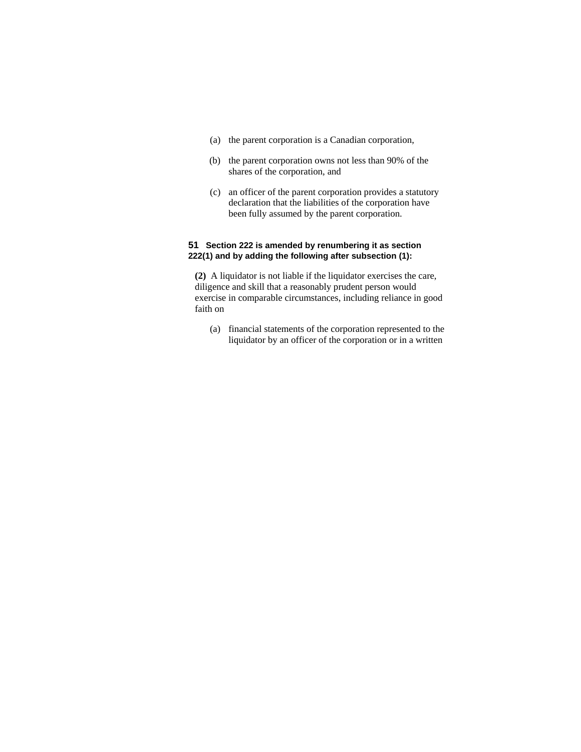(a) the parent corporation is a Canadian corporation,

(b) the parent corporation owns not less than 90% of the shares of the corporation, and

(c) an officer of the parent corporation provides a statutory declaration that the liabilities of the corporation have been fully assumed by the parent corporation.

**51 Section 222 is amended by renumbering it as section 222(1) and by adding the following after subsection (1):**

**(2)** A liquidator is not liable if the liquidator exercises the care, diligence and skill that a reasonably prudent person would exercise in comparable circumstances, including reliance in good faith on

(a) financial statements of the corporation represented to the liquidator by an officer of the corporation or in a written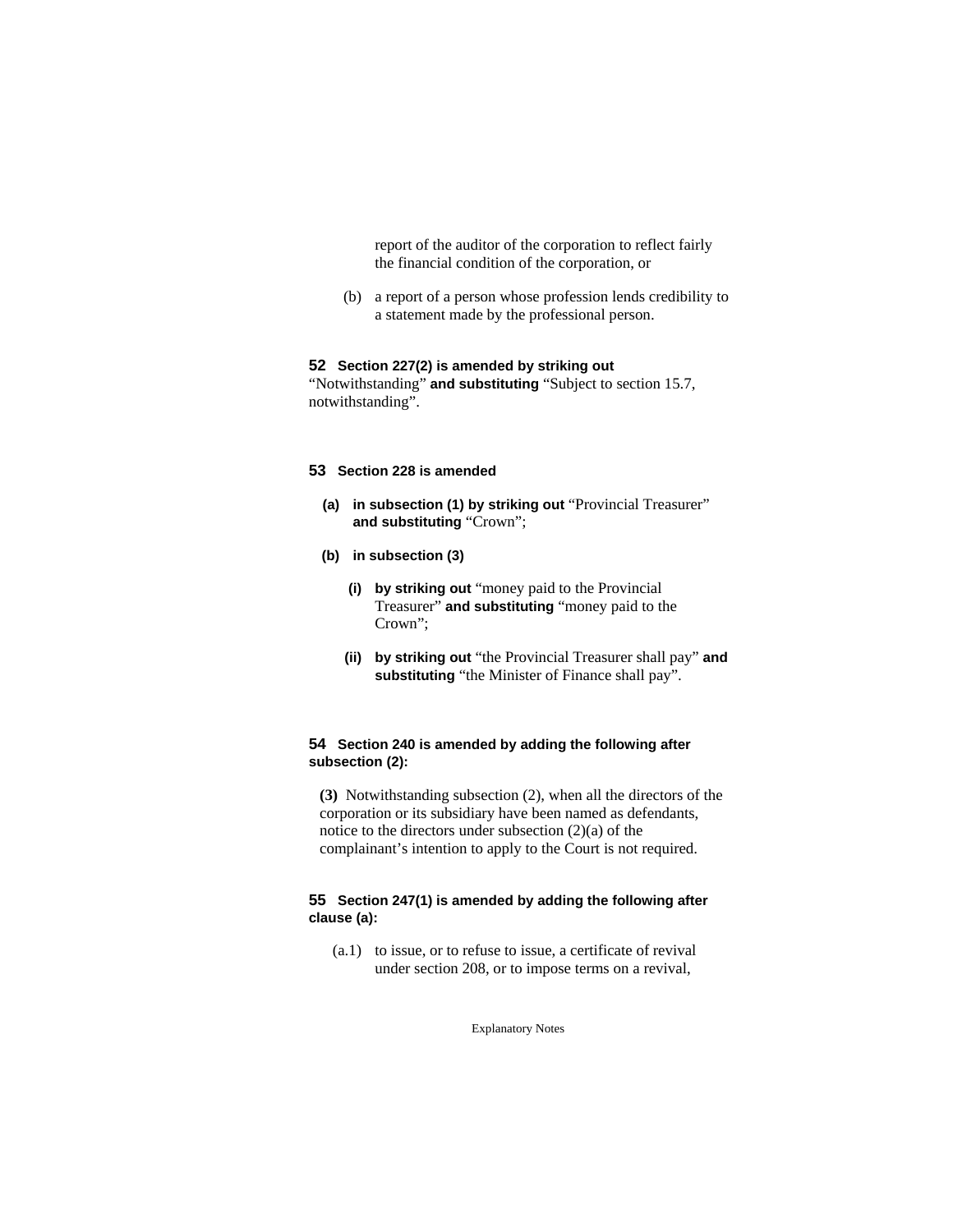report of the auditor of the corporation to reflect fairly the financial condition of the corporation, or

(b) a report of a person whose profession lends credibility to a statement made by the professional person.

**52** **Section 227(2) is amended by striking out** "Notwithstanding" **and substituting** "Subject to section 15.7, notwithstanding".

**53** **Section 228 is amended**

**(a)** **in subsection (1) by striking out** "Provincial Treasurer" **and substituting** "Crown";

**(b)** **in subsection (3)**

**(i)** **by striking out** "money paid to the Provincial Treasurer" **and substituting** "money paid to the Crown";

**(ii)** **by striking out** "the Provincial Treasurer shall pay" **and substituting** "the Minister of Finance shall pay".

**54** **Section 240 is amended by adding the following after subsection (2):**

**(3)** Notwithstanding subsection (2), when all the directors of the corporation or its subsidiary have been named as defendants, notice to the directors under subsection (2)(a) of the complainant's intention to apply to the Court is not required.

**55** **Section 247(1) is amended by adding the following after clause (a):**

(a.1) to issue, or to refuse to issue, a certificate of revival under section 208, or to impose terms on a revival,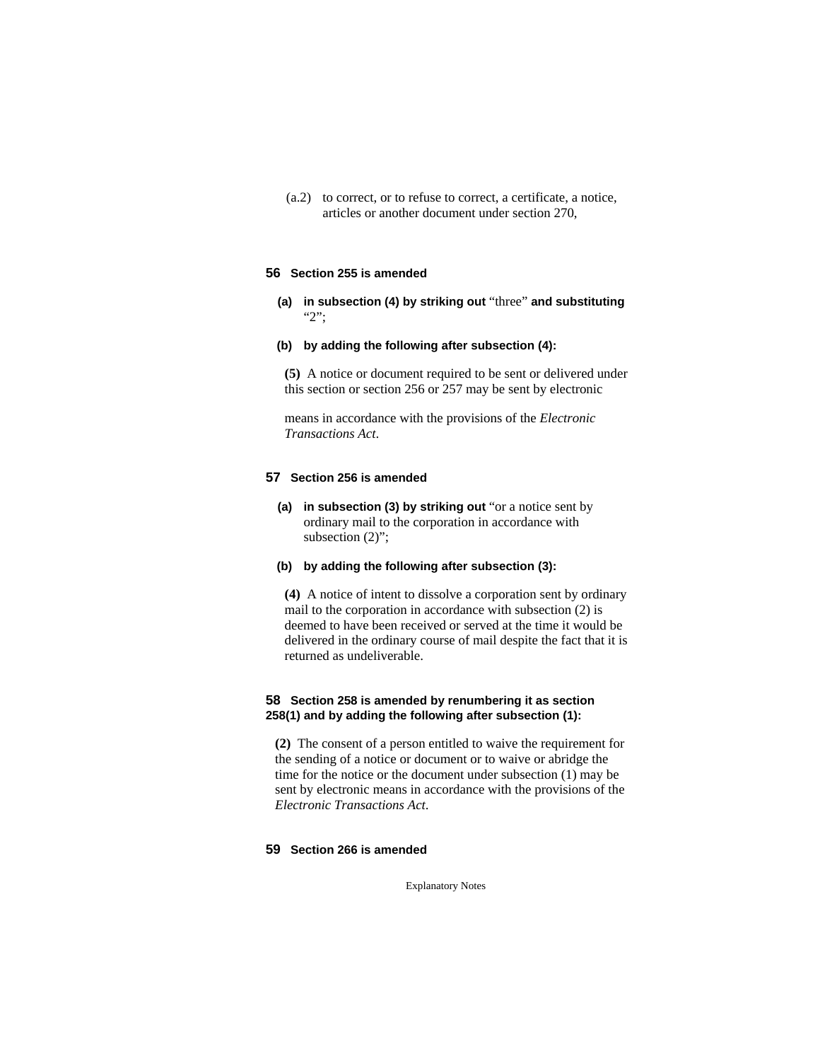(a.2) to correct, or to refuse to correct, a certificate, a notice, articles or another document under section 270,

**56 Section 255 is amended**

**(a) in subsection (4) by striking out** “three” **and substituting** “2”;

**(b) by adding the following after subsection (4):**

**(5)** A notice or document required to be sent or delivered under this section or section 256 or 257 may be sent by electronic means in accordance with the provisions of the *Electronic Transactions Act*.

**57 Section 256 is amended**

**(a) in subsection (3) by striking out** “or a notice sent by ordinary mail to the corporation in accordance with subsection (2)”;

**(b) by adding the following after subsection (3):**

**(4)** A notice of intent to dissolve a corporation sent by ordinary mail to the corporation in accordance with subsection (2) is deemed to have been received or served at the time it would be delivered in the ordinary course of mail despite the fact that it is returned as undeliverable.

**58 Section 258 is amended by renumbering it as section 258(1) and by adding the following after subsection (1):**

**(2)** The consent of a person entitled to waive the requirement for the sending of a notice or document or to waive or abridge the time for the notice or the document under subsection (1) may be sent by electronic means in accordance with the provisions of the *Electronic Transactions Act*.

**59 Section 266 is amended**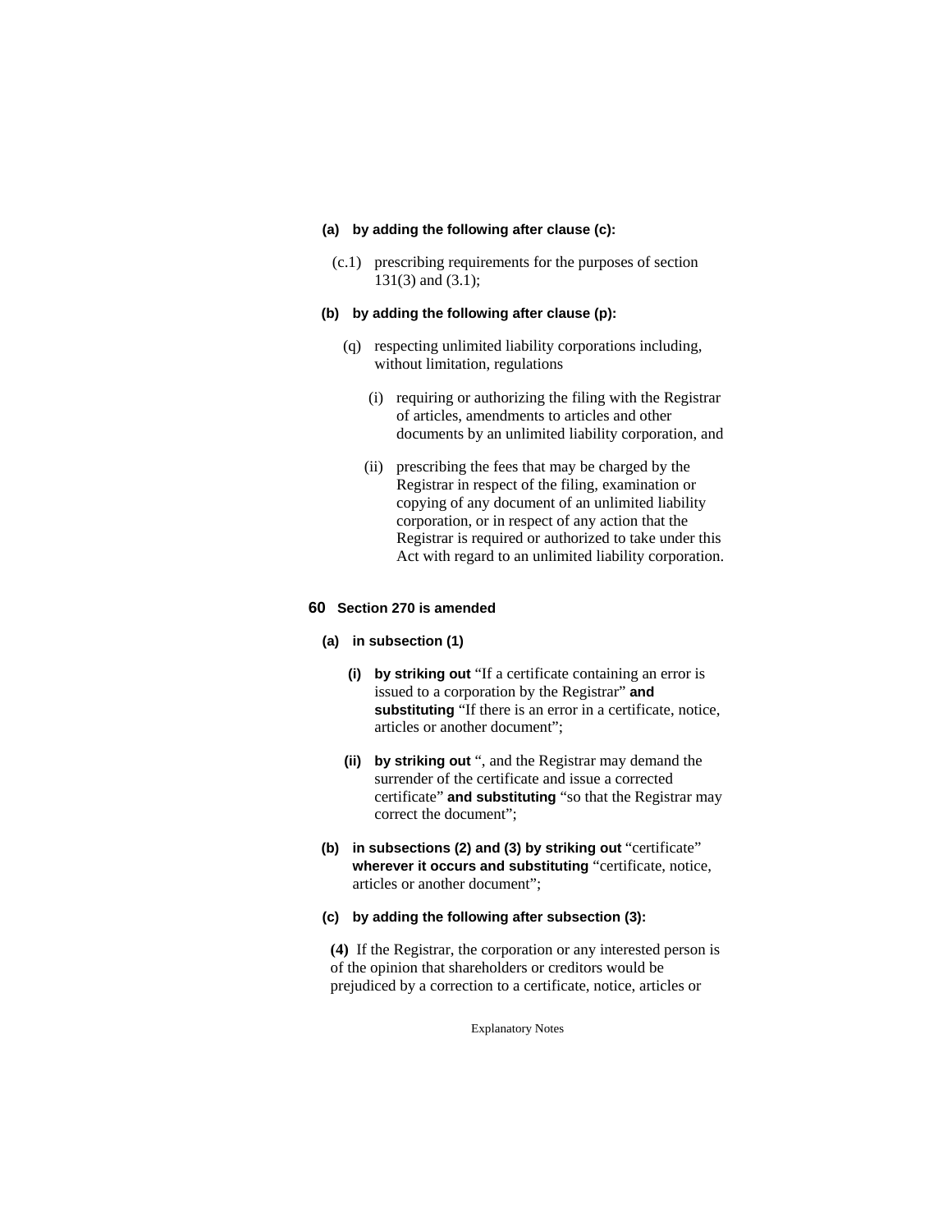**(a) by adding the following after clause (c):**

(c.1) prescribing requirements for the purposes of section 131(3) and (3.1);

**(b) by adding the following after clause (p):**

(q) respecting unlimited liability corporations including, without limitation, regulations

(i) requiring or authorizing the filing with the Registrar of articles, amendments to articles and other documents by an unlimited liability corporation, and

(ii) prescribing the fees that may be charged by the Registrar in respect of the filing, examination or copying of any document of an unlimited liability corporation, or in respect of any action that the Registrar is required or authorized to take under this Act with regard to an unlimited liability corporation.

**60 Section 270 is amended**

**(a) in subsection (1)**

**(i) by striking out** "If a certificate containing an error is issued to a corporation by the Registrar" **and substituting** "If there is an error in a certificate, notice, articles or another document";

**(ii) by striking out** ", and the Registrar may demand the surrender of the certificate and issue a corrected certificate" **and substituting** "so that the Registrar may correct the document";

**(b) in subsections (2) and (3) by striking out** "certificate" **wherever it occurs and substituting** "certificate, notice, articles or another document";

**(c) by adding the following after subsection (3):**

**(4)** If the Registrar, the corporation or any interested person is of the opinion that shareholders or creditors would be prejudiced by a correction to a certificate, notice, articles or

Explanatory Notes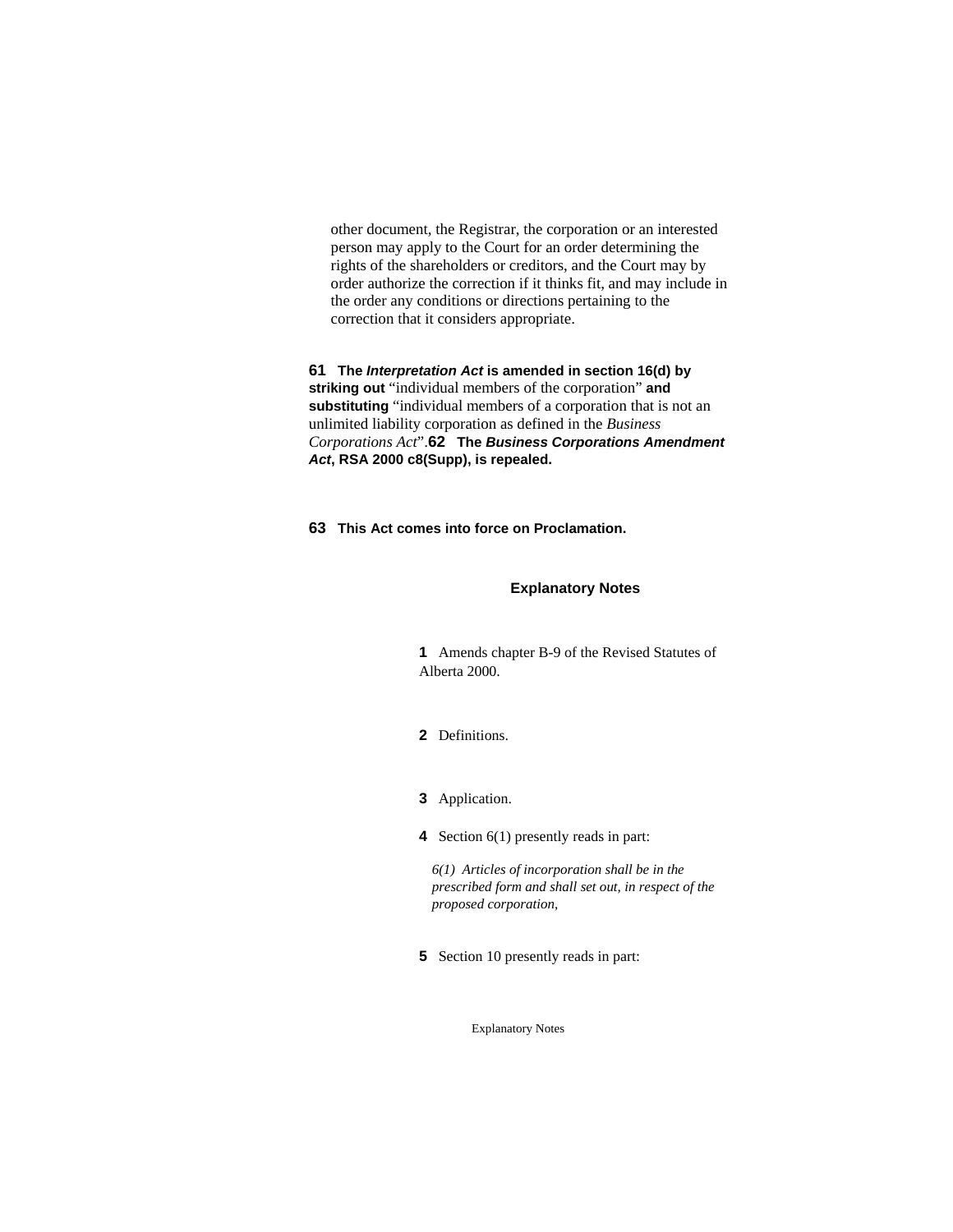other document, the Registrar, the corporation or an interested person may apply to the Court for an order determining the rights of the shareholders or creditors, and the Court may by order authorize the correction if it thinks fit, and may include in the order any conditions or directions pertaining to the correction that it considers appropriate.

**61 The *Interpretation Act* is amended in section 16(d) by striking out** "individual members of the corporation" **and substituting** "individual members of a corporation that is not an unlimited liability corporation as defined in the *Business Corporations Act*".

**62 The *Business Corporations Amendment Act*, RSA 2000 c8(Supp), is repealed.**

**63 This Act comes into force on Proclamation.**

## Explanatory Notes

**1** Amends chapter B-9 of the Revised Statutes of Alberta 2000.

**2** Definitions.

**3** Application.

**4** Section 6(1) presently reads in part:

> *6(1) Articles of incorporation shall be in the prescribed form and shall set out, in respect of the proposed corporation,*

**5** Section 10 presently reads in part: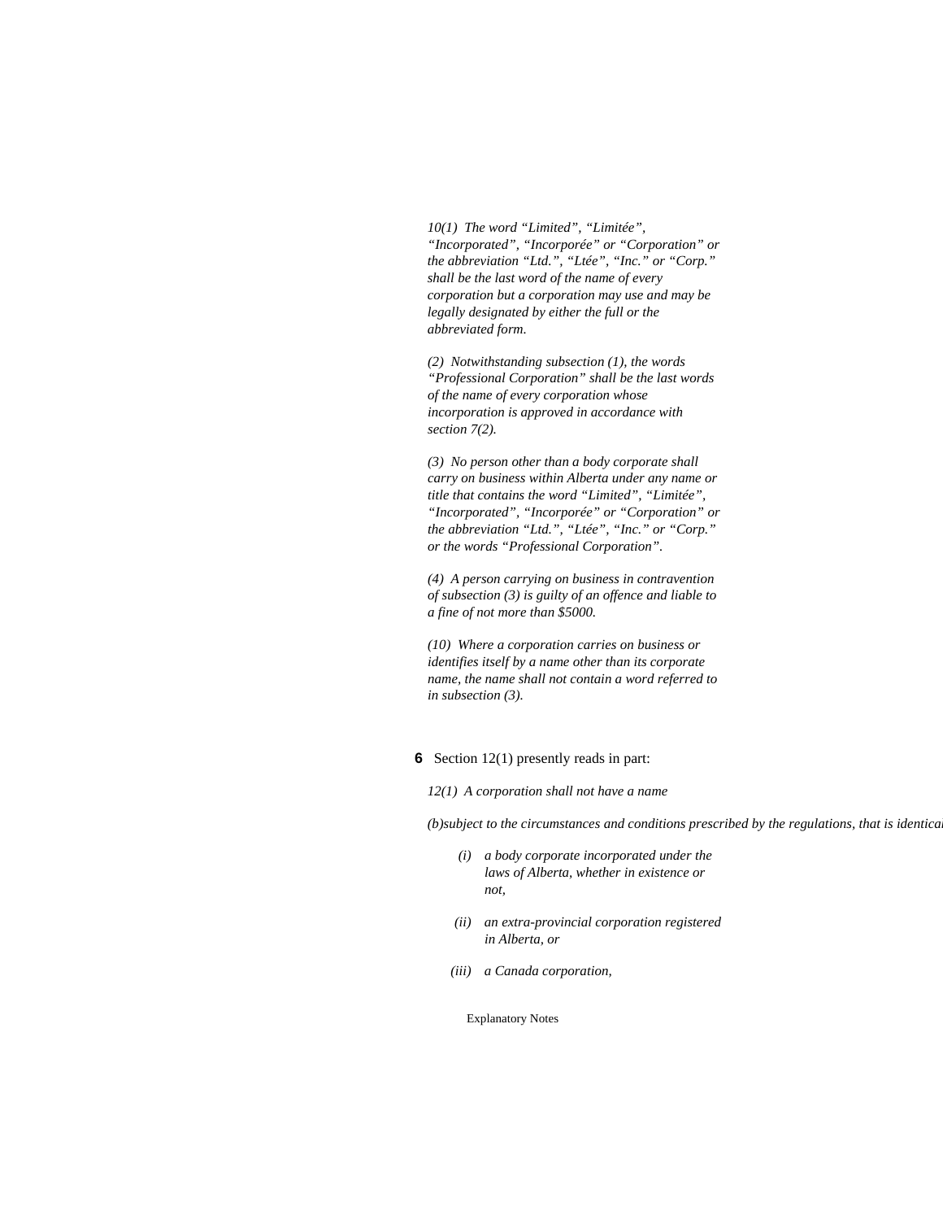*10(1) The word "Limited", "Limitée", "Incorporated", "Incorporée" or "Corporation" or the abbreviation "Ltd.", "Ltée", "Inc." or "Corp." shall be the last word of the name of every corporation but a corporation may use and may be legally designated by either the full or the abbreviated form.*

*(2) Notwithstanding subsection (1), the words "Professional Corporation" shall be the last words of the name of every corporation whose incorporation is approved in accordance with section 7(2).*

*(3) No person other than a body corporate shall carry on business within Alberta under any name or title that contains the word "Limited", "Limitée", "Incorporated", "Incorporée" or "Corporation" or the abbreviation "Ltd.", "Ltée", "Inc." or "Corp." or the words "Professional Corporation".*

*(4) A person carrying on business in contravention of subsection (3) is guilty of an offence and liable to a fine of not more than $5000.*

*(10) Where a corporation carries on business or identifies itself by a name other than its corporate name, the name shall not contain a word referred to in subsection (3).*

**6** Section 12(1) presently reads in part:

*12(1) A corporation shall not have a name*

*(b)subject to the circumstances and conditions prescribed by the regulations, that is identical*

- *(i) a body corporate incorporated under the laws of Alberta, whether in existence or not,*
- *(ii) an extra-provincial corporation registered in Alberta, or*
- *(iii) a Canada corporation,*

Explanatory Notes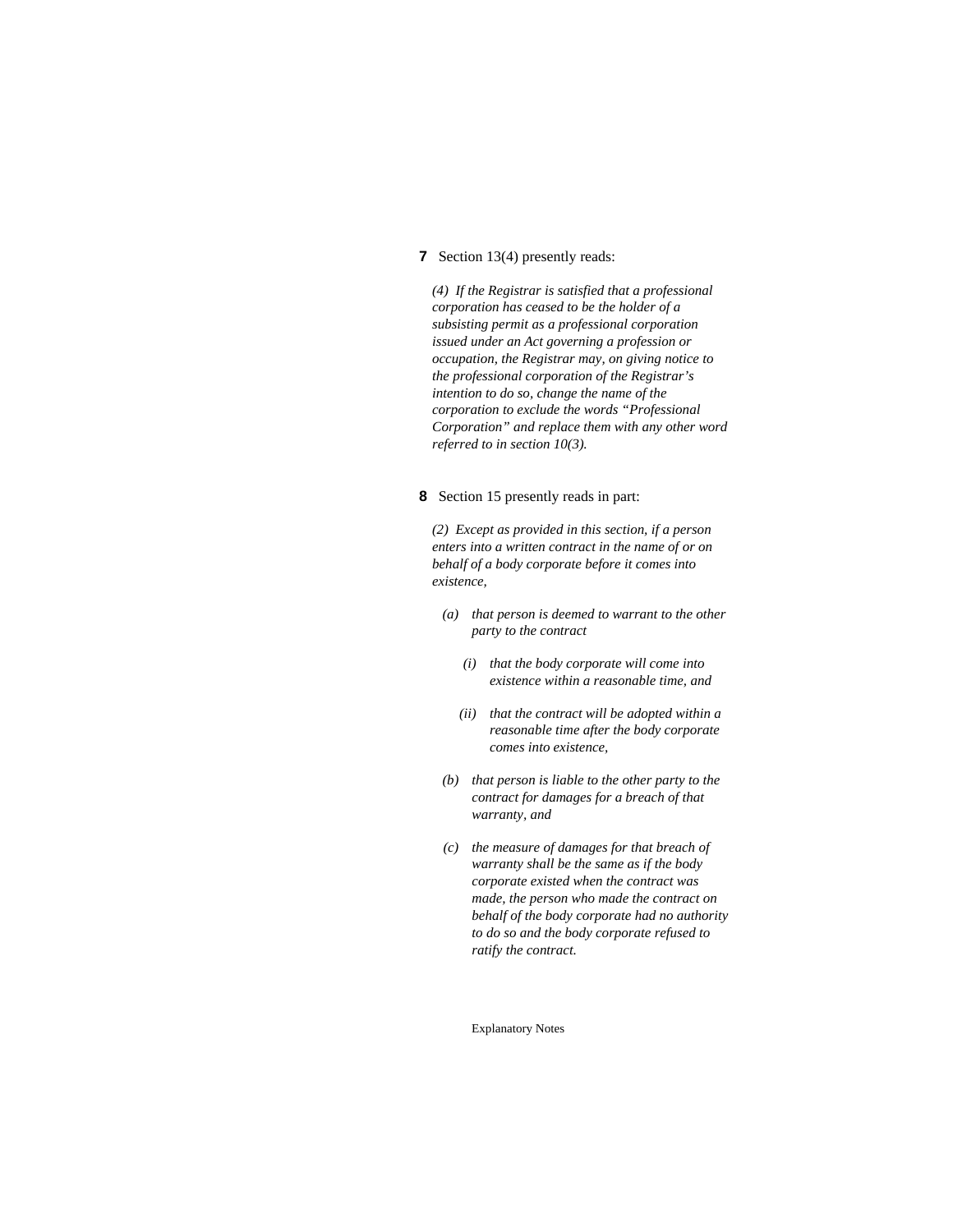**7** Section 13(4) presently reads:

*(4) If the Registrar is satisfied that a professional corporation has ceased to be the holder of a subsisting permit as a professional corporation issued under an Act governing a profession or occupation, the Registrar may, on giving notice to the professional corporation of the Registrar's intention to do so, change the name of the corporation to exclude the words "Professional Corporation" and replace them with any other word referred to in section 10(3).*

**8** Section 15 presently reads in part:

*(2) Except as provided in this section, if a person enters into a written contract in the name of or on behalf of a body corporate before it comes into existence,*

- *(a) that person is deemed to warrant to the other party to the contract*
  - *(i) that the body corporate will come into existence within a reasonable time, and*
  - *(ii) that the contract will be adopted within a reasonable time after the body corporate comes into existence,*
- *(b) that person is liable to the other party to the contract for damages for a breach of that warranty, and*
- *(c) the measure of damages for that breach of warranty shall be the same as if the body corporate existed when the contract was made, the person who made the contract on behalf of the body corporate had no authority to do so and the body corporate refused to ratify the contract.*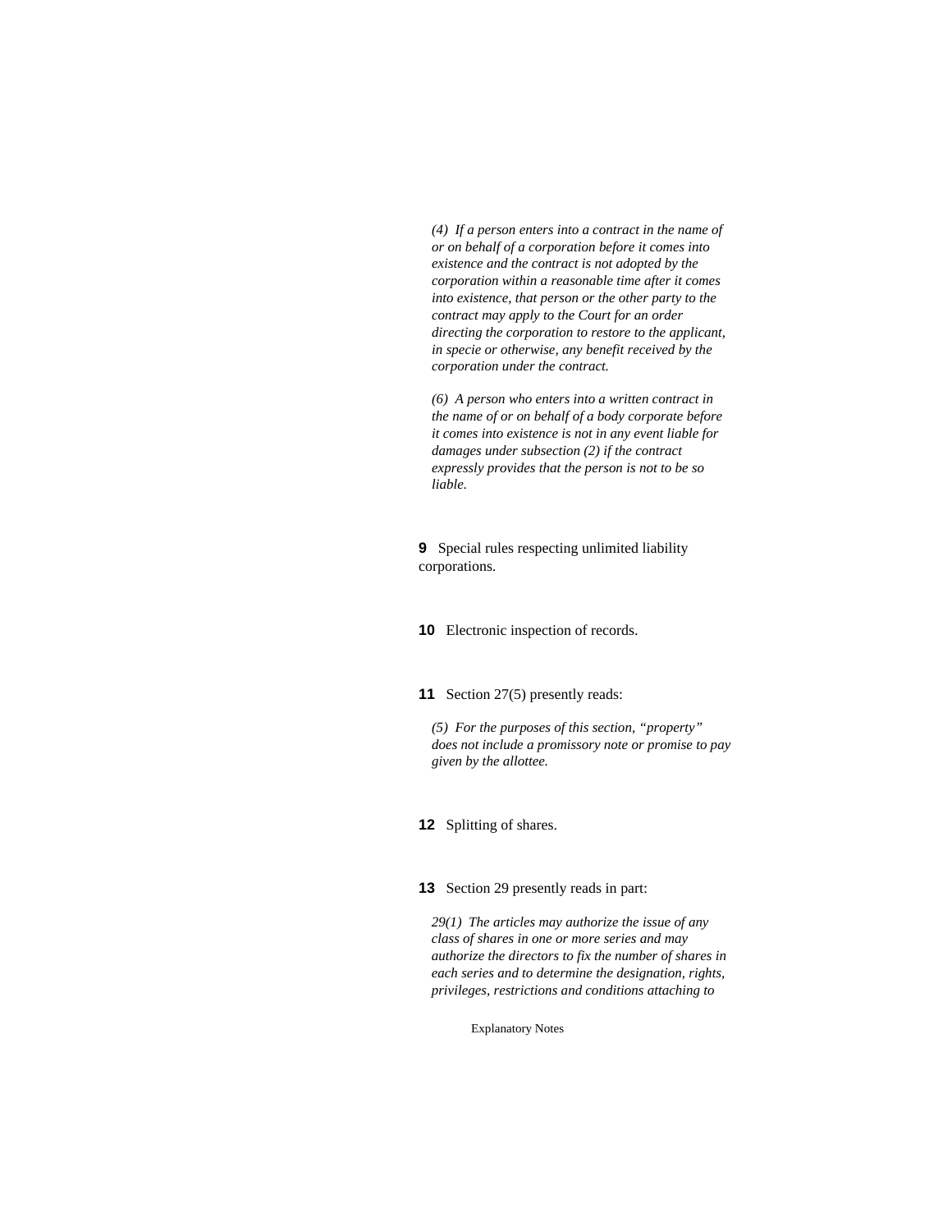*(4) If a person enters into a contract in the name of or on behalf of a corporation before it comes into existence and the contract is not adopted by the corporation within a reasonable time after it comes into existence, that person or the other party to the contract may apply to the Court for an order directing the corporation to restore to the applicant, in specie or otherwise, any benefit received by the corporation under the contract.*

*(6) A person who enters into a written contract in the name of or on behalf of a body corporate before it comes into existence is not in any event liable for damages under subsection (2) if the contract expressly provides that the person is not to be so liable.*

**9** Special rules respecting unlimited liability corporations.

**10** Electronic inspection of records.

**11** Section 27(5) presently reads:

*(5) For the purposes of this section, "property" does not include a promissory note or promise to pay given by the allottee.*

**12** Splitting of shares.

**13** Section 29 presently reads in part:

*29(1) The articles may authorize the issue of any class of shares in one or more series and may authorize the directors to fix the number of shares in each series and to determine the designation, rights, privileges, restrictions and conditions attaching to*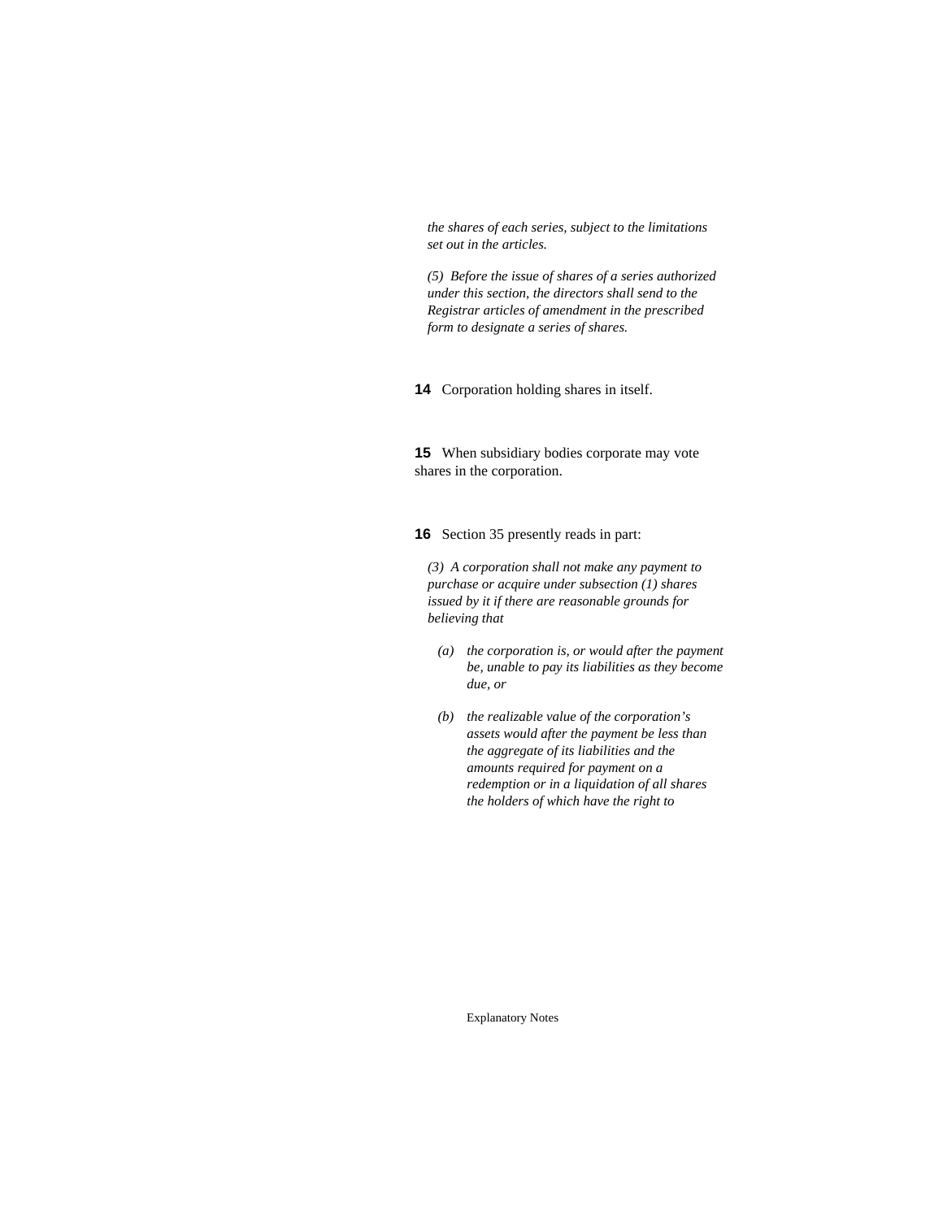*the shares of each series, subject to the limitations set out in the articles.*

*(5) Before the issue of shares of a series authorized under this section, the directors shall send to the Registrar articles of amendment in the prescribed form to designate a series of shares.*

**14** Corporation holding shares in itself.

**15** When subsidiary bodies corporate may vote shares in the corporation.

**16** Section 35 presently reads in part:

*(3) A corporation shall not make any payment to purchase or acquire under subsection (1) shares issued by it if there are reasonable grounds for believing that*

- *(a) the corporation is, or would after the payment be, unable to pay its liabilities as they become due, or*
- *(b) the realizable value of the corporation's assets would after the payment be less than the aggregate of its liabilities and the amounts required for payment on a redemption or in a liquidation of all shares the holders of which have the right to*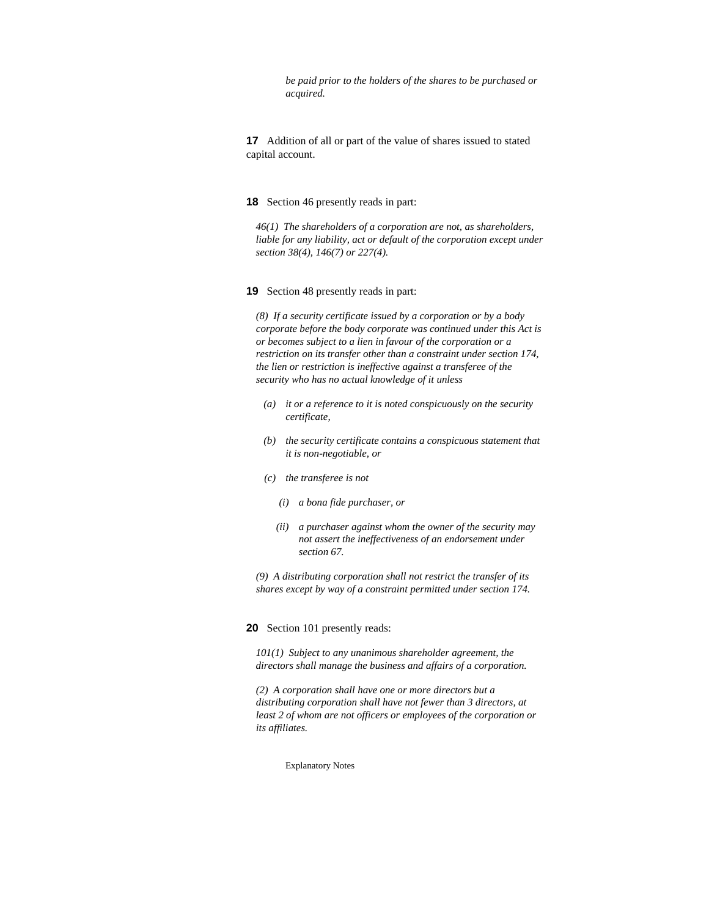*be paid prior to the holders of the shares to be purchased or acquired.*

**17** Addition of all or part of the value of shares issued to stated capital account.

**18** Section 46 presently reads in part:

*46(1) The shareholders of a corporation are not, as shareholders, liable for any liability, act or default of the corporation except under section 38(4), 146(7) or 227(4).*

**19** Section 48 presently reads in part:

*(8) If a security certificate issued by a corporation or by a body corporate before the body corporate was continued under this Act is or becomes subject to a lien in favour of the corporation or a restriction on its transfer other than a constraint under section 174, the lien or restriction is ineffective against a transferee of the security who has no actual knowledge of it unless*

- *(a) it or a reference to it is noted conspicuously on the security certificate,*
- *(b) the security certificate contains a conspicuous statement that it is non-negotiable, or*
- *(c) the transferee is not*
  - *(i) a bona fide purchaser, or*
  - *(ii) a purchaser against whom the owner of the security may not assert the ineffectiveness of an endorsement under section 67.*

*(9) A distributing corporation shall not restrict the transfer of its shares except by way of a constraint permitted under section 174.*

**20** Section 101 presently reads:

*101(1) Subject to any unanimous shareholder agreement, the directors shall manage the business and affairs of a corporation.*

*(2) A corporation shall have one or more directors but a distributing corporation shall have not fewer than 3 directors, at least 2 of whom are not officers or employees of the corporation or its affiliates.*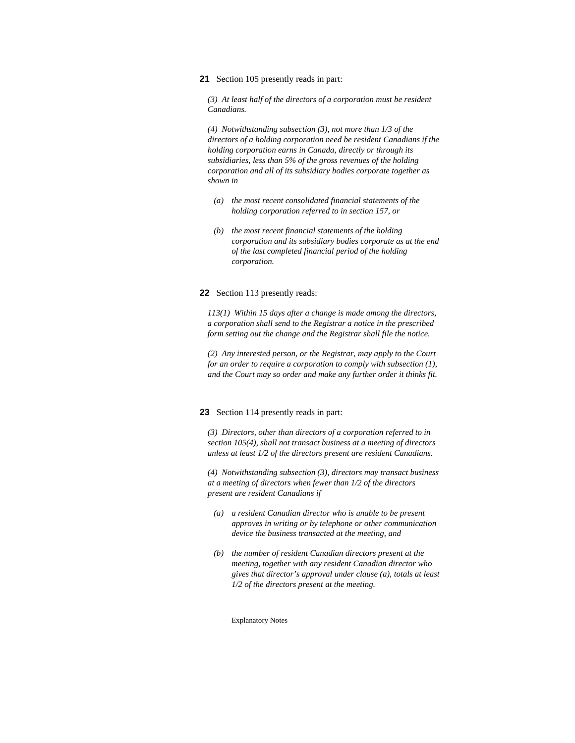**21** Section 105 presently reads in part:

*(3) At least half of the directors of a corporation must be resident Canadians.*

*(4) Notwithstanding subsection (3), not more than 1/3 of the directors of a holding corporation need be resident Canadians if the holding corporation earns in Canada, directly or through its subsidiaries, less than 5% of the gross revenues of the holding corporation and all of its subsidiary bodies corporate together as shown in*

*(a) the most recent consolidated financial statements of the holding corporation referred to in section 157, or*

*(b) the most recent financial statements of the holding corporation and its subsidiary bodies corporate as at the end of the last completed financial period of the holding corporation.*

**22** Section 113 presently reads:

*113(1) Within 15 days after a change is made among the directors, a corporation shall send to the Registrar a notice in the prescribed form setting out the change and the Registrar shall file the notice.*

*(2) Any interested person, or the Registrar, may apply to the Court for an order to require a corporation to comply with subsection (1), and the Court may so order and make any further order it thinks fit.*

**23** Section 114 presently reads in part:

*(3) Directors, other than directors of a corporation referred to in section 105(4), shall not transact business at a meeting of directors unless at least 1/2 of the directors present are resident Canadians.*

*(4) Notwithstanding subsection (3), directors may transact business at a meeting of directors when fewer than 1/2 of the directors present are resident Canadians if*

*(a) a resident Canadian director who is unable to be present approves in writing or by telephone or other communication device the business transacted at the meeting, and*

*(b) the number of resident Canadian directors present at the meeting, together with any resident Canadian director who gives that director's approval under clause (a), totals at least 1/2 of the directors present at the meeting.*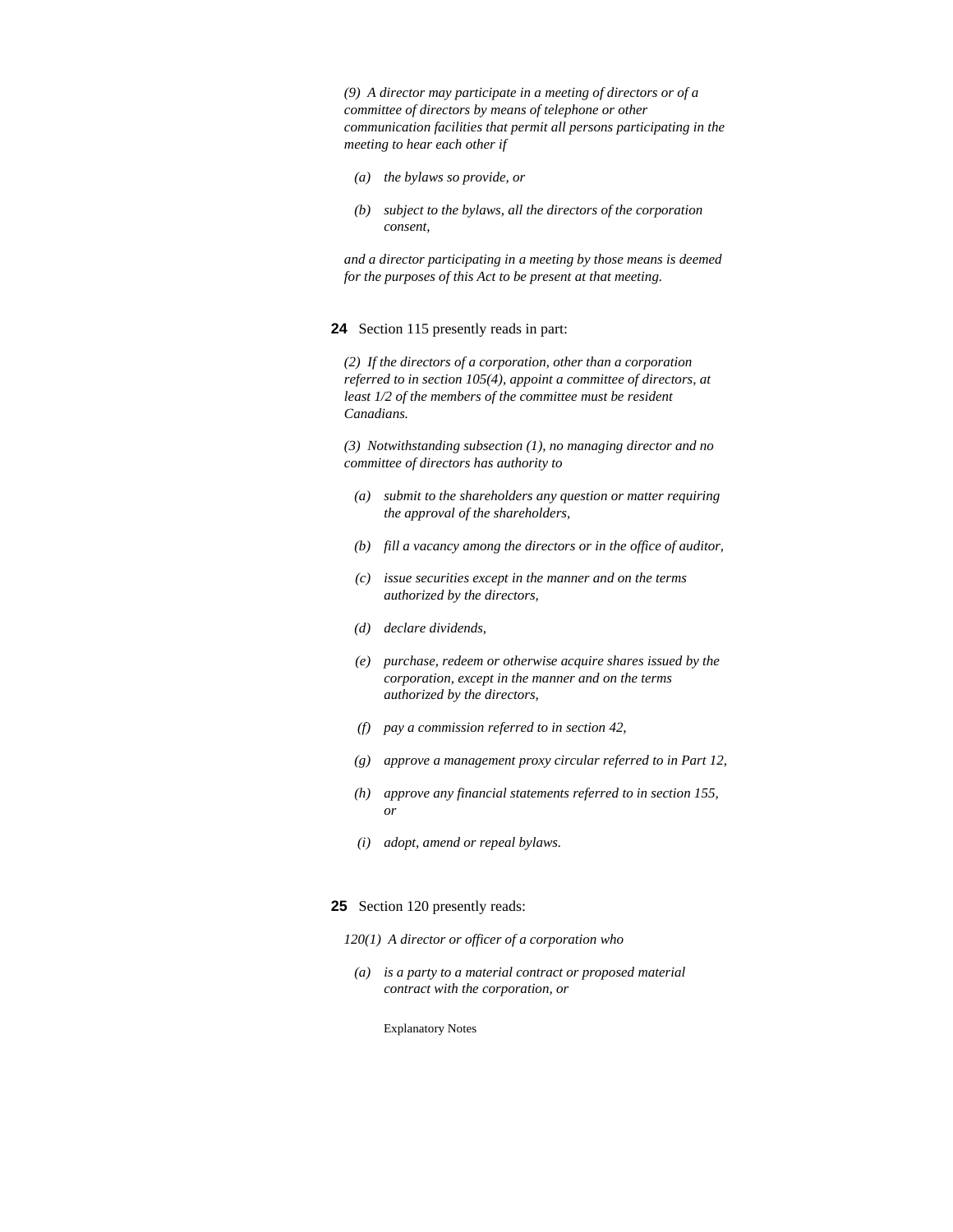*(9) A director may participate in a meeting of directors or of a committee of directors by means of telephone or other communication facilities that permit all persons participating in the meeting to hear each other if*

- *(a) the bylaws so provide, or*
- *(b) subject to the bylaws, all the directors of the corporation consent,*

*and a director participating in a meeting by those means is deemed for the purposes of this Act to be present at that meeting.*

**24** Section 115 presently reads in part:

*(2) If the directors of a corporation, other than a corporation referred to in section 105(4), appoint a committee of directors, at least 1/2 of the members of the committee must be resident Canadians.*

*(3) Notwithstanding subsection (1), no managing director and no committee of directors has authority to*

- *(a) submit to the shareholders any question or matter requiring the approval of the shareholders,*
- *(b) fill a vacancy among the directors or in the office of auditor,*
- *(c) issue securities except in the manner and on the terms authorized by the directors,*
- *(d) declare dividends,*
- *(e) purchase, redeem or otherwise acquire shares issued by the corporation, except in the manner and on the terms authorized by the directors,*
- *(f) pay a commission referred to in section 42,*
- *(g) approve a management proxy circular referred to in Part 12,*
- *(h) approve any financial statements referred to in section 155, or*
- *(i) adopt, amend or repeal bylaws.*

**25** Section 120 presently reads:

*120(1) A director or officer of a corporation who*

- *(a) is a party to a material contract or proposed material contract with the corporation, or*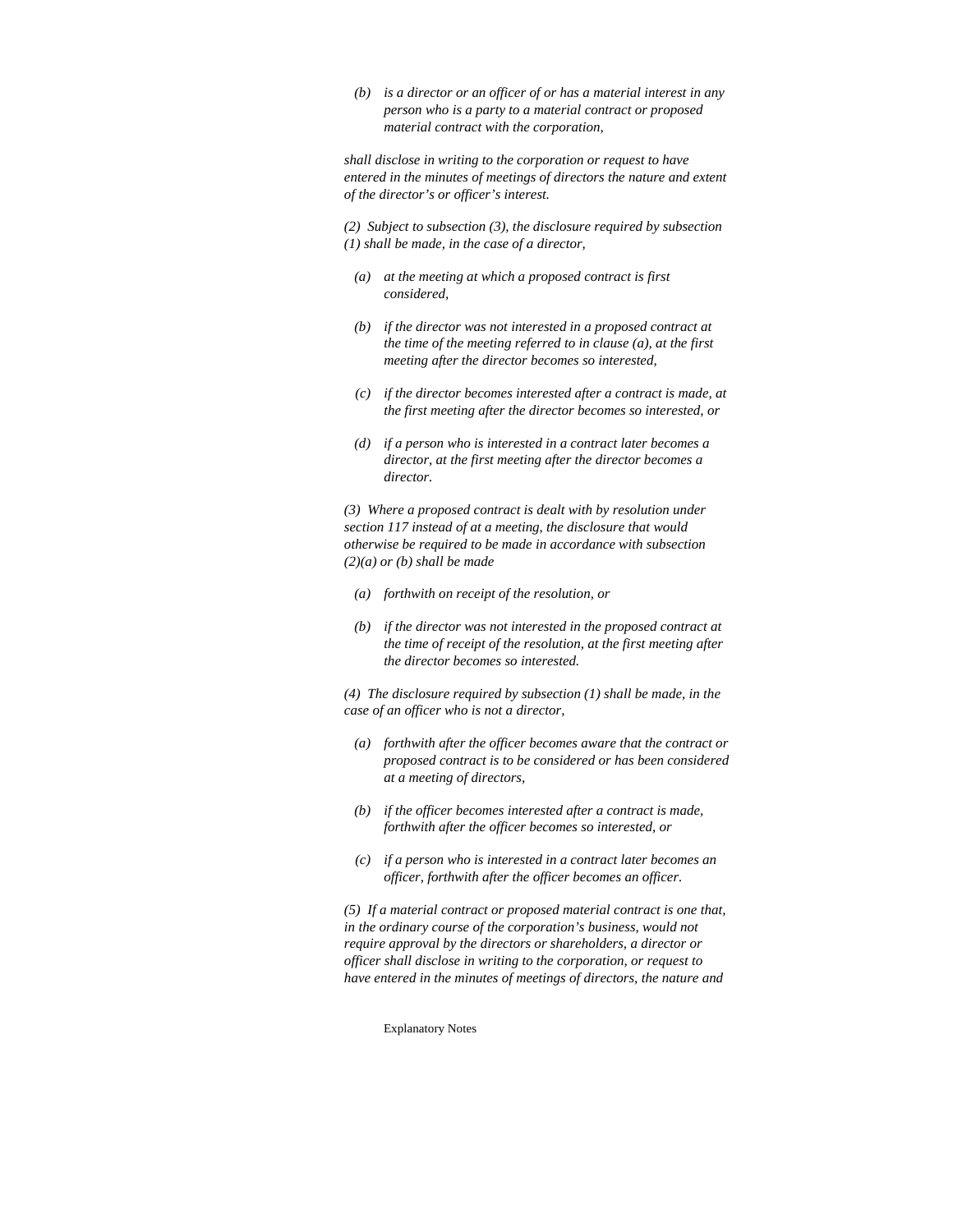*(b)* *is a director or an officer of or has a material interest in any person who is a party to a material contract or proposed material contract with the corporation,*

*shall disclose in writing to the corporation or request to have entered in the minutes of meetings of directors the nature and extent of the director's or officer's interest.*

*(2) Subject to subsection (3), the disclosure required by subsection (1) shall be made, in the case of a director,*

*(a)* *at the meeting at which a proposed contract is first considered,*

*(b)* *if the director was not interested in a proposed contract at the time of the meeting referred to in clause (a), at the first meeting after the director becomes so interested,*

*(c)* *if the director becomes interested after a contract is made, at the first meeting after the director becomes so interested, or*

*(d)* *if a person who is interested in a contract later becomes a director, at the first meeting after the director becomes a director.*

*(3) Where a proposed contract is dealt with by resolution under section 117 instead of at a meeting, the disclosure that would otherwise be required to be made in accordance with subsection (2)(a) or (b) shall be made*

*(a)* *forthwith on receipt of the resolution, or*

*(b)* *if the director was not interested in the proposed contract at the time of receipt of the resolution, at the first meeting after the director becomes so interested.*

*(4) The disclosure required by subsection (1) shall be made, in the case of an officer who is not a director,*

*(a)* *forthwith after the officer becomes aware that the contract or proposed contract is to be considered or has been considered at a meeting of directors,*

*(b)* *if the officer becomes interested after a contract is made, forthwith after the officer becomes so interested, or*

*(c)* *if a person who is interested in a contract later becomes an officer, forthwith after the officer becomes an officer.*

*(5) If a material contract or proposed material contract is one that, in the ordinary course of the corporation's business, would not require approval by the directors or shareholders, a director or officer shall disclose in writing to the corporation, or request to have entered in the minutes of meetings of directors, the nature and*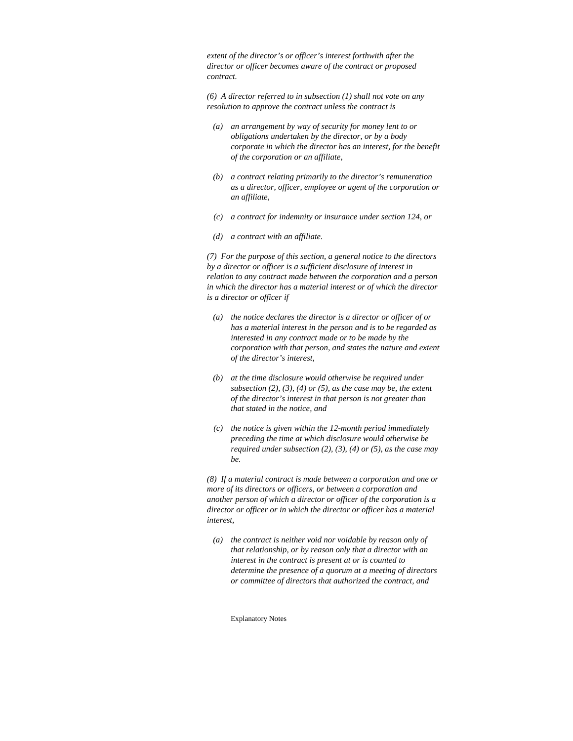*extent of the director's or officer's interest forthwith after the director or officer becomes aware of the contract or proposed contract.*

*(6) A director referred to in subsection (1) shall not vote on any resolution to approve the contract unless the contract is*

*(a) an arrangement by way of security for money lent to or obligations undertaken by the director, or by a body corporate in which the director has an interest, for the benefit of the corporation or an affiliate,*

*(b) a contract relating primarily to the director's remuneration as a director, officer, employee or agent of the corporation or an affiliate,*

*(c) a contract for indemnity or insurance under section 124, or*

*(d) a contract with an affiliate.*

*(7) For the purpose of this section, a general notice to the directors by a director or officer is a sufficient disclosure of interest in relation to any contract made between the corporation and a person in which the director has a material interest or of which the director is a director or officer if*

*(a) the notice declares the director is a director or officer of or has a material interest in the person and is to be regarded as interested in any contract made or to be made by the corporation with that person, and states the nature and extent of the director's interest,*

*(b) at the time disclosure would otherwise be required under subsection (2), (3), (4) or (5), as the case may be, the extent of the director's interest in that person is not greater than that stated in the notice, and*

*(c) the notice is given within the 12-month period immediately preceding the time at which disclosure would otherwise be required under subsection (2), (3), (4) or (5), as the case may be.*

*(8) If a material contract is made between a corporation and one or more of its directors or officers, or between a corporation and another person of which a director or officer of the corporation is a director or officer or in which the director or officer has a material interest,*

*(a) the contract is neither void nor voidable by reason only of that relationship, or by reason only that a director with an interest in the contract is present at or is counted to determine the presence of a quorum at a meeting of directors or committee of directors that authorized the contract, and*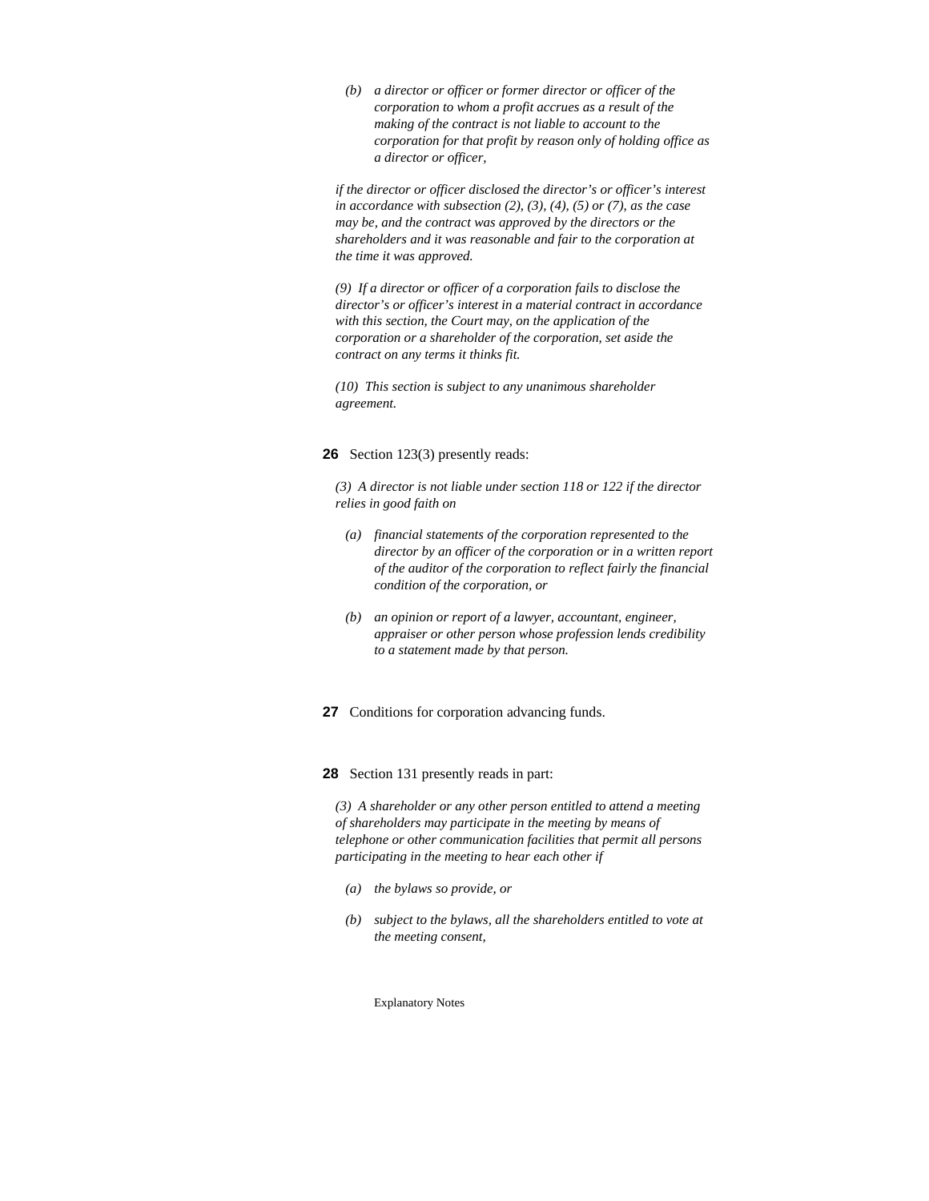*(b) a director or officer or former director or officer of the corporation to whom a profit accrues as a result of the making of the contract is not liable to account to the corporation for that profit by reason only of holding office as a director or officer,*

*if the director or officer disclosed the director's or officer's interest in accordance with subsection (2), (3), (4), (5) or (7), as the case may be, and the contract was approved by the directors or the shareholders and it was reasonable and fair to the corporation at the time it was approved.*

*(9) If a director or officer of a corporation fails to disclose the director's or officer's interest in a material contract in accordance with this section, the Court may, on the application of the corporation or a shareholder of the corporation, set aside the contract on any terms it thinks fit.*

*(10) This section is subject to any unanimous shareholder agreement.*

**26** Section 123(3) presently reads:

*(3) A director is not liable under section 118 or 122 if the director relies in good faith on*

*(a) financial statements of the corporation represented to the director by an officer of the corporation or in a written report of the auditor of the corporation to reflect fairly the financial condition of the corporation, or*

*(b) an opinion or report of a lawyer, accountant, engineer, appraiser or other person whose profession lends credibility to a statement made by that person.*

**27** Conditions for corporation advancing funds.

**28** Section 131 presently reads in part:

*(3) A shareholder or any other person entitled to attend a meeting of shareholders may participate in the meeting by means of telephone or other communication facilities that permit all persons participating in the meeting to hear each other if*

*(a) the bylaws so provide, or*

*(b) subject to the bylaws, all the shareholders entitled to vote at the meeting consent,*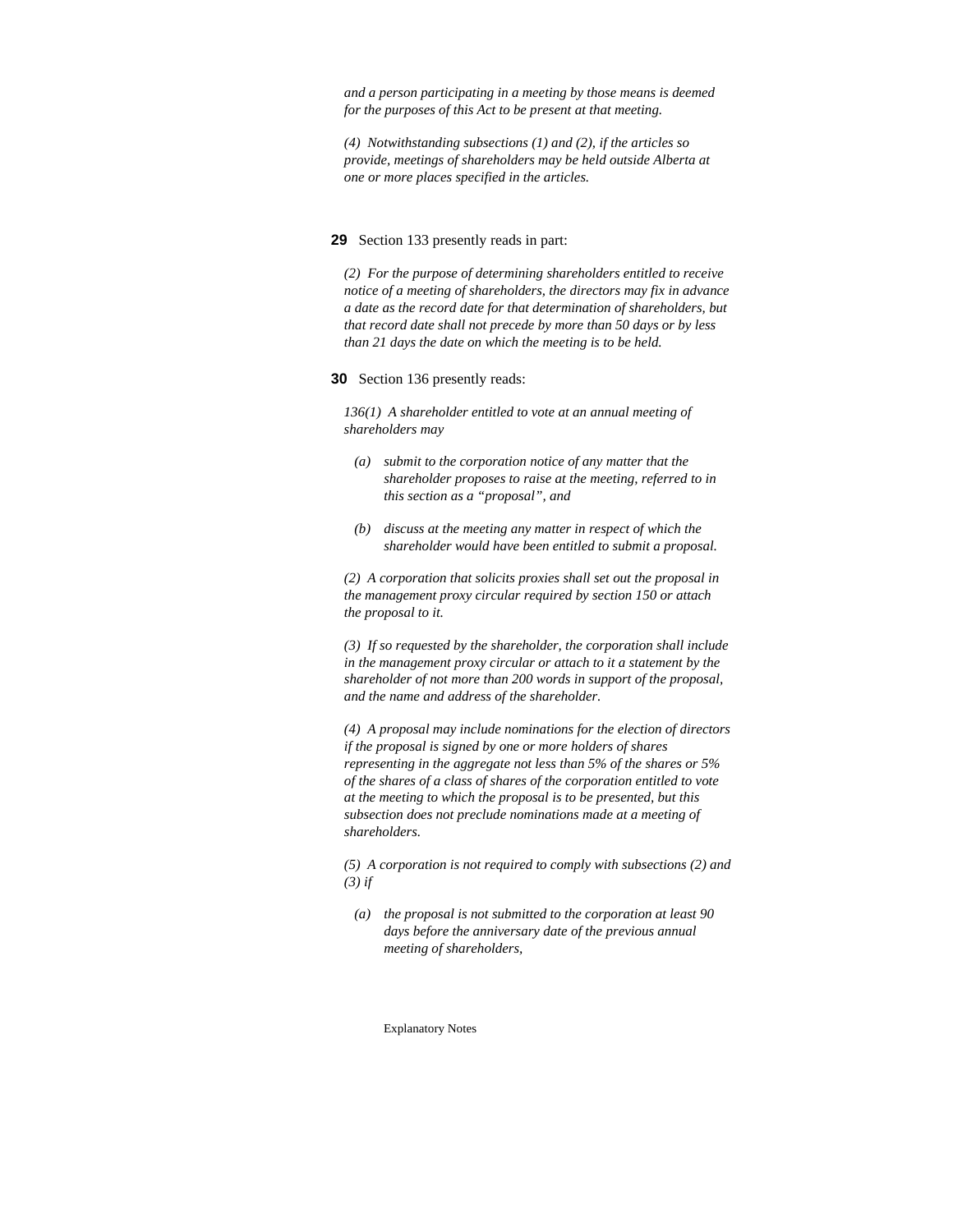*and a person participating in a meeting by those means is deemed for the purposes of this Act to be present at that meeting.*

*(4) Notwithstanding subsections (1) and (2), if the articles so provide, meetings of shareholders may be held outside Alberta at one or more places specified in the articles.*

**29** Section 133 presently reads in part:

*(2) For the purpose of determining shareholders entitled to receive notice of a meeting of shareholders, the directors may fix in advance a date as the record date for that determination of shareholders, but that record date shall not precede by more than 50 days or by less than 21 days the date on which the meeting is to be held.*

**30** Section 136 presently reads:

*136(1) A shareholder entitled to vote at an annual meeting of shareholders may*

- *(a) submit to the corporation notice of any matter that the shareholder proposes to raise at the meeting, referred to in this section as a "proposal", and*
- *(b) discuss at the meeting any matter in respect of which the shareholder would have been entitled to submit a proposal.*

*(2) A corporation that solicits proxies shall set out the proposal in the management proxy circular required by section 150 or attach the proposal to it.*

*(3) If so requested by the shareholder, the corporation shall include in the management proxy circular or attach to it a statement by the shareholder of not more than 200 words in support of the proposal, and the name and address of the shareholder.*

*(4) A proposal may include nominations for the election of directors if the proposal is signed by one or more holders of shares representing in the aggregate not less than 5% of the shares or 5% of the shares of a class of shares of the corporation entitled to vote at the meeting to which the proposal is to be presented, but this subsection does not preclude nominations made at a meeting of shareholders.*

*(5) A corporation is not required to comply with subsections (2) and (3) if*

- *(a) the proposal is not submitted to the corporation at least 90 days before the anniversary date of the previous annual meeting of shareholders,*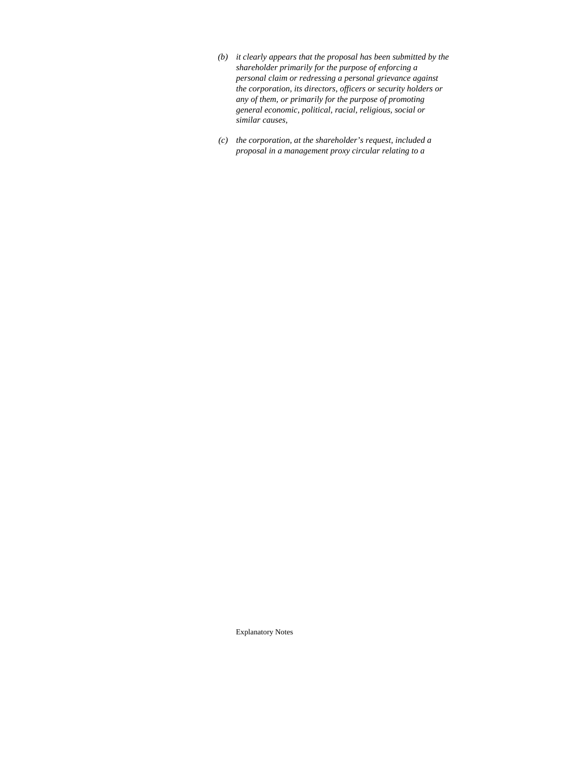*(b) it clearly appears that the proposal has been submitted by the shareholder primarily for the purpose of enforcing a personal claim or redressing a personal grievance against the corporation, its directors, officers or security holders or any of them, or primarily for the purpose of promoting general economic, political, racial, religious, social or similar causes,*

*(c) the corporation, at the shareholder's request, included a proposal in a management proxy circular relating to a*

Explanatory Notes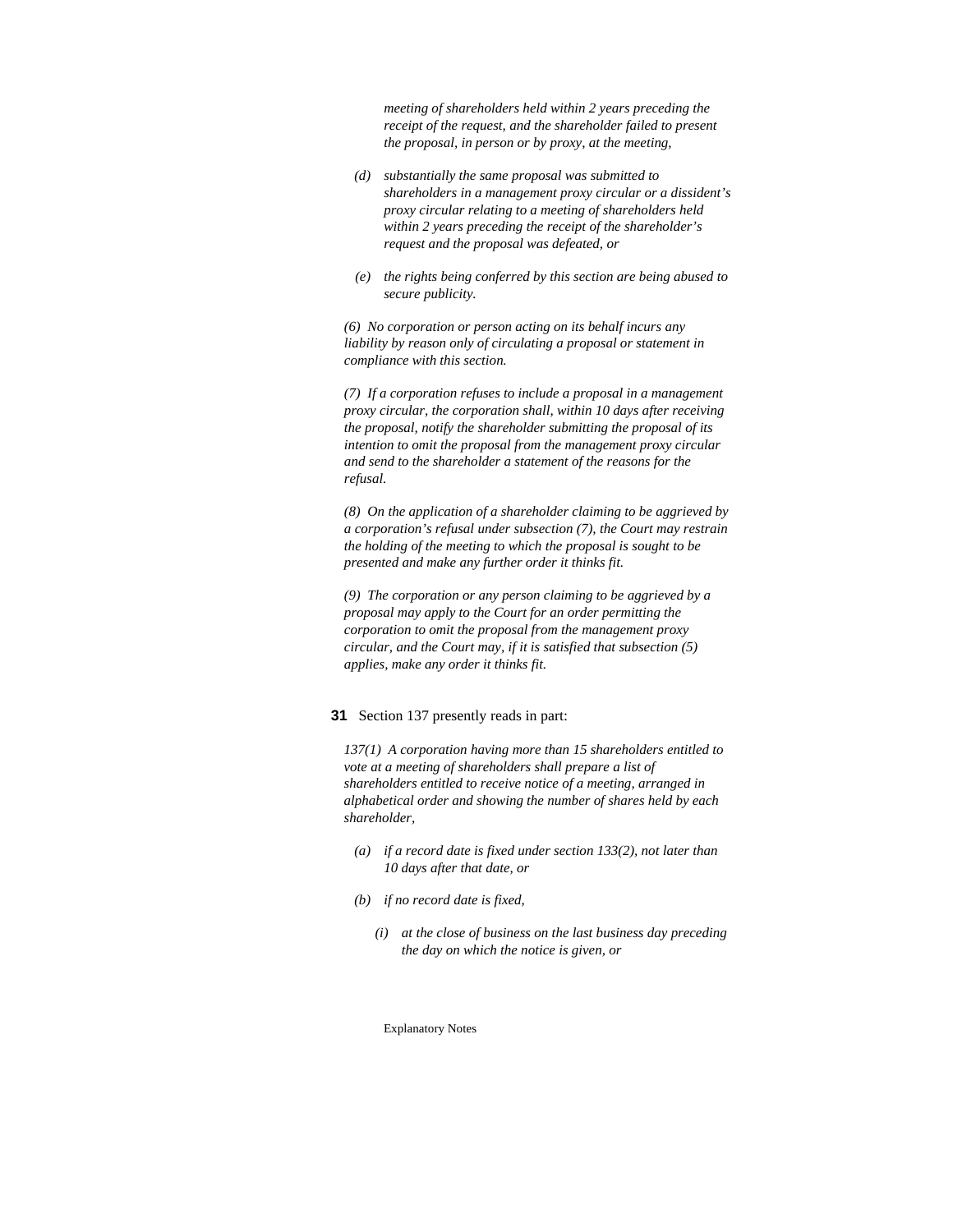*meeting of shareholders held within 2 years preceding the receipt of the request, and the shareholder failed to present the proposal, in person or by proxy, at the meeting,*

*(d) substantially the same proposal was submitted to shareholders in a management proxy circular or a dissident's proxy circular relating to a meeting of shareholders held within 2 years preceding the receipt of the shareholder's request and the proposal was defeated, or*

*(e) the rights being conferred by this section are being abused to secure publicity.*

*(6) No corporation or person acting on its behalf incurs any liability by reason only of circulating a proposal or statement in compliance with this section.*

*(7) If a corporation refuses to include a proposal in a management proxy circular, the corporation shall, within 10 days after receiving the proposal, notify the shareholder submitting the proposal of its intention to omit the proposal from the management proxy circular and send to the shareholder a statement of the reasons for the refusal.*

*(8) On the application of a shareholder claiming to be aggrieved by a corporation's refusal under subsection (7), the Court may restrain the holding of the meeting to which the proposal is sought to be presented and make any further order it thinks fit.*

*(9) The corporation or any person claiming to be aggrieved by a proposal may apply to the Court for an order permitting the corporation to omit the proposal from the management proxy circular, and the Court may, if it is satisfied that subsection (5) applies, make any order it thinks fit.*

**31** Section 137 presently reads in part:

*137(1) A corporation having more than 15 shareholders entitled to vote at a meeting of shareholders shall prepare a list of shareholders entitled to receive notice of a meeting, arranged in alphabetical order and showing the number of shares held by each shareholder,*

*(a) if a record date is fixed under section 133(2), not later than 10 days after that date, or*

*(b) if no record date is fixed,*

*(i) at the close of business on the last business day preceding the day on which the notice is given, or*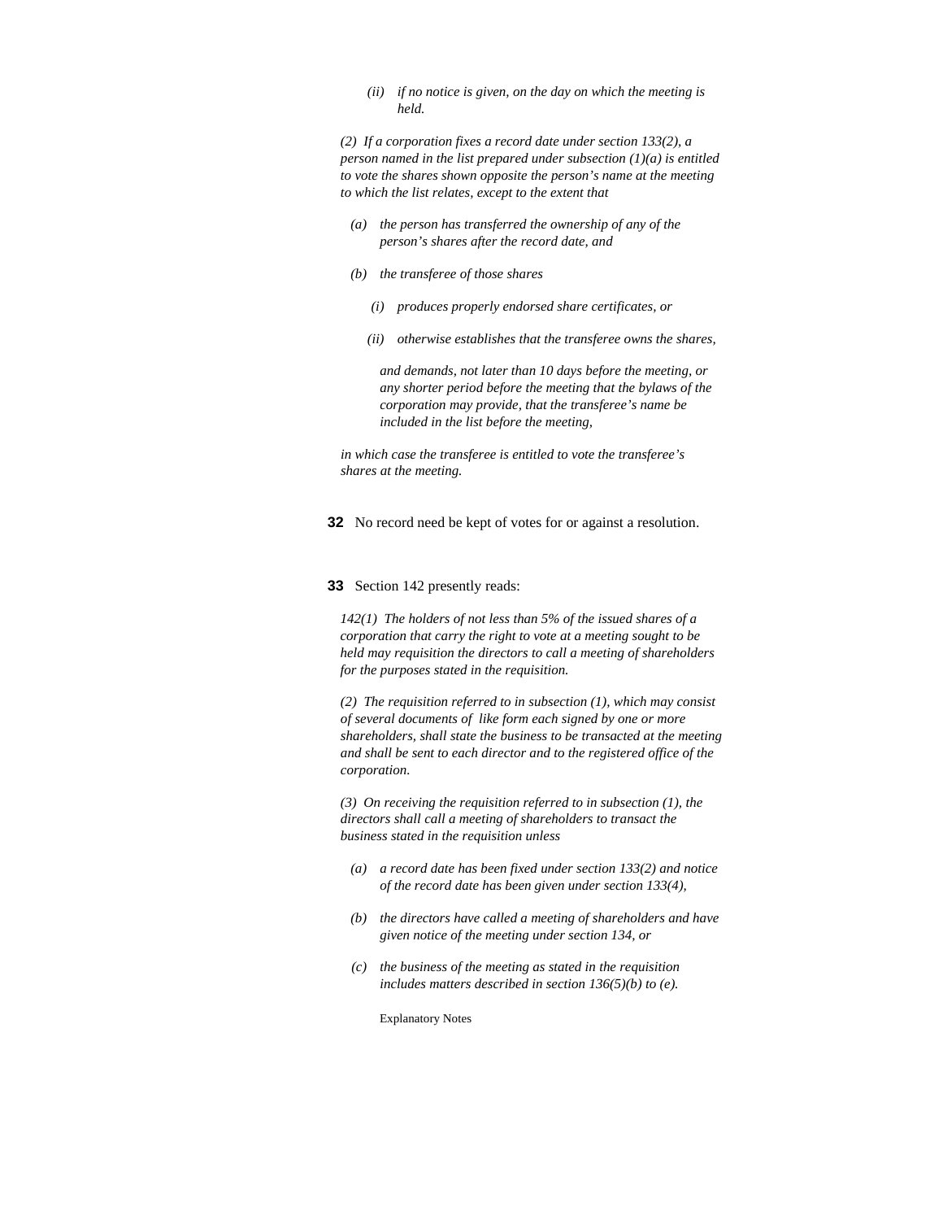*(ii) if no notice is given, on the day on which the meeting is held.*

*(2) If a corporation fixes a record date under section 133(2), a person named in the list prepared under subsection (1)(a) is entitled to vote the shares shown opposite the person's name at the meeting to which the list relates, except to the extent that*

*(a) the person has transferred the ownership of any of the person's shares after the record date, and*

*(b) the transferee of those shares*

*(i) produces properly endorsed share certificates, or*

*(ii) otherwise establishes that the transferee owns the shares,*

*and demands, not later than 10 days before the meeting, or any shorter period before the meeting that the bylaws of the corporation may provide, that the transferee's name be included in the list before the meeting,*

*in which case the transferee is entitled to vote the transferee's shares at the meeting.*

**32** No record need be kept of votes for or against a resolution.

**33** Section 142 presently reads:

*142(1) The holders of not less than 5% of the issued shares of a corporation that carry the right to vote at a meeting sought to be held may requisition the directors to call a meeting of shareholders for the purposes stated in the requisition.*

*(2) The requisition referred to in subsection (1), which may consist of several documents of like form each signed by one or more shareholders, shall state the business to be transacted at the meeting and shall be sent to each director and to the registered office of the corporation.*

*(3) On receiving the requisition referred to in subsection (1), the directors shall call a meeting of shareholders to transact the business stated in the requisition unless*

*(a) a record date has been fixed under section 133(2) and notice of the record date has been given under section 133(4),*

*(b) the directors have called a meeting of shareholders and have given notice of the meeting under section 134, or*

*(c) the business of the meeting as stated in the requisition includes matters described in section 136(5)(b) to (e).*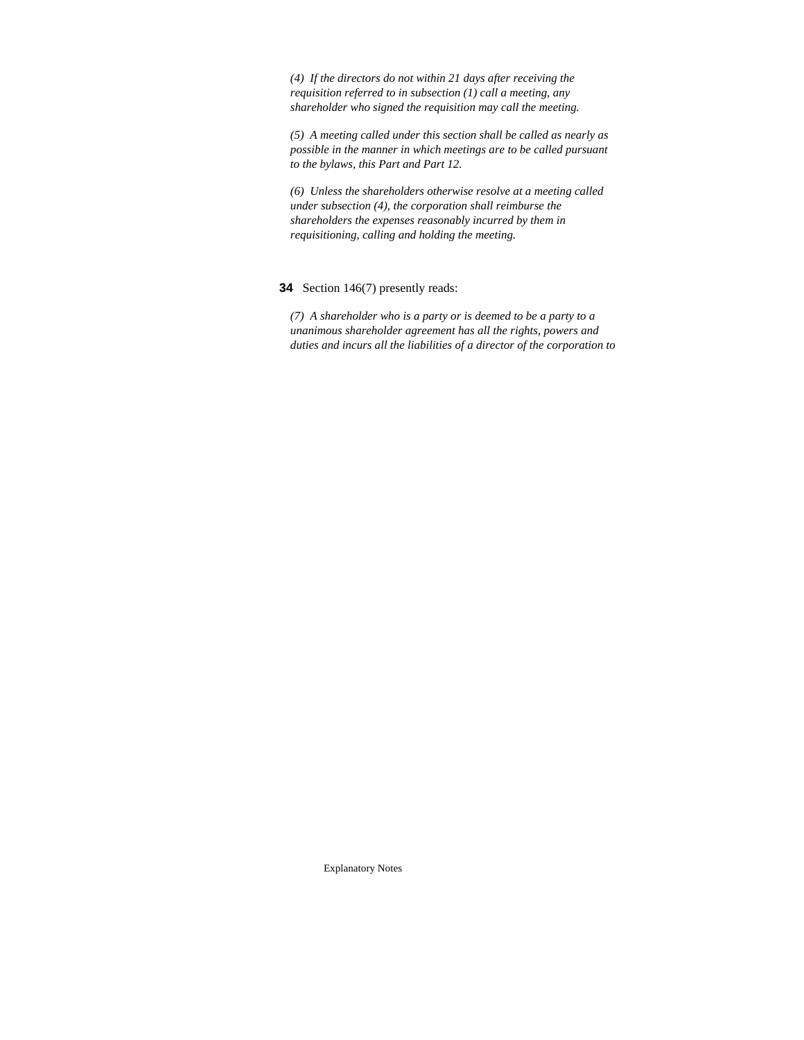*(4) If the directors do not within 21 days after receiving the requisition referred to in subsection (1) call a meeting, any shareholder who signed the requisition may call the meeting.*

*(5) A meeting called under this section shall be called as nearly as possible in the manner in which meetings are to be called pursuant to the bylaws, this Part and Part 12.*

*(6) Unless the shareholders otherwise resolve at a meeting called under subsection (4), the corporation shall reimburse the shareholders the expenses reasonably incurred by them in requisitioning, calling and holding the meeting.*

**34** Section 146(7) presently reads:

*(7) A shareholder who is a party or is deemed to be a party to a unanimous shareholder agreement has all the rights, powers and duties and incurs all the liabilities of a director of the corporation to*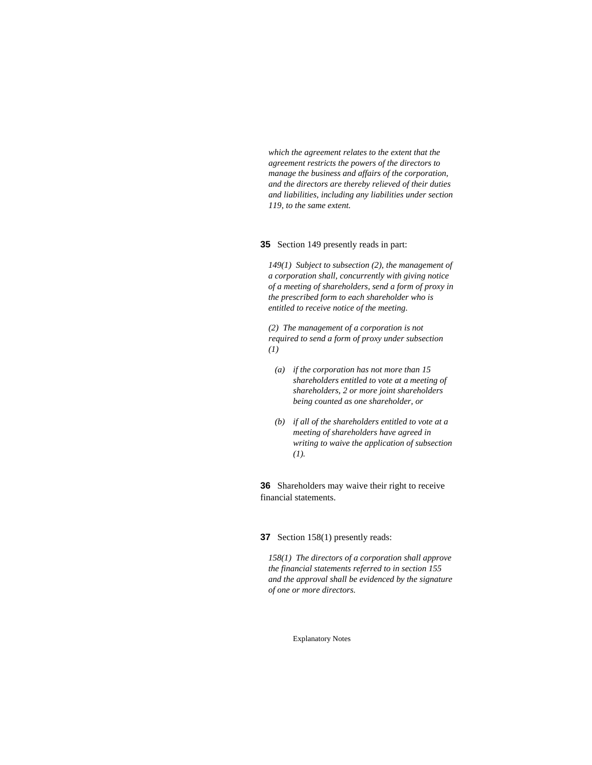*which the agreement relates to the extent that the agreement restricts the powers of the directors to manage the business and affairs of the corporation, and the directors are thereby relieved of their duties and liabilities, including any liabilities under section 119, to the same extent.*

**35** Section 149 presently reads in part:

*149(1) Subject to subsection (2), the management of a corporation shall, concurrently with giving notice of a meeting of shareholders, send a form of proxy in the prescribed form to each shareholder who is entitled to receive notice of the meeting.*

*(2) The management of a corporation is not required to send a form of proxy under subsection (1)*

*(a) if the corporation has not more than 15 shareholders entitled to vote at a meeting of shareholders, 2 or more joint shareholders being counted as one shareholder, or*

*(b) if all of the shareholders entitled to vote at a meeting of shareholders have agreed in writing to waive the application of subsection (1).*

**36** Shareholders may waive their right to receive financial statements.

**37** Section 158(1) presently reads:

*158(1) The directors of a corporation shall approve the financial statements referred to in section 155 and the approval shall be evidenced by the signature of one or more directors.*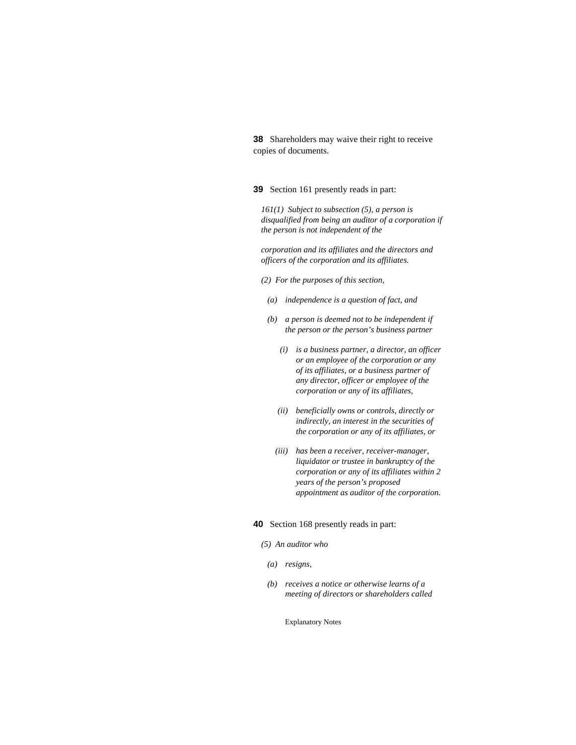**38** Shareholders may waive their right to receive copies of documents.

**39** Section 161 presently reads in part:

*161(1) Subject to subsection (5), a person is disqualified from being an auditor of a corporation if the person is not independent of the*

*corporation and its affiliates and the directors and officers of the corporation and its affiliates.*

*(2) For the purposes of this section,*

*(a) independence is a question of fact, and*

*(b) a person is deemed not to be independent if the person or the person's business partner*

*(i) is a business partner, a director, an officer or an employee of the corporation or any of its affiliates, or a business partner of any director, officer or employee of the corporation or any of its affiliates,*

*(ii) beneficially owns or controls, directly or indirectly, an interest in the securities of the corporation or any of its affiliates, or*

*(iii) has been a receiver, receiver-manager, liquidator or trustee in bankruptcy of the corporation or any of its affiliates within 2 years of the person's proposed appointment as auditor of the corporation.*

**40** Section 168 presently reads in part:

*(5) An auditor who*

*(a) resigns,*

*(b) receives a notice or otherwise learns of a meeting of directors or shareholders called*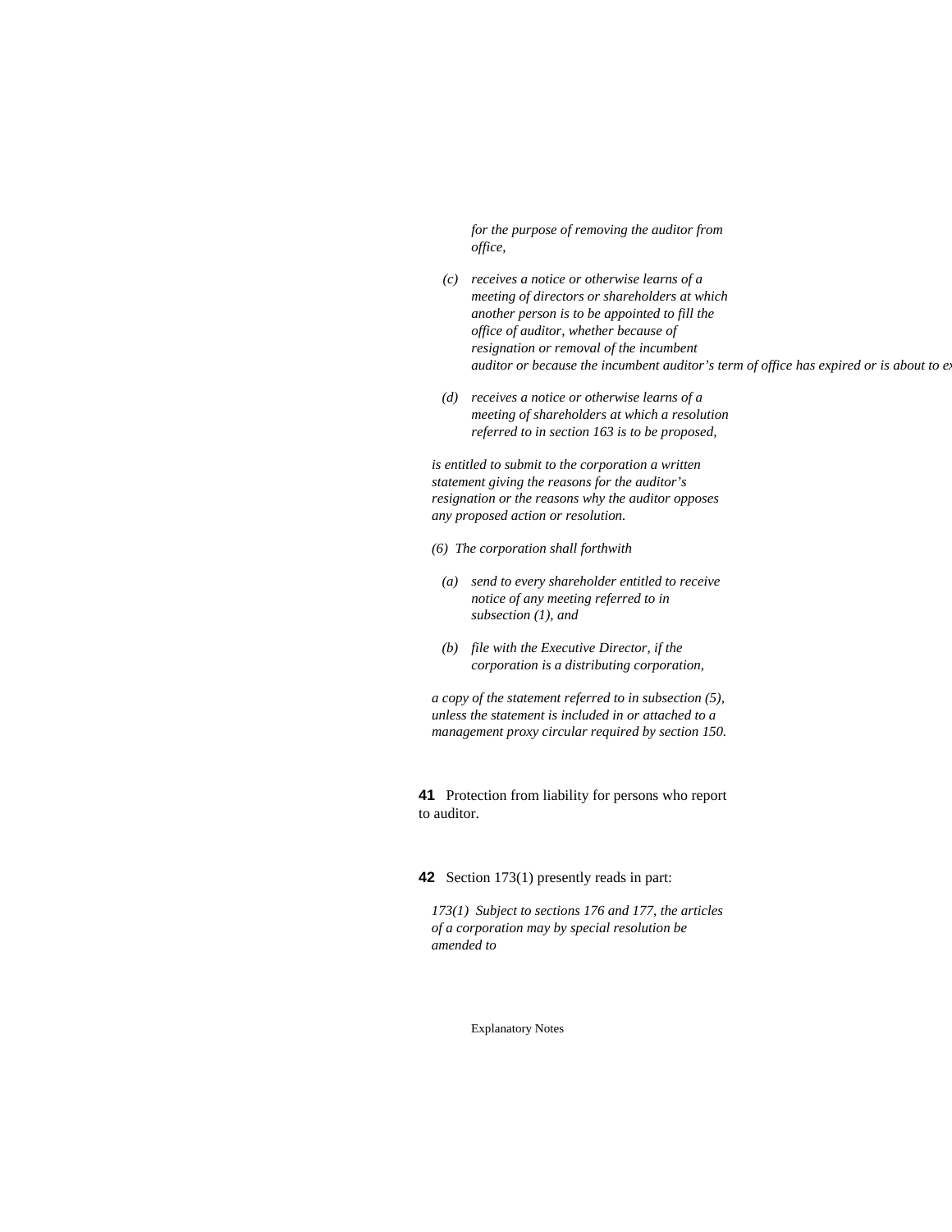*for the purpose of removing the auditor from office,*

*(c) receives a notice or otherwise learns of a meeting of directors or shareholders at which another person is to be appointed to fill the office of auditor, whether because of resignation or removal of the incumbent auditor or because the incumbent auditor's term of office has expired or is about to ex*

*(d) receives a notice or otherwise learns of a meeting of shareholders at which a resolution referred to in section 163 is to be proposed,*

*is entitled to submit to the corporation a written statement giving the reasons for the auditor's resignation or the reasons why the auditor opposes any proposed action or resolution.*

*(6) The corporation shall forthwith*

*(a) send to every shareholder entitled to receive notice of any meeting referred to in subsection (1), and*

*(b) file with the Executive Director, if the corporation is a distributing corporation,*

*a copy of the statement referred to in subsection (5), unless the statement is included in or attached to a management proxy circular required by section 150.*

**41** Protection from liability for persons who report to auditor.

**42** Section 173(1) presently reads in part:

*173(1) Subject to sections 176 and 177, the articles of a corporation may by special resolution be amended to*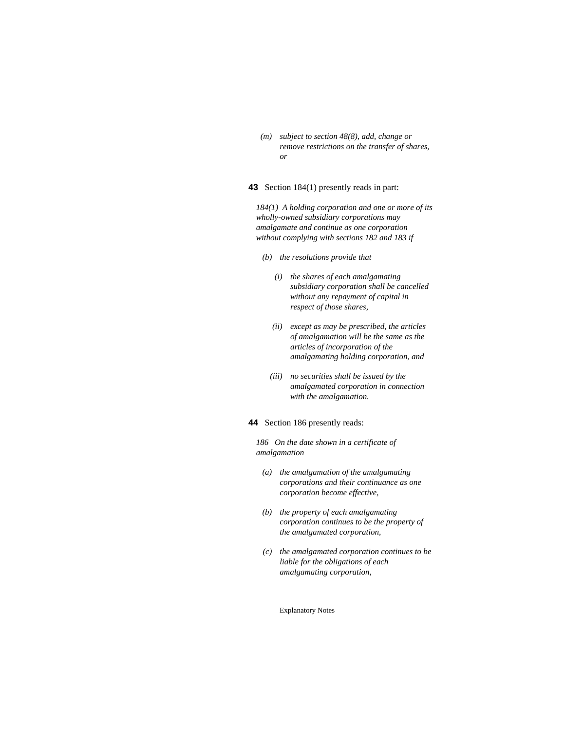*(m) subject to section 48(8), add, change or remove restrictions on the transfer of shares, or*

**43** Section 184(1) presently reads in part:

*184(1) A holding corporation and one or more of its wholly-owned subsidiary corporations may amalgamate and continue as one corporation without complying with sections 182 and 183 if*

*(b) the resolutions provide that*

*(i) the shares of each amalgamating subsidiary corporation shall be cancelled without any repayment of capital in respect of those shares,*

*(ii) except as may be prescribed, the articles of amalgamation will be the same as the articles of incorporation of the amalgamating holding corporation, and*

*(iii) no securities shall be issued by the amalgamated corporation in connection with the amalgamation.*

**44** Section 186 presently reads:

*186 On the date shown in a certificate of amalgamation*

*(a) the amalgamation of the amalgamating corporations and their continuance as one corporation become effective,*

*(b) the property of each amalgamating corporation continues to be the property of the amalgamated corporation,*

*(c) the amalgamated corporation continues to be liable for the obligations of each amalgamating corporation,*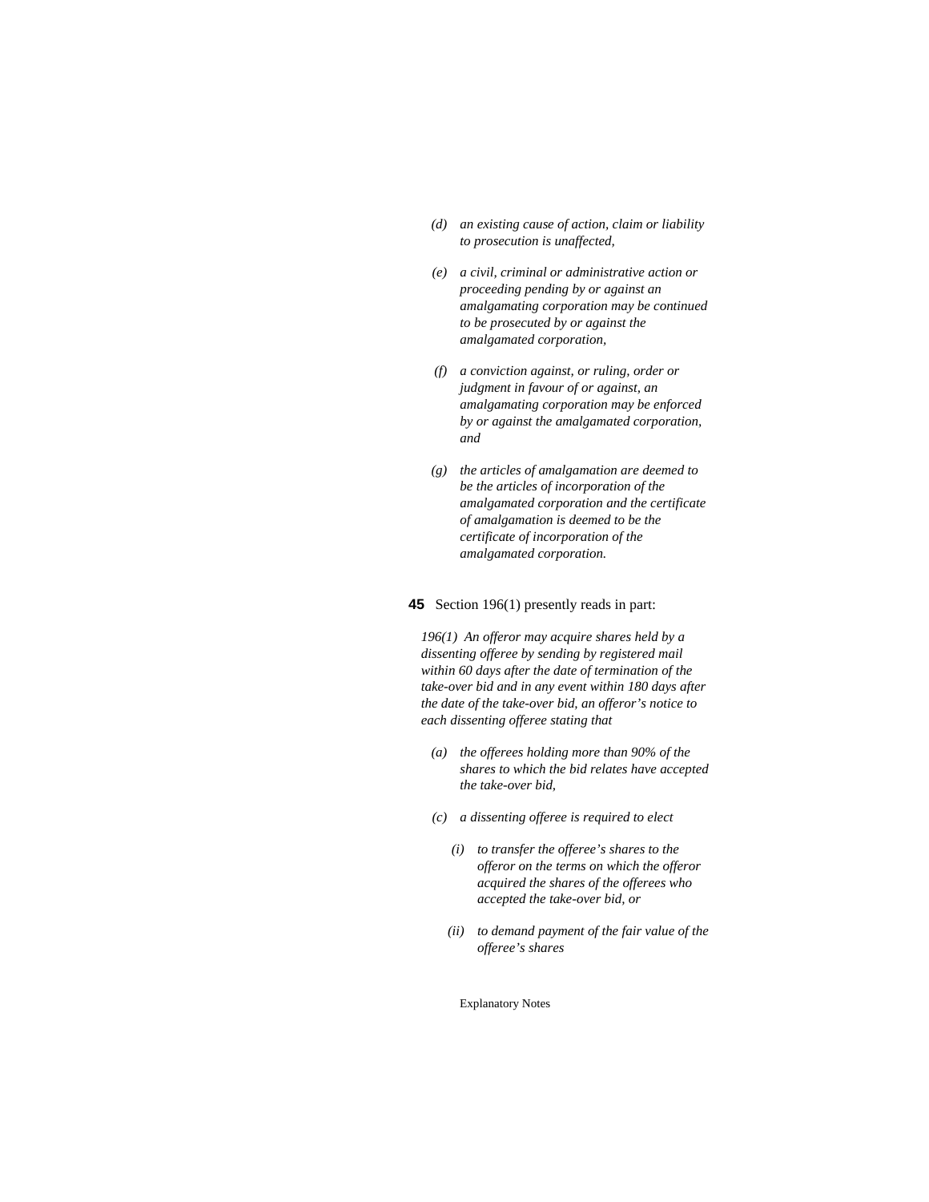*(d) an existing cause of action, claim or liability to prosecution is unaffected,*

*(e) a civil, criminal or administrative action or proceeding pending by or against an amalgamating corporation may be continued to be prosecuted by or against the amalgamated corporation,*

*(f) a conviction against, or ruling, order or judgment in favour of or against, an amalgamating corporation may be enforced by or against the amalgamated corporation, and*

*(g) the articles of amalgamation are deemed to be the articles of incorporation of the amalgamated corporation and the certificate of amalgamation is deemed to be the certificate of incorporation of the amalgamated corporation.*

**45** Section 196(1) presently reads in part:

*196(1) An offeror may acquire shares held by a dissenting offeree by sending by registered mail within 60 days after the date of termination of the take-over bid and in any event within 180 days after the date of the take-over bid, an offeror's notice to each dissenting offeree stating that*

*(a) the offerees holding more than 90% of the shares to which the bid relates have accepted the take-over bid,*

*(c) a dissenting offeree is required to elect*

*(i) to transfer the offeree's shares to the offeror on the terms on which the offeror acquired the shares of the offerees who accepted the take-over bid, or*

*(ii) to demand payment of the fair value of the offeree's shares*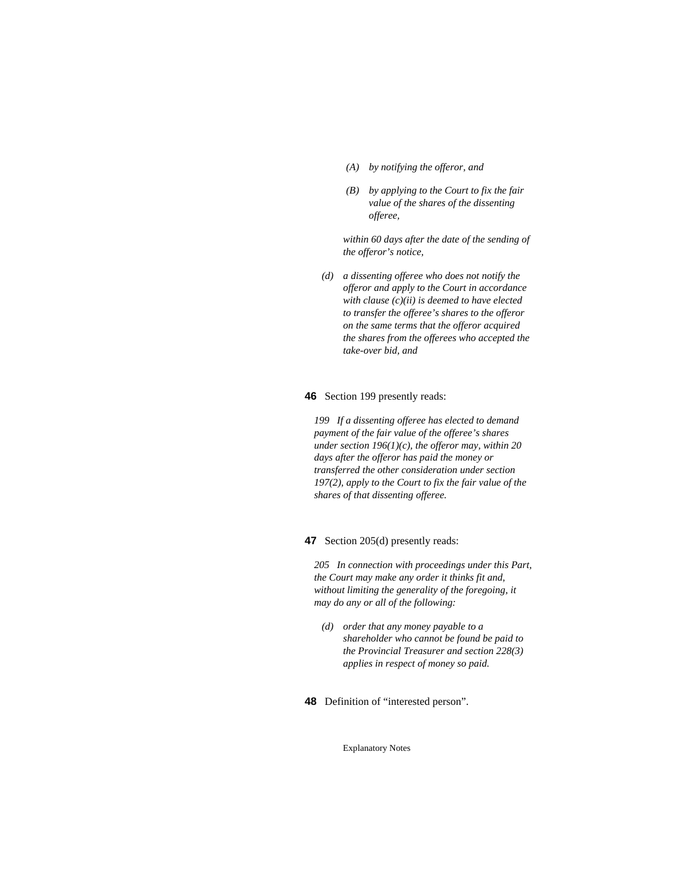*(A) by notifying the offeror, and*

*(B) by applying to the Court to fix the fair value of the shares of the dissenting offeree,*

*within 60 days after the date of the sending of the offeror's notice,*

*(d) a dissenting offeree who does not notify the offeror and apply to the Court in accordance with clause (c)(ii) is deemed to have elected to transfer the offeree's shares to the offeror on the same terms that the offeror acquired the shares from the offerees who accepted the take-over bid, and*

**46** Section 199 presently reads:

*199 If a dissenting offeree has elected to demand payment of the fair value of the offeree's shares under section 196(1)(c), the offeror may, within 20 days after the offeror has paid the money or transferred the other consideration under section 197(2), apply to the Court to fix the fair value of the shares of that dissenting offeree.*

**47** Section 205(d) presently reads:

*205 In connection with proceedings under this Part, the Court may make any order it thinks fit and, without limiting the generality of the foregoing, it may do any or all of the following:*

*(d) order that any money payable to a shareholder who cannot be found be paid to the Provincial Treasurer and section 228(3) applies in respect of money so paid.*

**48** Definition of "interested person".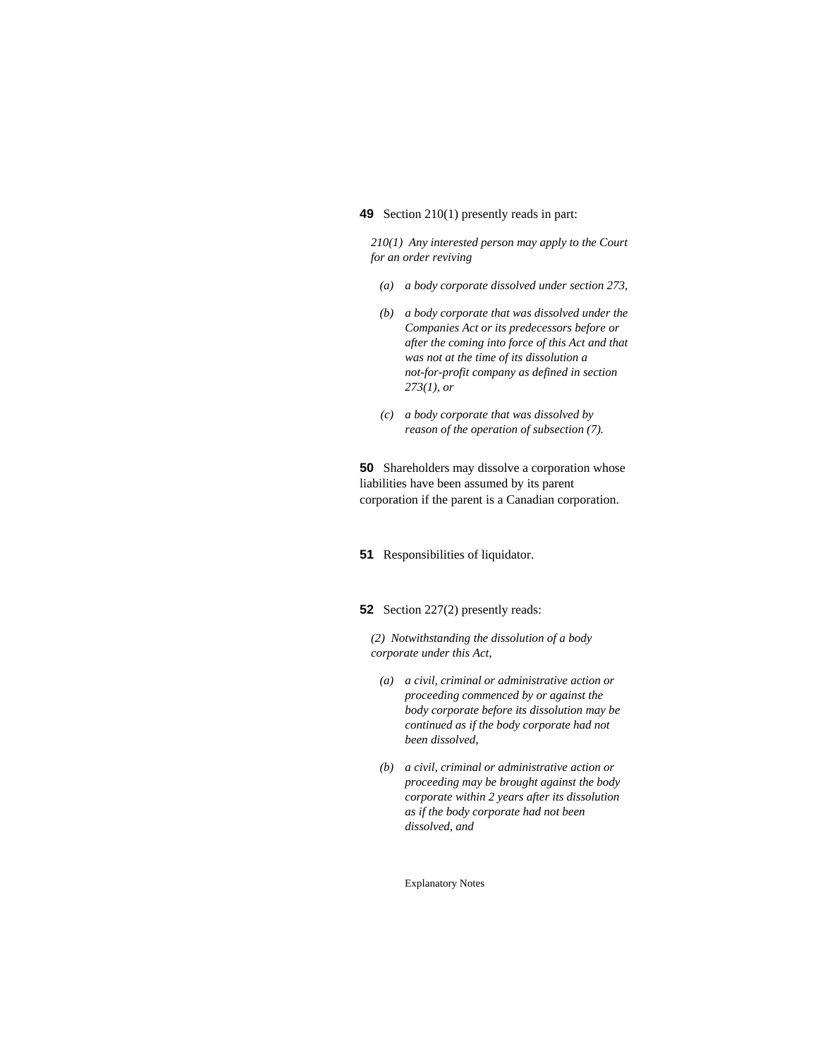**49** Section 210(1) presently reads in part:

*210(1) Any interested person may apply to the Court for an order reviving*

- *(a) a body corporate dissolved under section 273,*
- *(b) a body corporate that was dissolved under the Companies Act or its predecessors before or after the coming into force of this Act and that was not at the time of its dissolution a not-for-profit company as defined in section 273(1), or*
- *(c) a body corporate that was dissolved by reason of the operation of subsection (7).*

**50** Shareholders may dissolve a corporation whose liabilities have been assumed by its parent corporation if the parent is a Canadian corporation.

**51** Responsibilities of liquidator.

**52** Section 227(2) presently reads:

*(2) Notwithstanding the dissolution of a body corporate under this Act,*

- *(a) a civil, criminal or administrative action or proceeding commenced by or against the body corporate before its dissolution may be continued as if the body corporate had not been dissolved,*
- *(b) a civil, criminal or administrative action or proceeding may be brought against the body corporate within 2 years after its dissolution as if the body corporate had not been dissolved, and*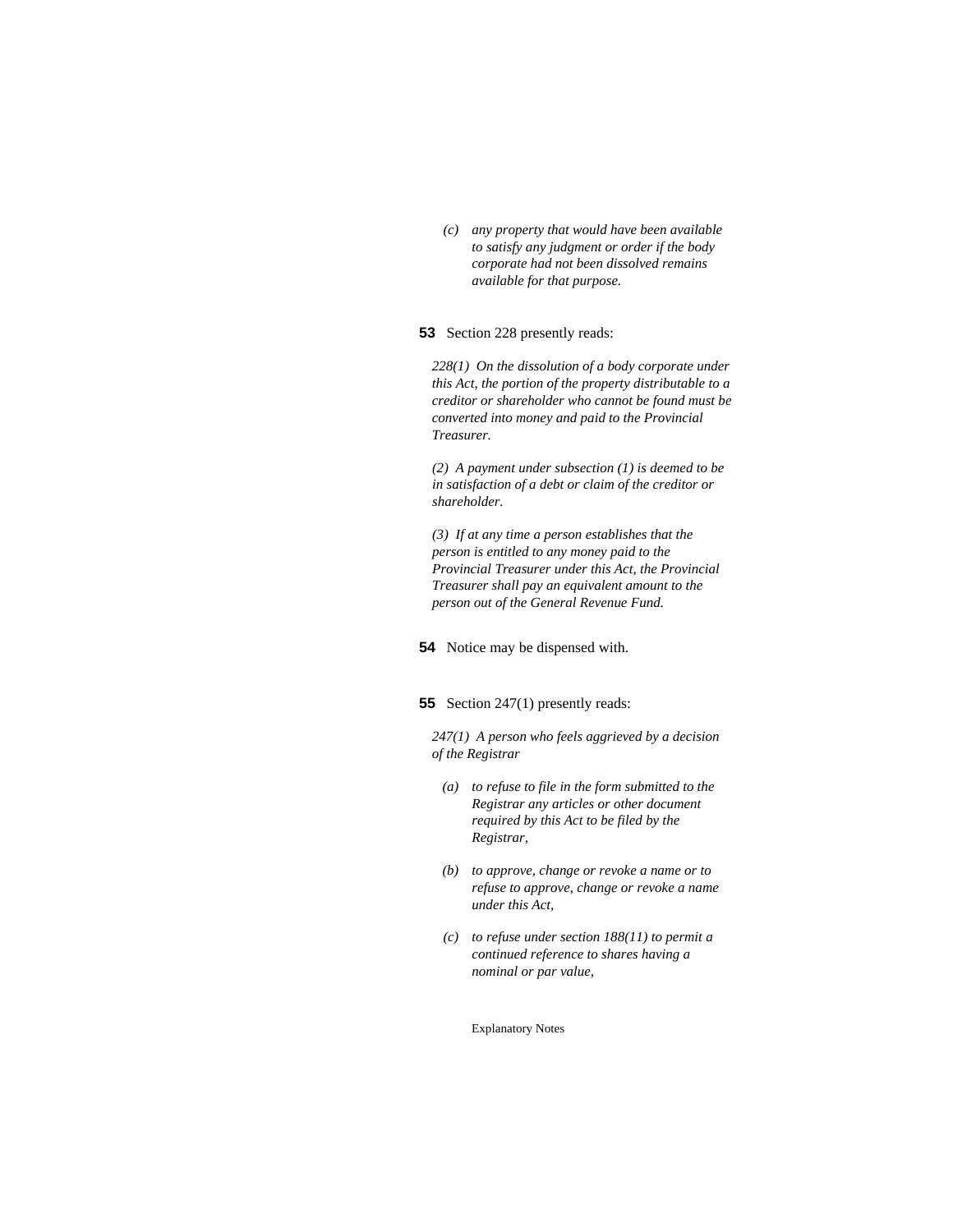*(c) any property that would have been available to satisfy any judgment or order if the body corporate had not been dissolved remains available for that purpose.*

**53** Section 228 presently reads:

*228(1) On the dissolution of a body corporate under this Act, the portion of the property distributable to a creditor or shareholder who cannot be found must be converted into money and paid to the Provincial Treasurer.*

*(2) A payment under subsection (1) is deemed to be in satisfaction of a debt or claim of the creditor or shareholder.*

*(3) If at any time a person establishes that the person is entitled to any money paid to the Provincial Treasurer under this Act, the Provincial Treasurer shall pay an equivalent amount to the person out of the General Revenue Fund.*

**54** Notice may be dispensed with.

**55** Section 247(1) presently reads:

*247(1) A person who feels aggrieved by a decision of the Registrar*

*(a) to refuse to file in the form submitted to the Registrar any articles or other document required by this Act to be filed by the Registrar,*

*(b) to approve, change or revoke a name or to refuse to approve, change or revoke a name under this Act,*

*(c) to refuse under section 188(11) to permit a continued reference to shares having a nominal or par value,*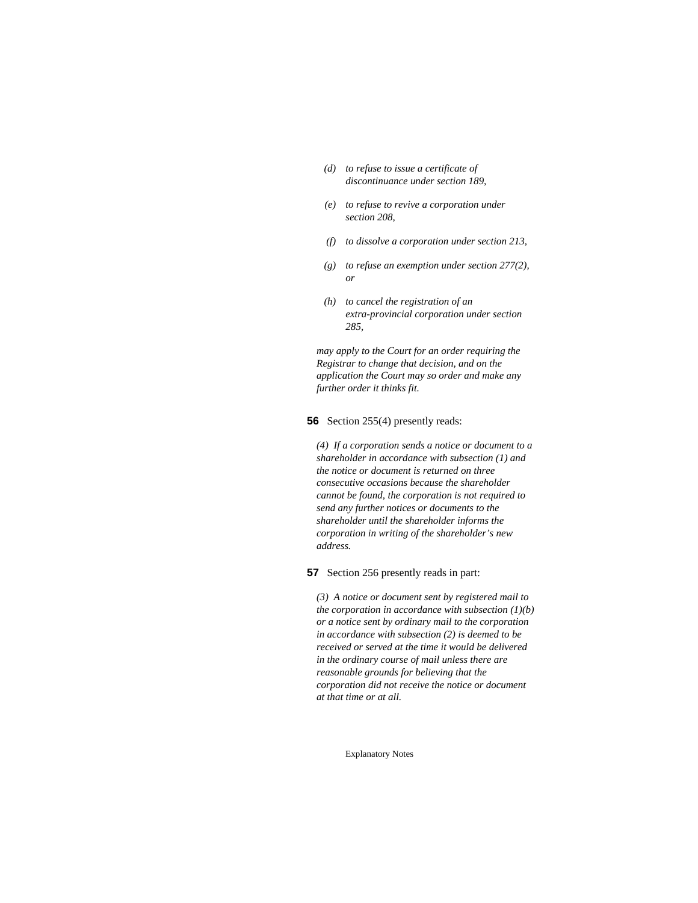*(d) to refuse to issue a certificate of discontinuance under section 189,*

*(e) to refuse to revive a corporation under section 208,*

*(f) to dissolve a corporation under section 213,*

*(g) to refuse an exemption under section 277(2), or*

*(h) to cancel the registration of an extra-provincial corporation under section 285,*

*may apply to the Court for an order requiring the Registrar to change that decision, and on the application the Court may so order and make any further order it thinks fit.*

**56** Section 255(4) presently reads:

*(4) If a corporation sends a notice or document to a shareholder in accordance with subsection (1) and the notice or document is returned on three consecutive occasions because the shareholder cannot be found, the corporation is not required to send any further notices or documents to the shareholder until the shareholder informs the corporation in writing of the shareholder's new address.*

**57** Section 256 presently reads in part:

*(3) A notice or document sent by registered mail to the corporation in accordance with subsection (1)(b) or a notice sent by ordinary mail to the corporation in accordance with subsection (2) is deemed to be received or served at the time it would be delivered in the ordinary course of mail unless there are reasonable grounds for believing that the corporation did not receive the notice or document at that time or at all.*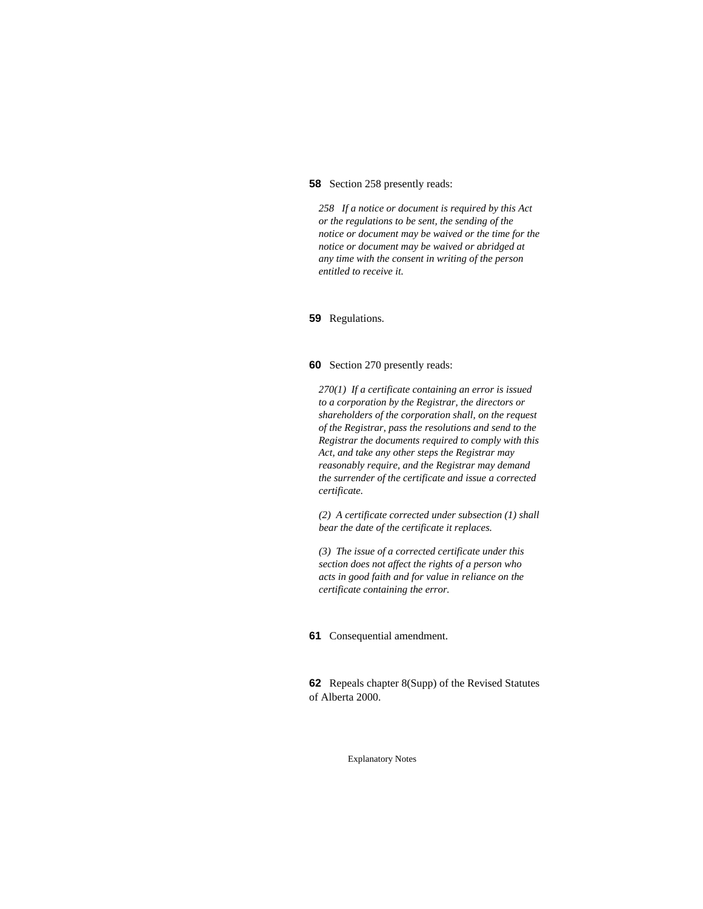**58** Section 258 presently reads:

*258 If a notice or document is required by this Act or the regulations to be sent, the sending of the notice or document may be waived or the time for the notice or document may be waived or abridged at any time with the consent in writing of the person entitled to receive it.*

**59** Regulations.

**60** Section 270 presently reads:

*270(1) If a certificate containing an error is issued to a corporation by the Registrar, the directors or shareholders of the corporation shall, on the request of the Registrar, pass the resolutions and send to the Registrar the documents required to comply with this Act, and take any other steps the Registrar may reasonably require, and the Registrar may demand the surrender of the certificate and issue a corrected certificate.*

*(2) A certificate corrected under subsection (1) shall bear the date of the certificate it replaces.*

*(3) The issue of a corrected certificate under this section does not affect the rights of a person who acts in good faith and for value in reliance on the certificate containing the error.*

**61** Consequential amendment.

**62** Repeals chapter 8(Supp) of the Revised Statutes of Alberta 2000.

Explanatory Notes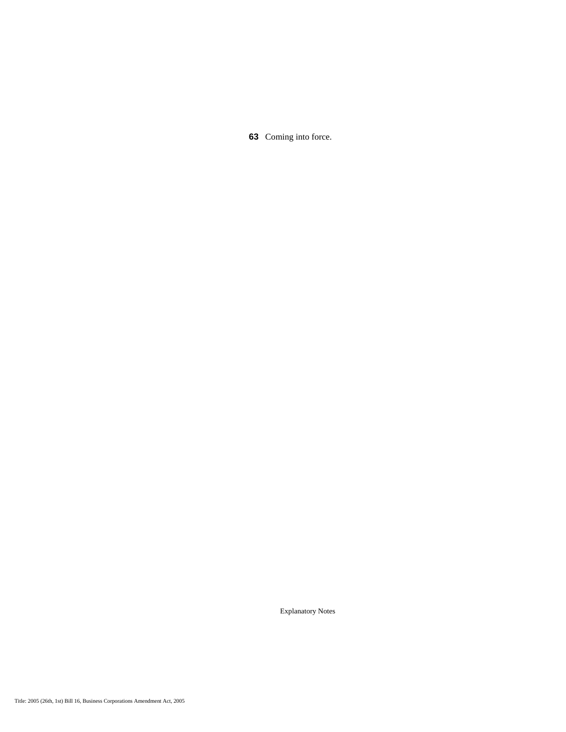**63** Coming into force.

Explanatory Notes